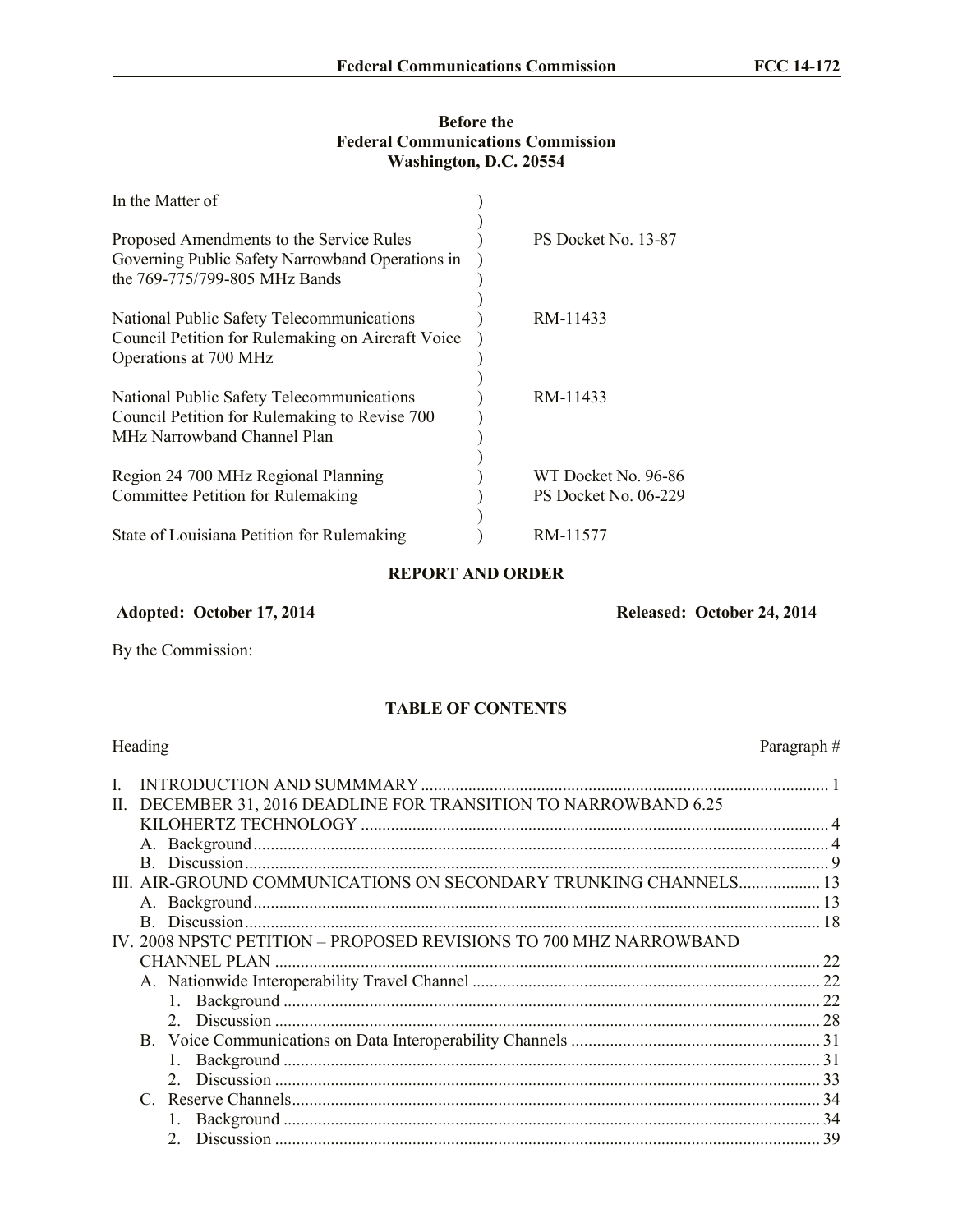**Before the**
**Federal Communications Commission**
**Washington, D.C. 20554**

| | | |
|---|---|---|
| In the Matter of | ) | |
| | ) | |
| Proposed Amendments to the Service Rules Governing Public Safety Narrowband Operations in the 769-775/799-805 MHz Bands | ) | PS Docket No. 13-87 |
| | ) | |
| National Public Safety Telecommunications Council Petition for Rulemaking on Aircraft Voice Operations at 700 MHz | ) | RM-11433 |
| | ) | |
| National Public Safety Telecommunications Council Petition for Rulemaking to Revise 700 MHz Narrowband Channel Plan | ) | RM-11433 |
| | ) | |
| Region 24 700 MHz Regional Planning Committee Petition for Rulemaking | ) | WT Docket No. 96-86<br>PS Docket No. 06-229 |
| | ) | |
| State of Louisiana Petition for Rulemaking | ) | RM-11577 |

## REPORT AND ORDER

**Adopted: October 17, 2014** **Released: October 24, 2014**

By the Commission:

### TABLE OF CONTENTS

| Heading | Paragraph # |
|---|---|
| I. INTRODUCTION AND SUMMMARY | 1 |
| II. DECEMBER 31, 2016 DEADLINE FOR TRANSITION TO NARROWBAND 6.25 KILOHERTZ TECHNOLOGY | 4 |
| A. Background | 4 |
| B. Discussion | 9 |
| III. AIR-GROUND COMMUNICATIONS ON SECONDARY TRUNKING CHANNELS | 13 |
| A. Background | 13 |
| B. Discussion | 18 |
| IV. 2008 NPSTC PETITION – PROPOSED REVISIONS TO 700 MHZ NARROWBAND CHANNEL PLAN | 22 |
| A. Nationwide Interoperability Travel Channel | 22 |
| 1. Background | 22 |
| 2. Discussion | 28 |
| B. Voice Communications on Data Interoperability Channels | 31 |
| 1. Background | 31 |
| 2. Discussion | 33 |
| C. Reserve Channels | 34 |
| 1. Background | 34 |
| 2. Discussion | 39 |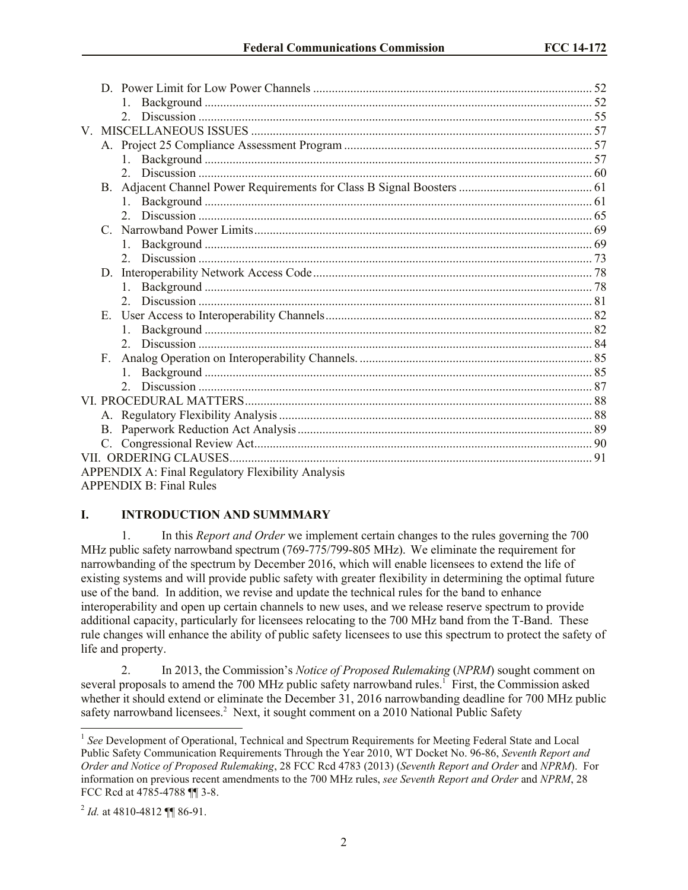D. Power Limit for Low Power Channels ... 52
   1. Background ... 52
   2. Discussion ... 55
V. MISCELLANEOUS ISSUES ... 57
   A. Project 25 Compliance Assessment Program ... 57
      1. Background ... 57
      2. Discussion ... 60
   B. Adjacent Channel Power Requirements for Class B Signal Boosters ... 61
      1. Background ... 61
      2. Discussion ... 65
   C. Narrowband Power Limits ... 69
      1. Background ... 69
      2. Discussion ... 73
   D. Interoperability Network Access Code ... 78
      1. Background ... 78
      2. Discussion ... 81
   E. User Access to Interoperability Channels ... 82
      1. Background ... 82
      2. Discussion ... 84
   F. Analog Operation on Interoperability Channels. ... 85
      1. Background ... 85
      2. Discussion ... 87
VI. PROCEDURAL MATTERS ... 88
   A. Regulatory Flexibility Analysis ... 88
   B. Paperwork Reduction Act Analysis ... 89
   C. Congressional Review Act ... 90
VII. ORDERING CLAUSES ... 91
APPENDIX A: Final Regulatory Flexibility Analysis
APPENDIX B: Final Rules

# I. INTRODUCTION AND SUMMMARY

1. In this *Report and Order* we implement certain changes to the rules governing the 700 MHz public safety narrowband spectrum (769-775/799-805 MHz). We eliminate the requirement for narrowbanding of the spectrum by December 2016, which will enable licensees to extend the life of existing systems and will provide public safety with greater flexibility in determining the optimal future use of the band. In addition, we revise and update the technical rules for the band to enhance interoperability and open up certain channels to new uses, and we release reserve spectrum to provide additional capacity, particularly for licensees relocating to the 700 MHz band from the T-Band. These rule changes will enhance the ability of public safety licensees to use this spectrum to protect the safety of life and property.

2. In 2013, the Commission's *Notice of Proposed Rulemaking* (*NPRM*) sought comment on several proposals to amend the 700 MHz public safety narrowband rules.[1] First, the Commission asked whether it should extend or eliminate the December 31, 2016 narrowbanding deadline for 700 MHz public safety narrowband licensees.[2] Next, it sought comment on a 2010 National Public Safety

---

[1] *See* Development of Operational, Technical and Spectrum Requirements for Meeting Federal State and Local Public Safety Communication Requirements Through the Year 2010, WT Docket No. 96-86, *Seventh Report and Order and Notice of Proposed Rulemaking*, 28 FCC Rcd 4783 (2013) (*Seventh Report and Order* and *NPRM*). For information on previous recent amendments to the 700 MHz rules, *see Seventh Report and Order* and *NPRM*, 28 FCC Rcd at 4785-4788 ¶¶ 3-8.

[2] *Id.* at 4810-4812 ¶¶ 86-91.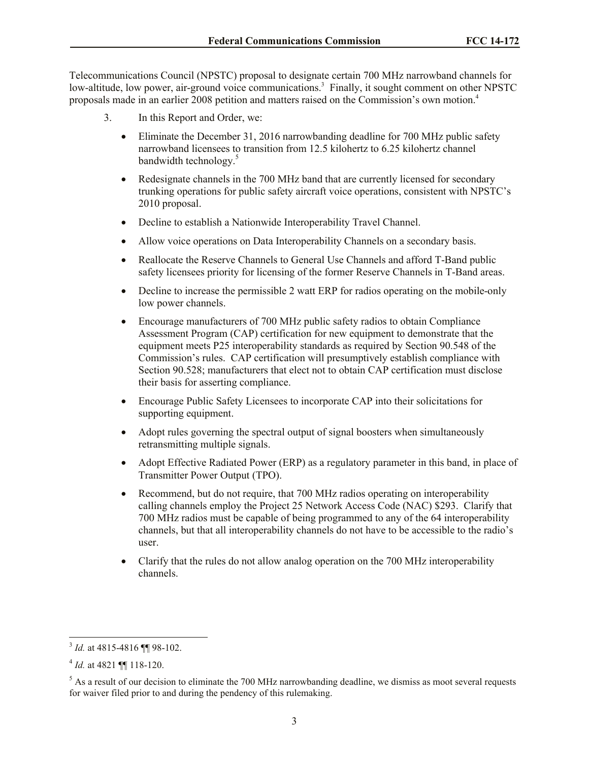Telecommunications Council (NPSTC) proposal to designate certain 700 MHz narrowband channels for low-altitude, low power, air-ground voice communications.[3] Finally, it sought comment on other NPSTC proposals made in an earlier 2008 petition and matters raised on the Commission's own motion.[4]

3. In this Report and Order, we:

- Eliminate the December 31, 2016 narrowbanding deadline for 700 MHz public safety narrowband licensees to transition from 12.5 kilohertz to 6.25 kilohertz channel bandwidth technology.[5]
- Redesignate channels in the 700 MHz band that are currently licensed for secondary trunking operations for public safety aircraft voice operations, consistent with NPSTC's 2010 proposal.
- Decline to establish a Nationwide Interoperability Travel Channel.
- Allow voice operations on Data Interoperability Channels on a secondary basis.
- Reallocate the Reserve Channels to General Use Channels and afford T-Band public safety licensees priority for licensing of the former Reserve Channels in T-Band areas.
- Decline to increase the permissible 2 watt ERP for radios operating on the mobile-only low power channels.
- Encourage manufacturers of 700 MHz public safety radios to obtain Compliance Assessment Program (CAP) certification for new equipment to demonstrate that the equipment meets P25 interoperability standards as required by Section 90.548 of the Commission's rules. CAP certification will presumptively establish compliance with Section 90.528; manufacturers that elect not to obtain CAP certification must disclose their basis for asserting compliance.
- Encourage Public Safety Licensees to incorporate CAP into their solicitations for supporting equipment.
- Adopt rules governing the spectral output of signal boosters when simultaneously retransmitting multiple signals.
- Adopt Effective Radiated Power (ERP) as a regulatory parameter in this band, in place of Transmitter Power Output (TPO).
- Recommend, but do not require, that 700 MHz radios operating on interoperability calling channels employ the Project 25 Network Access Code (NAC) $293. Clarify that 700 MHz radios must be capable of being programmed to any of the 64 interoperability channels, but that all interoperability channels do not have to be accessible to the radio's user.
- Clarify that the rules do not allow analog operation on the 700 MHz interoperability channels.

---

[3] *Id.* at 4815-4816 ¶¶ 98-102.

[4] *Id.* at 4821 ¶¶ 118-120.

[5] As a result of our decision to eliminate the 700 MHz narrowbanding deadline, we dismiss as moot several requests for waiver filed prior to and during the pendency of this rulemaking.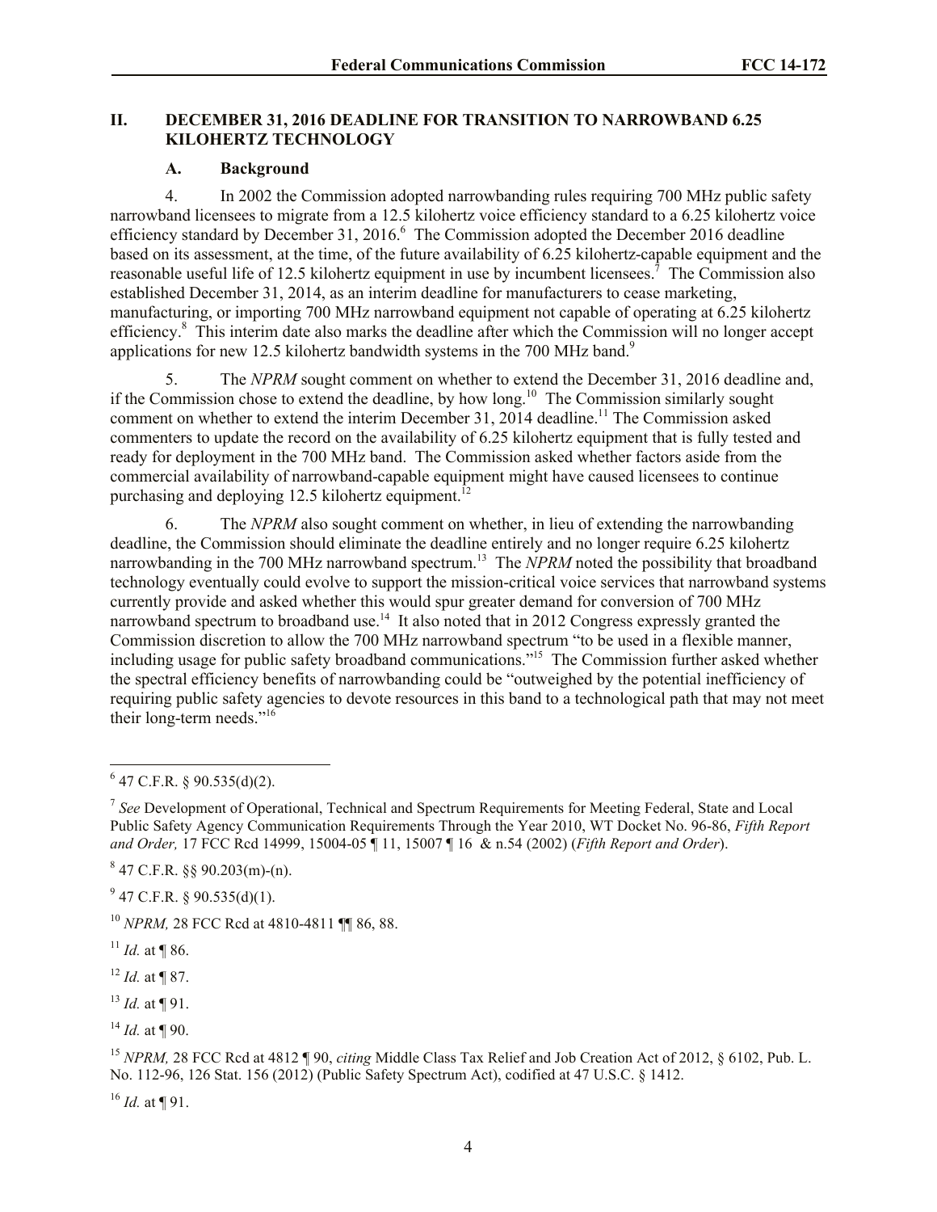## II. DECEMBER 31, 2016 DEADLINE FOR TRANSITION TO NARROWBAND 6.25 KILOHERTZ TECHNOLOGY

### A. Background

4. In 2002 the Commission adopted narrowbanding rules requiring 700 MHz public safety narrowband licensees to migrate from a 12.5 kilohertz voice efficiency standard to a 6.25 kilohertz voice efficiency standard by December 31, 2016.[6] The Commission adopted the December 2016 deadline based on its assessment, at the time, of the future availability of 6.25 kilohertz-capable equipment and the reasonable useful life of 12.5 kilohertz equipment in use by incumbent licensees.[7] The Commission also established December 31, 2014, as an interim deadline for manufacturers to cease marketing, manufacturing, or importing 700 MHz narrowband equipment not capable of operating at 6.25 kilohertz efficiency.[8] This interim date also marks the deadline after which the Commission will no longer accept applications for new 12.5 kilohertz bandwidth systems in the 700 MHz band.[9]

5. The *NPRM* sought comment on whether to extend the December 31, 2016 deadline and, if the Commission chose to extend the deadline, by how long.[10] The Commission similarly sought comment on whether to extend the interim December 31, 2014 deadline.[11] The Commission asked commenters to update the record on the availability of 6.25 kilohertz equipment that is fully tested and ready for deployment in the 700 MHz band. The Commission asked whether factors aside from the commercial availability of narrowband-capable equipment might have caused licensees to continue purchasing and deploying 12.5 kilohertz equipment.[12]

6. The *NPRM* also sought comment on whether, in lieu of extending the narrowbanding deadline, the Commission should eliminate the deadline entirely and no longer require 6.25 kilohertz narrowbanding in the 700 MHz narrowband spectrum.[13] The *NPRM* noted the possibility that broadband technology eventually could evolve to support the mission-critical voice services that narrowband systems currently provide and asked whether this would spur greater demand for conversion of 700 MHz narrowband spectrum to broadband use.[14] It also noted that in 2012 Congress expressly granted the Commission discretion to allow the 700 MHz narrowband spectrum "to be used in a flexible manner, including usage for public safety broadband communications."[15] The Commission further asked whether the spectral efficiency benefits of narrowbanding could be "outweighed by the potential inefficiency of requiring public safety agencies to devote resources in this band to a technological path that may not meet their long-term needs."[16]

---

[6] 47 C.F.R. § 90.535(d)(2).

[7] *See* Development of Operational, Technical and Spectrum Requirements for Meeting Federal, State and Local Public Safety Agency Communication Requirements Through the Year 2010, WT Docket No. 96-86, *Fifth Report and Order,* 17 FCC Rcd 14999, 15004-05 ¶ 11, 15007 ¶ 16 & n.54 (2002) (*Fifth Report and Order*).

[8] 47 C.F.R. §§ 90.203(m)-(n).

[9] 47 C.F.R. § 90.535(d)(1).

[10] *NPRM,* 28 FCC Rcd at 4810-4811 ¶¶ 86, 88.

[11] *Id.* at ¶ 86.

[12] *Id.* at ¶ 87.

[13] *Id.* at ¶ 91.

[14] *Id.* at ¶ 90.

[15] *NPRM,* 28 FCC Rcd at 4812 ¶ 90, *citing* Middle Class Tax Relief and Job Creation Act of 2012, § 6102, Pub. L. No. 112-96, 126 Stat. 156 (2012) (Public Safety Spectrum Act), codified at 47 U.S.C. § 1412.

[16] *Id.* at ¶ 91.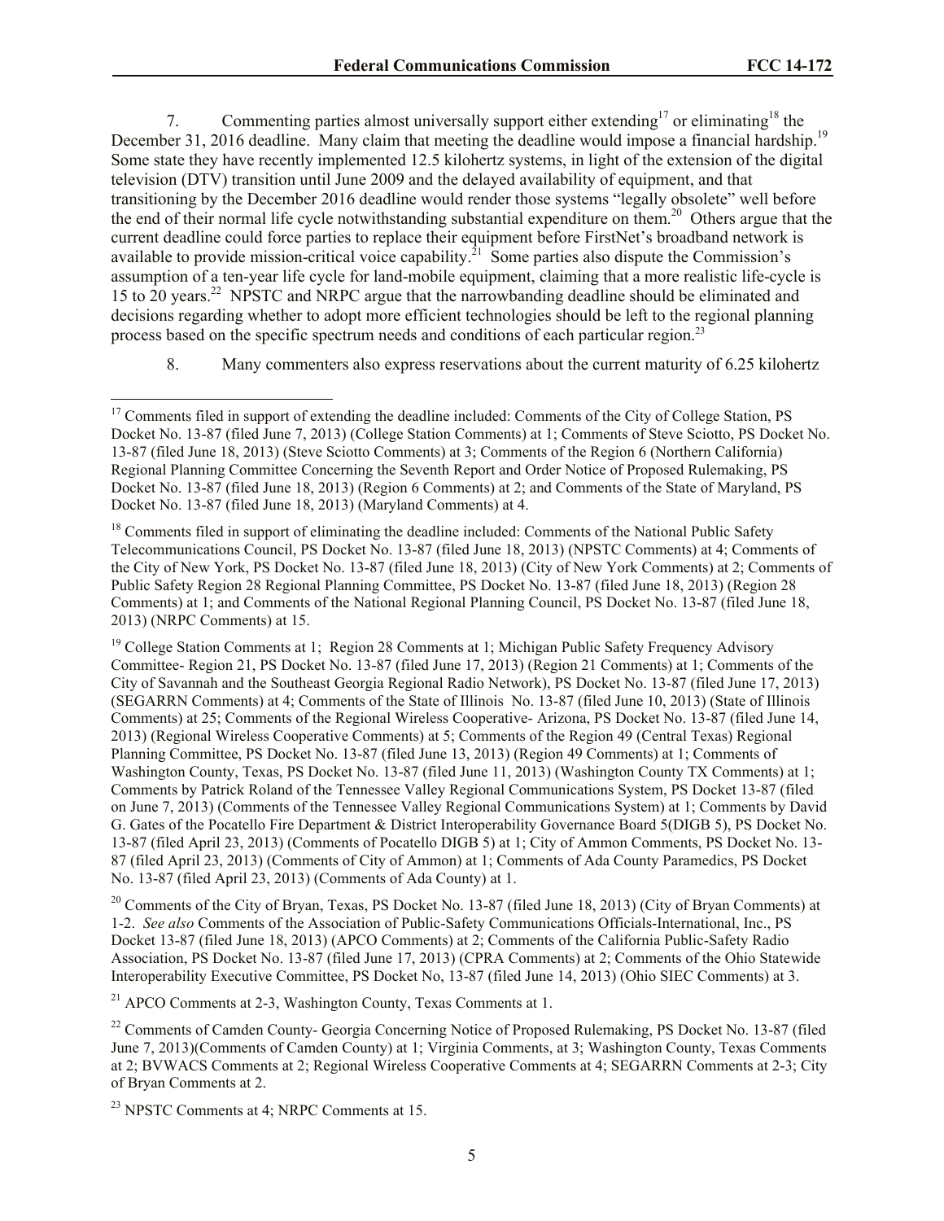7. Commenting parties almost universally support either extending[17] or eliminating[18] the December 31, 2016 deadline. Many claim that meeting the deadline would impose a financial hardship.[19] Some state they have recently implemented 12.5 kilohertz systems, in light of the extension of the digital television (DTV) transition until June 2009 and the delayed availability of equipment, and that transitioning by the December 2016 deadline would render those systems "legally obsolete" well before the end of their normal life cycle notwithstanding substantial expenditure on them.[20] Others argue that the current deadline could force parties to replace their equipment before FirstNet's broadband network is available to provide mission-critical voice capability.[21] Some parties also dispute the Commission's assumption of a ten-year life cycle for land-mobile equipment, claiming that a more realistic life-cycle is 15 to 20 years.[22] NPSTC and NRPC argue that the narrowbanding deadline should be eliminated and decisions regarding whether to adopt more efficient technologies should be left to the regional planning process based on the specific spectrum needs and conditions of each particular region.[23]

8. Many commenters also express reservations about the current maturity of 6.25 kilohertz

---

[17] Comments filed in support of extending the deadline included: Comments of the City of College Station, PS Docket No. 13-87 (filed June 7, 2013) (College Station Comments) at 1; Comments of Steve Sciotto, PS Docket No. 13-87 (filed June 18, 2013) (Steve Sciotto Comments) at 3; Comments of the Region 6 (Northern California) Regional Planning Committee Concerning the Seventh Report and Order Notice of Proposed Rulemaking, PS Docket No. 13-87 (filed June 18, 2013) (Region 6 Comments) at 2; and Comments of the State of Maryland, PS Docket No. 13-87 (filed June 18, 2013) (Maryland Comments) at 4.

[18] Comments filed in support of eliminating the deadline included: Comments of the National Public Safety Telecommunications Council, PS Docket No. 13-87 (filed June 18, 2013) (NPSTC Comments) at 4; Comments of the City of New York, PS Docket No. 13-87 (filed June 18, 2013) (City of New York Comments) at 2; Comments of Public Safety Region 28 Regional Planning Committee, PS Docket No. 13-87 (filed June 18, 2013) (Region 28 Comments) at 1; and Comments of the National Regional Planning Council, PS Docket No. 13-87 (filed June 18, 2013) (NRPC Comments) at 15.

[19] College Station Comments at 1; Region 28 Comments at 1; Michigan Public Safety Frequency Advisory Committee- Region 21, PS Docket No. 13-87 (filed June 17, 2013) (Region 21 Comments) at 1; Comments of the City of Savannah and the Southeast Georgia Regional Radio Network), PS Docket No. 13-87 (filed June 17, 2013) (SEGARRN Comments) at 4; Comments of the State of Illinois No. 13-87 (filed June 10, 2013) (State of Illinois Comments) at 25; Comments of the Regional Wireless Cooperative- Arizona, PS Docket No. 13-87 (filed June 14, 2013) (Regional Wireless Cooperative Comments) at 5; Comments of the Region 49 (Central Texas) Regional Planning Committee, PS Docket No. 13-87 (filed June 13, 2013) (Region 49 Comments) at 1; Comments of Washington County, Texas, PS Docket No. 13-87 (filed June 11, 2013) (Washington County TX Comments) at 1; Comments by Patrick Roland of the Tennessee Valley Regional Communications System, PS Docket 13-87 (filed on June 7, 2013) (Comments of the Tennessee Valley Regional Communications System) at 1; Comments by David G. Gates of the Pocatello Fire Department & District Interoperability Governance Board 5(DIGB 5), PS Docket No. 13-87 (filed April 23, 2013) (Comments of Pocatello DIGB 5) at 1; City of Ammon Comments, PS Docket No. 13-87 (filed April 23, 2013) (Comments of City of Ammon) at 1; Comments of Ada County Paramedics, PS Docket No. 13-87 (filed April 23, 2013) (Comments of Ada County) at 1.

[20] Comments of the City of Bryan, Texas, PS Docket No. 13-87 (filed June 18, 2013) (City of Bryan Comments) at 1-2. *See also* Comments of the Association of Public-Safety Communications Officials-International, Inc., PS Docket 13-87 (filed June 18, 2013) (APCO Comments) at 2; Comments of the California Public-Safety Radio Association, PS Docket No. 13-87 (filed June 17, 2013) (CPRA Comments) at 2; Comments of the Ohio Statewide Interoperability Executive Committee, PS Docket No, 13-87 (filed June 14, 2013) (Ohio SIEC Comments) at 3.

[21] APCO Comments at 2-3, Washington County, Texas Comments at 1.

[22] Comments of Camden County- Georgia Concerning Notice of Proposed Rulemaking, PS Docket No. 13-87 (filed June 7, 2013)(Comments of Camden County) at 1; Virginia Comments, at 3; Washington County, Texas Comments at 2; BVWACS Comments at 2; Regional Wireless Cooperative Comments at 4; SEGARRN Comments at 2-3; City of Bryan Comments at 2.

[23] NPSTC Comments at 4; NRPC Comments at 15.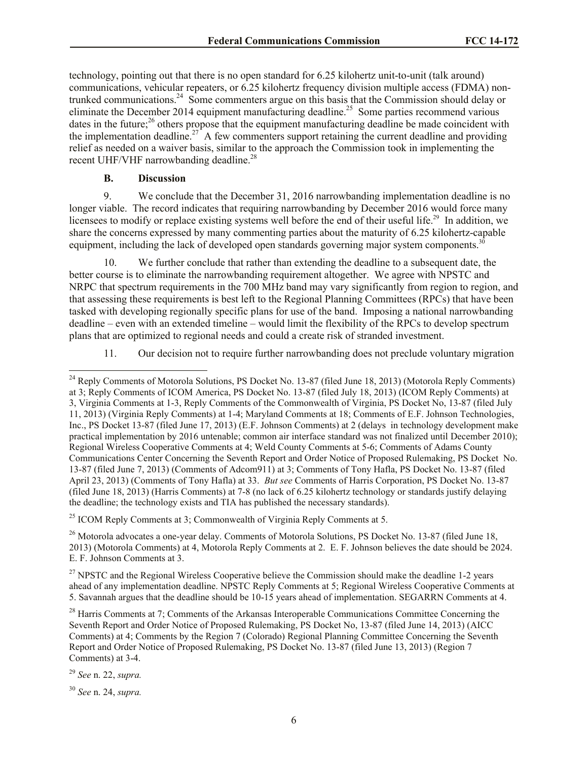technology, pointing out that there is no open standard for 6.25 kilohertz unit-to-unit (talk around) communications, vehicular repeaters, or 6.25 kilohertz frequency division multiple access (FDMA) non-trunked communications.[24] Some commenters argue on this basis that the Commission should delay or eliminate the December 2014 equipment manufacturing deadline.[25] Some parties recommend various dates in the future;[26] others propose that the equipment manufacturing deadline be made coincident with the implementation deadline.[27] A few commenters support retaining the current deadline and providing relief as needed on a waiver basis, similar to the approach the Commission took in implementing the recent UHF/VHF narrowbanding deadline.[28]

### B. Discussion

9. We conclude that the December 31, 2016 narrowbanding implementation deadline is no longer viable. The record indicates that requiring narrowbanding by December 2016 would force many licensees to modify or replace existing systems well before the end of their useful life.[29] In addition, we share the concerns expressed by many commenting parties about the maturity of 6.25 kilohertz-capable equipment, including the lack of developed open standards governing major system components.[30]

10. We further conclude that rather than extending the deadline to a subsequent date, the better course is to eliminate the narrowbanding requirement altogether. We agree with NPSTC and NRPC that spectrum requirements in the 700 MHz band may vary significantly from region to region, and that assessing these requirements is best left to the Regional Planning Committees (RPCs) that have been tasked with developing regionally specific plans for use of the band. Imposing a national narrowbanding deadline – even with an extended timeline – would limit the flexibility of the RPCs to develop spectrum plans that are optimized to regional needs and could a create risk of stranded investment.

11. Our decision not to require further narrowbanding does not preclude voluntary migration

---

[24] Reply Comments of Motorola Solutions, PS Docket No. 13-87 (filed June 18, 2013) (Motorola Reply Comments) at 3; Reply Comments of ICOM America, PS Docket No. 13-87 (filed July 18, 2013) (ICOM Reply Comments) at 3, Virginia Comments at 1-3, Reply Comments of the Commonwealth of Virginia, PS Docket No, 13-87 (filed July 11, 2013) (Virginia Reply Comments) at 1-4; Maryland Comments at 18; Comments of E.F. Johnson Technologies, Inc., PS Docket 13-87 (filed June 17, 2013) (E.F. Johnson Comments) at 2 (delays in technology development make practical implementation by 2016 untenable; common air interface standard was not finalized until December 2010); Regional Wireless Cooperative Comments at 4; Weld County Comments at 5-6; Comments of Adams County Communications Center Concerning the Seventh Report and Order Notice of Proposed Rulemaking, PS Docket No. 13-87 (filed June 7, 2013) (Comments of Adcom911) at 3; Comments of Tony Hafla, PS Docket No. 13-87 (filed April 23, 2013) (Comments of Tony Hafla) at 33. *But see* Comments of Harris Corporation, PS Docket No. 13-87 (filed June 18, 2013) (Harris Comments) at 7-8 (no lack of 6.25 kilohertz technology or standards justify delaying the deadline; the technology exists and TIA has published the necessary standards).

[25] ICOM Reply Comments at 3; Commonwealth of Virginia Reply Comments at 5.

[26] Motorola advocates a one-year delay. Comments of Motorola Solutions, PS Docket No. 13-87 (filed June 18, 2013) (Motorola Comments) at 4, Motorola Reply Comments at 2. E. F. Johnson believes the date should be 2024. E. F. Johnson Comments at 3.

[27] NPSTC and the Regional Wireless Cooperative believe the Commission should make the deadline 1-2 years ahead of any implementation deadline. NPSTC Reply Comments at 5; Regional Wireless Cooperative Comments at 5. Savannah argues that the deadline should be 10-15 years ahead of implementation. SEGARRN Comments at 4.

[28] Harris Comments at 7; Comments of the Arkansas Interoperable Communications Committee Concerning the Seventh Report and Order Notice of Proposed Rulemaking, PS Docket No, 13-87 (filed June 14, 2013) (AICC Comments) at 4; Comments by the Region 7 (Colorado) Regional Planning Committee Concerning the Seventh Report and Order Notice of Proposed Rulemaking, PS Docket No. 13-87 (filed June 13, 2013) (Region 7 Comments) at 3-4.

[29] *See* n. 22, *supra.*

[30] *See* n. 24, *supra.*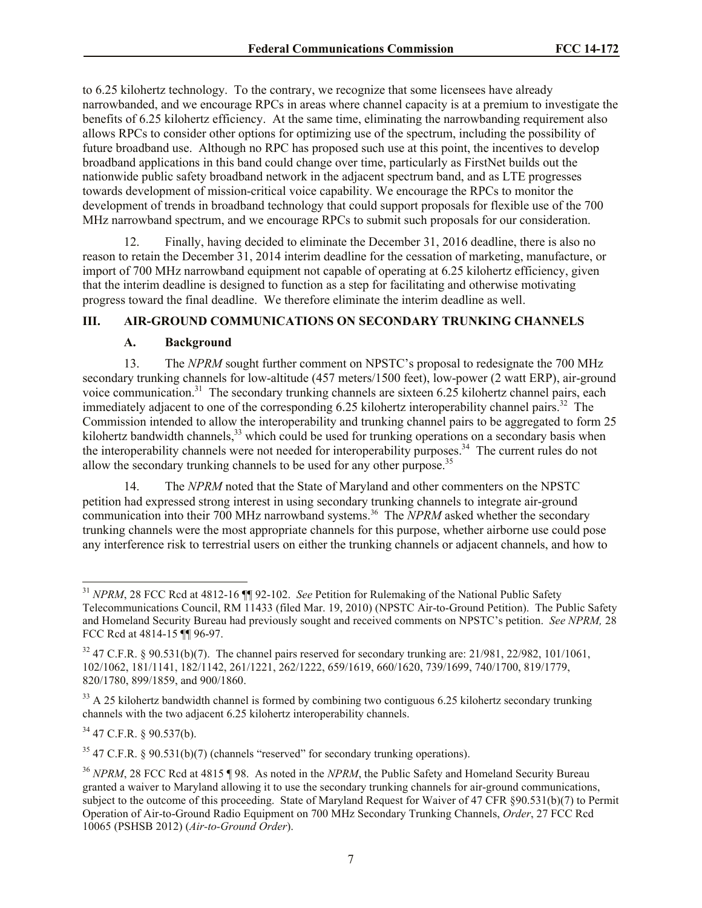to 6.25 kilohertz technology. To the contrary, we recognize that some licensees have already narrowbanded, and we encourage RPCs in areas where channel capacity is at a premium to investigate the benefits of 6.25 kilohertz efficiency. At the same time, eliminating the narrowbanding requirement also allows RPCs to consider other options for optimizing use of the spectrum, including the possibility of future broadband use. Although no RPC has proposed such use at this point, the incentives to develop broadband applications in this band could change over time, particularly as FirstNet builds out the nationwide public safety broadband network in the adjacent spectrum band, and as LTE progresses towards development of mission-critical voice capability. We encourage the RPCs to monitor the development of trends in broadband technology that could support proposals for flexible use of the 700 MHz narrowband spectrum, and we encourage RPCs to submit such proposals for our consideration.

12. Finally, having decided to eliminate the December 31, 2016 deadline, there is also no reason to retain the December 31, 2014 interim deadline for the cessation of marketing, manufacture, or import of 700 MHz narrowband equipment not capable of operating at 6.25 kilohertz efficiency, given that the interim deadline is designed to function as a step for facilitating and otherwise motivating progress toward the final deadline. We therefore eliminate the interim deadline as well.

## III. AIR-GROUND COMMUNICATIONS ON SECONDARY TRUNKING CHANNELS

### A. Background

13. The *NPRM* sought further comment on NPSTC's proposal to redesignate the 700 MHz secondary trunking channels for low-altitude (457 meters/1500 feet), low-power (2 watt ERP), air-ground voice communication.[31] The secondary trunking channels are sixteen 6.25 kilohertz channel pairs, each immediately adjacent to one of the corresponding 6.25 kilohertz interoperability channel pairs.[32] The Commission intended to allow the interoperability and trunking channel pairs to be aggregated to form 25 kilohertz bandwidth channels,[33] which could be used for trunking operations on a secondary basis when the interoperability channels were not needed for interoperability purposes.[34] The current rules do not allow the secondary trunking channels to be used for any other purpose.[35]

14. The *NPRM* noted that the State of Maryland and other commenters on the NPSTC petition had expressed strong interest in using secondary trunking channels to integrate air-ground communication into their 700 MHz narrowband systems.[36] The *NPRM* asked whether the secondary trunking channels were the most appropriate channels for this purpose, whether airborne use could pose any interference risk to terrestrial users on either the trunking channels or adjacent channels, and how to

---

[31] *NPRM*, 28 FCC Rcd at 4812-16 ¶¶ 92-102. *See* Petition for Rulemaking of the National Public Safety Telecommunications Council, RM 11433 (filed Mar. 19, 2010) (NPSTC Air-to-Ground Petition). The Public Safety and Homeland Security Bureau had previously sought and received comments on NPSTC's petition. *See NPRM,* 28 FCC Rcd at 4814-15 ¶¶ 96-97.

[32] 47 C.F.R. § 90.531(b)(7). The channel pairs reserved for secondary trunking are: 21/981, 22/982, 101/1061, 102/1062, 181/1141, 182/1142, 261/1221, 262/1222, 659/1619, 660/1620, 739/1699, 740/1700, 819/1779, 820/1780, 899/1859, and 900/1860.

[33] A 25 kilohertz bandwidth channel is formed by combining two contiguous 6.25 kilohertz secondary trunking channels with the two adjacent 6.25 kilohertz interoperability channels.

[34] 47 C.F.R. § 90.537(b).

[35] 47 C.F.R. § 90.531(b)(7) (channels "reserved" for secondary trunking operations).

[36] *NPRM*, 28 FCC Rcd at 4815 ¶ 98. As noted in the *NPRM*, the Public Safety and Homeland Security Bureau granted a waiver to Maryland allowing it to use the secondary trunking channels for air-ground communications, subject to the outcome of this proceeding. State of Maryland Request for Waiver of 47 CFR §90.531(b)(7) to Permit Operation of Air-to-Ground Radio Equipment on 700 MHz Secondary Trunking Channels, *Order*, 27 FCC Rcd 10065 (PSHSB 2012) (*Air-to-Ground Order*).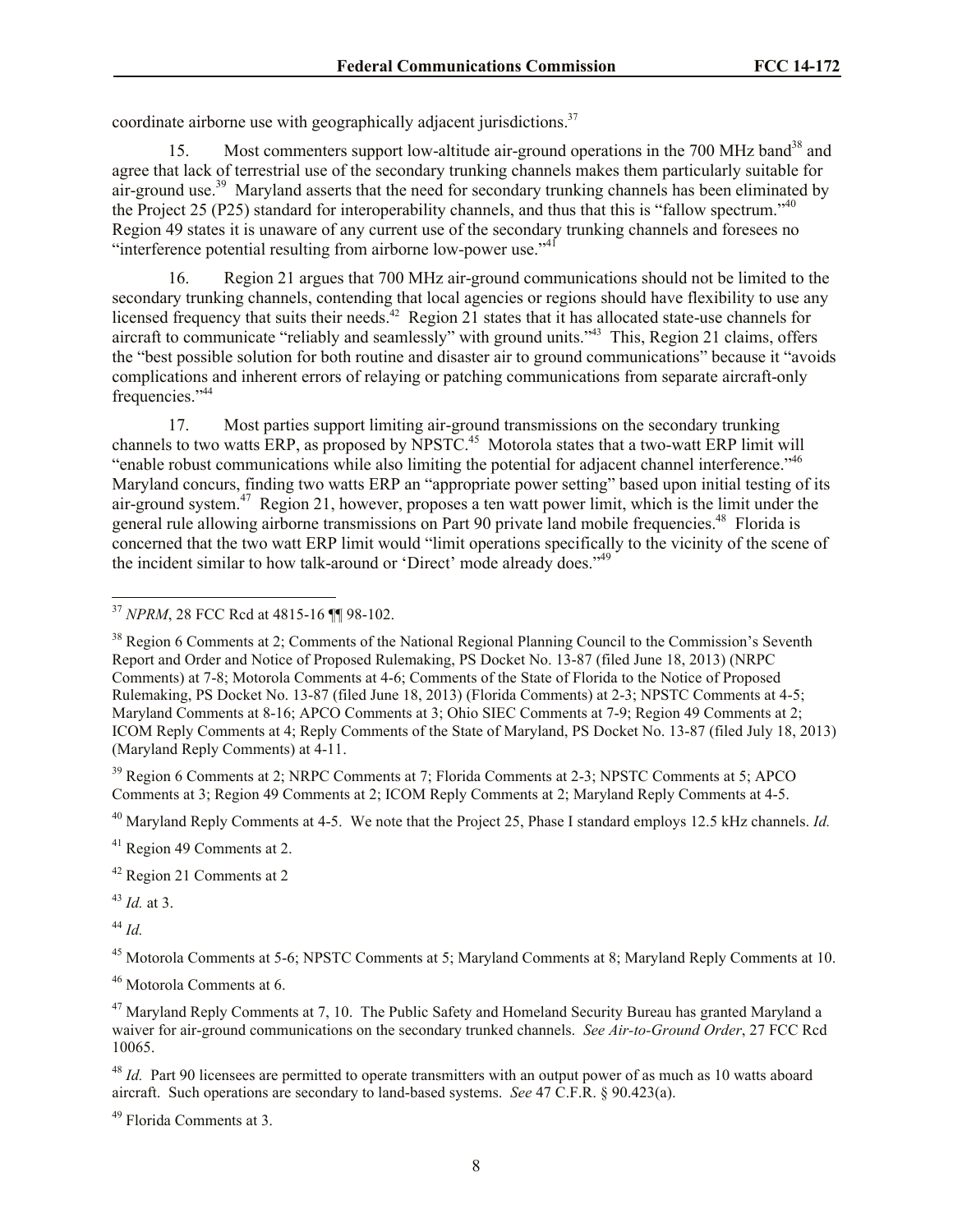coordinate airborne use with geographically adjacent jurisdictions.[37]

15. Most commenters support low-altitude air-ground operations in the 700 MHz band[38] and agree that lack of terrestrial use of the secondary trunking channels makes them particularly suitable for air-ground use.[39] Maryland asserts that the need for secondary trunking channels has been eliminated by the Project 25 (P25) standard for interoperability channels, and thus that this is "fallow spectrum."[40] Region 49 states it is unaware of any current use of the secondary trunking channels and foresees no "interference potential resulting from airborne low-power use."[41]

16. Region 21 argues that 700 MHz air-ground communications should not be limited to the secondary trunking channels, contending that local agencies or regions should have flexibility to use any licensed frequency that suits their needs.[42] Region 21 states that it has allocated state-use channels for aircraft to communicate "reliably and seamlessly" with ground units."[43] This, Region 21 claims, offers the "best possible solution for both routine and disaster air to ground communications" because it "avoids complications and inherent errors of relaying or patching communications from separate aircraft-only frequencies."[44]

17. Most parties support limiting air-ground transmissions on the secondary trunking channels to two watts ERP, as proposed by NPSTC.[45] Motorola states that a two-watt ERP limit will "enable robust communications while also limiting the potential for adjacent channel interference."[46] Maryland concurs, finding two watts ERP an "appropriate power setting" based upon initial testing of its air-ground system.[47] Region 21, however, proposes a ten watt power limit, which is the limit under the general rule allowing airborne transmissions on Part 90 private land mobile frequencies.[48] Florida is concerned that the two watt ERP limit would "limit operations specifically to the vicinity of the scene of the incident similar to how talk-around or 'Direct' mode already does."[49]

---

[37] *NPRM*, 28 FCC Rcd at 4815-16 ¶¶ 98-102.

[38] Region 6 Comments at 2; Comments of the National Regional Planning Council to the Commission's Seventh Report and Order and Notice of Proposed Rulemaking, PS Docket No. 13-87 (filed June 18, 2013) (NRPC Comments) at 7-8; Motorola Comments at 4-6; Comments of the State of Florida to the Notice of Proposed Rulemaking, PS Docket No. 13-87 (filed June 18, 2013) (Florida Comments) at 2-3; NPSTC Comments at 4-5; Maryland Comments at 8-16; APCO Comments at 3; Ohio SIEC Comments at 7-9; Region 49 Comments at 2; ICOM Reply Comments at 4; Reply Comments of the State of Maryland, PS Docket No. 13-87 (filed July 18, 2013) (Maryland Reply Comments) at 4-11.

[39] Region 6 Comments at 2; NRPC Comments at 7; Florida Comments at 2-3; NPSTC Comments at 5; APCO Comments at 3; Region 49 Comments at 2; ICOM Reply Comments at 2; Maryland Reply Comments at 4-5.

[40] Maryland Reply Comments at 4-5. We note that the Project 25, Phase I standard employs 12.5 kHz channels. *Id.*

[41] Region 49 Comments at 2.

[42] Region 21 Comments at 2

[43] *Id.* at 3.

[44] *Id.*

[45] Motorola Comments at 5-6; NPSTC Comments at 5; Maryland Comments at 8; Maryland Reply Comments at 10.

[46] Motorola Comments at 6.

[47] Maryland Reply Comments at 7, 10. The Public Safety and Homeland Security Bureau has granted Maryland a waiver for air-ground communications on the secondary trunked channels. *See Air-to-Ground Order*, 27 FCC Rcd 10065.

[48] *Id.* Part 90 licensees are permitted to operate transmitters with an output power of as much as 10 watts aboard aircraft. Such operations are secondary to land-based systems. *See* 47 C.F.R. § 90.423(a).

[49] Florida Comments at 3.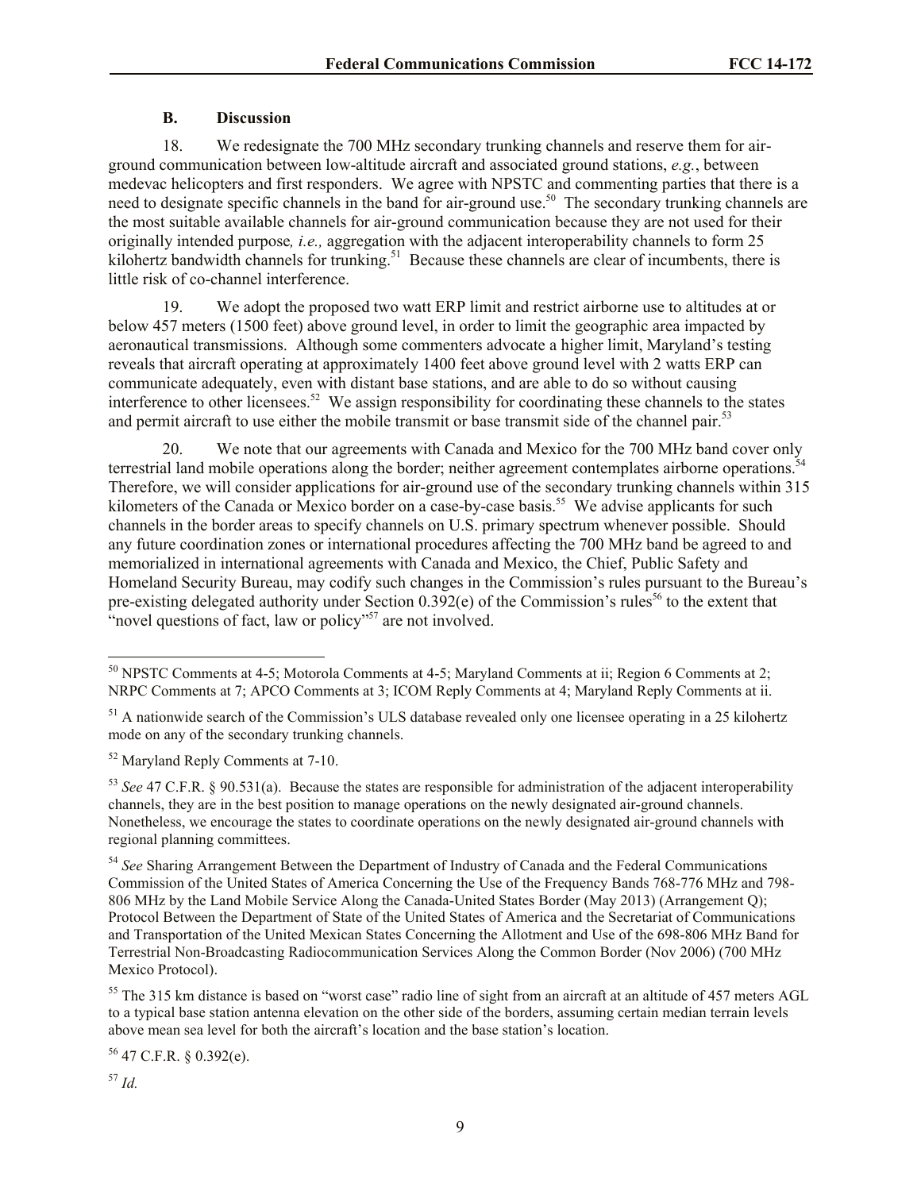### B. Discussion

18. We redesignate the 700 MHz secondary trunking channels and reserve them for air-ground communication between low-altitude aircraft and associated ground stations, *e.g.*, between medevac helicopters and first responders. We agree with NPSTC and commenting parties that there is a need to designate specific channels in the band for air-ground use.[50] The secondary trunking channels are the most suitable available channels for air-ground communication because they are not used for their originally intended purpose*, i.e.,* aggregation with the adjacent interoperability channels to form 25 kilohertz bandwidth channels for trunking.[51] Because these channels are clear of incumbents, there is little risk of co-channel interference.

19. We adopt the proposed two watt ERP limit and restrict airborne use to altitudes at or below 457 meters (1500 feet) above ground level, in order to limit the geographic area impacted by aeronautical transmissions. Although some commenters advocate a higher limit, Maryland's testing reveals that aircraft operating at approximately 1400 feet above ground level with 2 watts ERP can communicate adequately, even with distant base stations, and are able to do so without causing interference to other licensees.[52] We assign responsibility for coordinating these channels to the states and permit aircraft to use either the mobile transmit or base transmit side of the channel pair.[53]

20. We note that our agreements with Canada and Mexico for the 700 MHz band cover only terrestrial land mobile operations along the border; neither agreement contemplates airborne operations.[54] Therefore, we will consider applications for air-ground use of the secondary trunking channels within 315 kilometers of the Canada or Mexico border on a case-by-case basis.[55] We advise applicants for such channels in the border areas to specify channels on U.S. primary spectrum whenever possible. Should any future coordination zones or international procedures affecting the 700 MHz band be agreed to and memorialized in international agreements with Canada and Mexico, the Chief, Public Safety and Homeland Security Bureau, may codify such changes in the Commission's rules pursuant to the Bureau's pre-existing delegated authority under Section 0.392(e) of the Commission's rules[56] to the extent that "novel questions of fact, law or policy"[57] are not involved.

---

[50] NPSTC Comments at 4-5; Motorola Comments at 4-5; Maryland Comments at ii; Region 6 Comments at 2; NRPC Comments at 7; APCO Comments at 3; ICOM Reply Comments at 4; Maryland Reply Comments at ii.

[51] A nationwide search of the Commission's ULS database revealed only one licensee operating in a 25 kilohertz mode on any of the secondary trunking channels.

[52] Maryland Reply Comments at 7-10.

[53] *See* 47 C.F.R. § 90.531(a). Because the states are responsible for administration of the adjacent interoperability channels, they are in the best position to manage operations on the newly designated air-ground channels. Nonetheless, we encourage the states to coordinate operations on the newly designated air-ground channels with regional planning committees.

[54] *See* Sharing Arrangement Between the Department of Industry of Canada and the Federal Communications Commission of the United States of America Concerning the Use of the Frequency Bands 768-776 MHz and 798-806 MHz by the Land Mobile Service Along the Canada-United States Border (May 2013) (Arrangement Q); Protocol Between the Department of State of the United States of America and the Secretariat of Communications and Transportation of the United Mexican States Concerning the Allotment and Use of the 698-806 MHz Band for Terrestrial Non-Broadcasting Radiocommunication Services Along the Common Border (Nov 2006) (700 MHz Mexico Protocol).

[55] The 315 km distance is based on "worst case" radio line of sight from an aircraft at an altitude of 457 meters AGL to a typical base station antenna elevation on the other side of the borders, assuming certain median terrain levels above mean sea level for both the aircraft's location and the base station's location.

[56] 47 C.F.R. § 0.392(e).

[57] *Id.*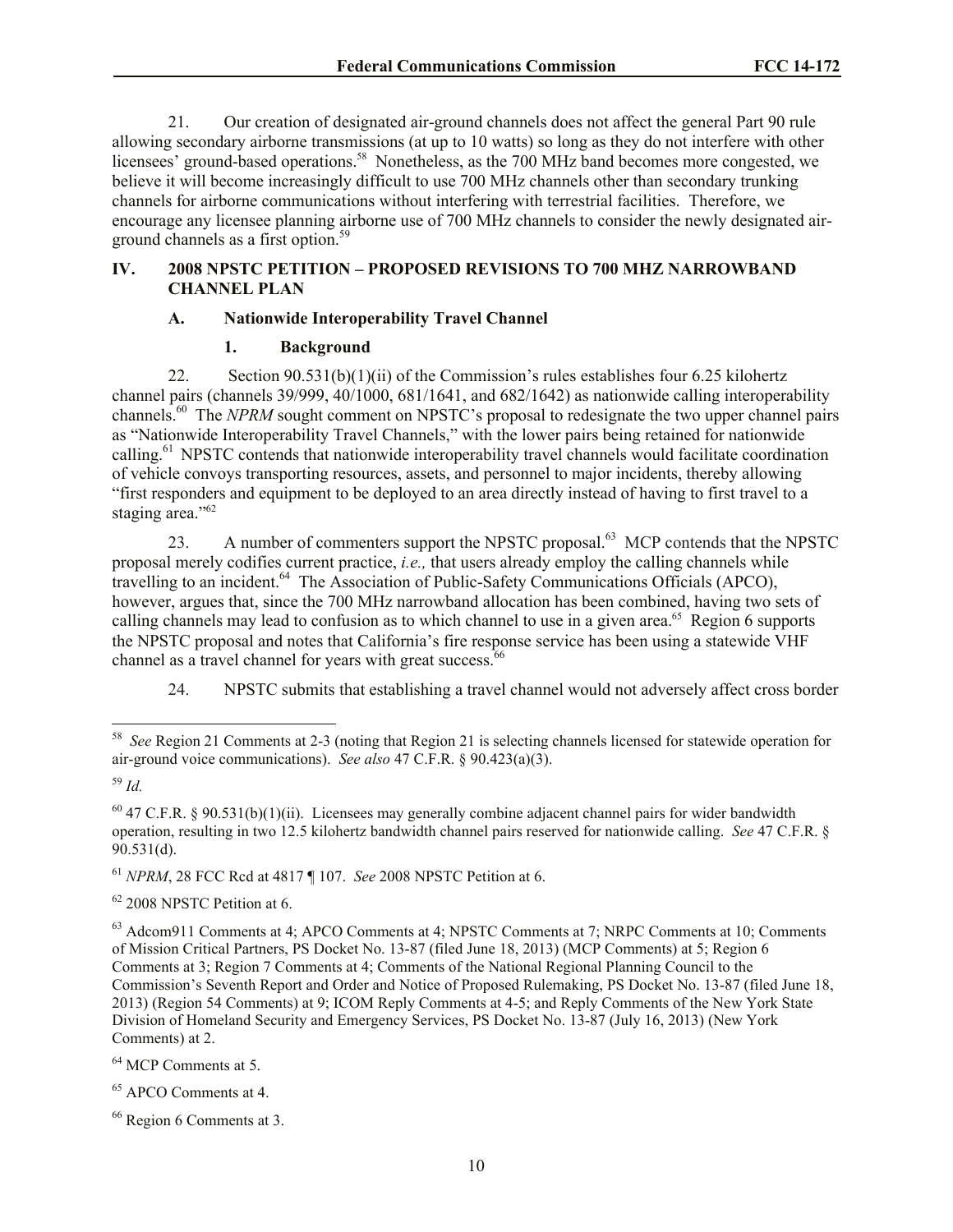21. Our creation of designated air-ground channels does not affect the general Part 90 rule allowing secondary airborne transmissions (at up to 10 watts) so long as they do not interfere with other licensees' ground-based operations.[58] Nonetheless, as the 700 MHz band becomes more congested, we believe it will become increasingly difficult to use 700 MHz channels other than secondary trunking channels for airborne communications without interfering with terrestrial facilities. Therefore, we encourage any licensee planning airborne use of 700 MHz channels to consider the newly designated air-ground channels as a first option.[59]

## IV. 2008 NPSTC PETITION – PROPOSED REVISIONS TO 700 MHZ NARROWBAND CHANNEL PLAN

### A. Nationwide Interoperability Travel Channel

#### 1. Background

22. Section 90.531(b)(1)(ii) of the Commission's rules establishes four 6.25 kilohertz channel pairs (channels 39/999, 40/1000, 681/1641, and 682/1642) as nationwide calling interoperability channels.[60] The *NPRM* sought comment on NPSTC's proposal to redesignate the two upper channel pairs as "Nationwide Interoperability Travel Channels," with the lower pairs being retained for nationwide calling.[61] NPSTC contends that nationwide interoperability travel channels would facilitate coordination of vehicle convoys transporting resources, assets, and personnel to major incidents, thereby allowing "first responders and equipment to be deployed to an area directly instead of having to first travel to a staging area."[62]

23. A number of commenters support the NPSTC proposal.[63] MCP contends that the NPSTC proposal merely codifies current practice, *i.e.,* that users already employ the calling channels while travelling to an incident.[64] The Association of Public-Safety Communications Officials (APCO), however, argues that, since the 700 MHz narrowband allocation has been combined, having two sets of calling channels may lead to confusion as to which channel to use in a given area.[65] Region 6 supports the NPSTC proposal and notes that California's fire response service has been using a statewide VHF channel as a travel channel for years with great success.[66]

24. NPSTC submits that establishing a travel channel would not adversely affect cross border

---

[58] *See* Region 21 Comments at 2-3 (noting that Region 21 is selecting channels licensed for statewide operation for air-ground voice communications). *See also* 47 C.F.R. § 90.423(a)(3).

[59] *Id.*

[60] 47 C.F.R. § 90.531(b)(1)(ii). Licensees may generally combine adjacent channel pairs for wider bandwidth operation, resulting in two 12.5 kilohertz bandwidth channel pairs reserved for nationwide calling. *See* 47 C.F.R. § 90.531(d).

[61] *NPRM*, 28 FCC Rcd at 4817 ¶ 107. *See* 2008 NPSTC Petition at 6.

[62] 2008 NPSTC Petition at 6.

[63] Adcom911 Comments at 4; APCO Comments at 4; NPSTC Comments at 7; NRPC Comments at 10; Comments of Mission Critical Partners, PS Docket No. 13-87 (filed June 18, 2013) (MCP Comments) at 5; Region 6 Comments at 3; Region 7 Comments at 4; Comments of the National Regional Planning Council to the Commission's Seventh Report and Order and Notice of Proposed Rulemaking, PS Docket No. 13-87 (filed June 18, 2013) (Region 54 Comments) at 9; ICOM Reply Comments at 4-5; and Reply Comments of the New York State Division of Homeland Security and Emergency Services, PS Docket No. 13-87 (July 16, 2013) (New York Comments) at 2.

[64] MCP Comments at 5.

[65] APCO Comments at 4.

[66] Region 6 Comments at 3.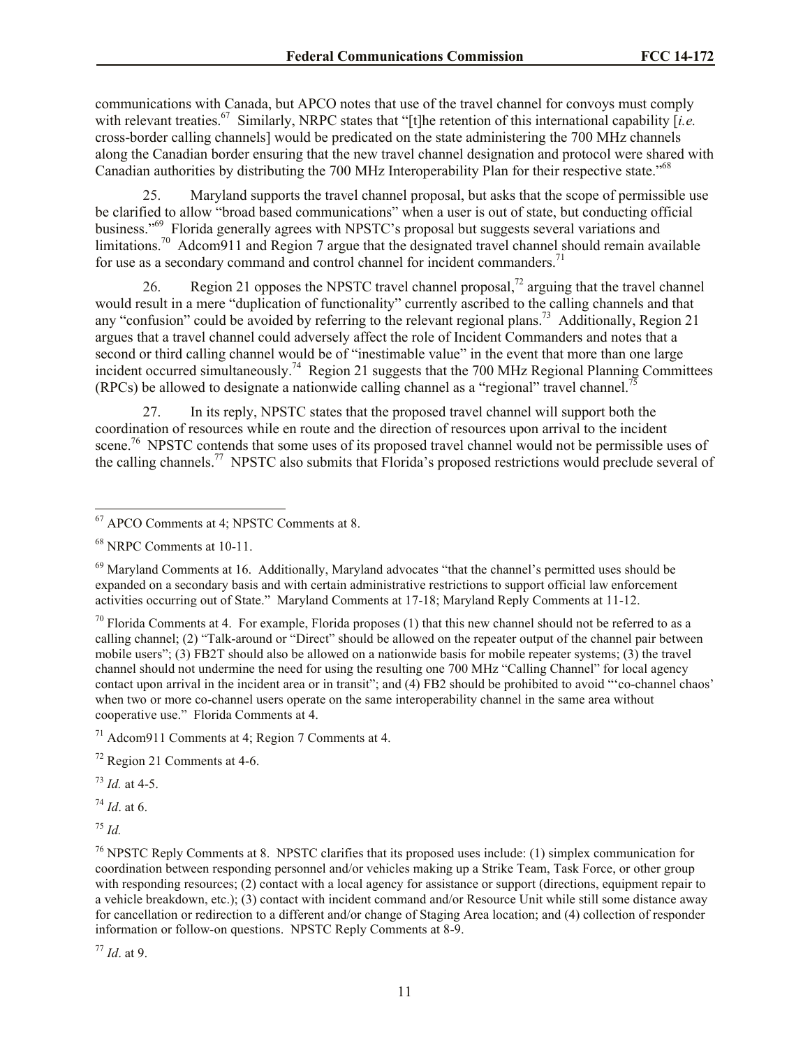communications with Canada, but APCO notes that use of the travel channel for convoys must comply with relevant treaties.[67] Similarly, NRPC states that "[t]he retention of this international capability [*i.e.* cross-border calling channels] would be predicated on the state administering the 700 MHz channels along the Canadian border ensuring that the new travel channel designation and protocol were shared with Canadian authorities by distributing the 700 MHz Interoperability Plan for their respective state."[68]

25. Maryland supports the travel channel proposal, but asks that the scope of permissible use be clarified to allow "broad based communications" when a user is out of state, but conducting official business."[69] Florida generally agrees with NPSTC's proposal but suggests several variations and limitations.[70] Adcom911 and Region 7 argue that the designated travel channel should remain available for use as a secondary command and control channel for incident commanders.[71]

26. Region 21 opposes the NPSTC travel channel proposal,[72] arguing that the travel channel would result in a mere "duplication of functionality" currently ascribed to the calling channels and that any "confusion" could be avoided by referring to the relevant regional plans.[73] Additionally, Region 21 argues that a travel channel could adversely affect the role of Incident Commanders and notes that a second or third calling channel would be of "inestimable value" in the event that more than one large incident occurred simultaneously.[74] Region 21 suggests that the 700 MHz Regional Planning Committees (RPCs) be allowed to designate a nationwide calling channel as a "regional" travel channel.[75]

27. In its reply, NPSTC states that the proposed travel channel will support both the coordination of resources while en route and the direction of resources upon arrival to the incident scene.[76] NPSTC contends that some uses of its proposed travel channel would not be permissible uses of the calling channels.[77] NPSTC also submits that Florida's proposed restrictions would preclude several of

---

[67] APCO Comments at 4; NPSTC Comments at 8.

[68] NRPC Comments at 10-11.

[69] Maryland Comments at 16. Additionally, Maryland advocates "that the channel's permitted uses should be expanded on a secondary basis and with certain administrative restrictions to support official law enforcement activities occurring out of State." Maryland Comments at 17-18; Maryland Reply Comments at 11-12.

[70] Florida Comments at 4. For example, Florida proposes (1) that this new channel should not be referred to as a calling channel; (2) "Talk-around or "Direct" should be allowed on the repeater output of the channel pair between mobile users"; (3) FB2T should also be allowed on a nationwide basis for mobile repeater systems; (3) the travel channel should not undermine the need for using the resulting one 700 MHz "Calling Channel" for local agency contact upon arrival in the incident area or in transit"; and (4) FB2 should be prohibited to avoid "'co-channel chaos' when two or more co-channel users operate on the same interoperability channel in the same area without cooperative use." Florida Comments at 4.

[71] Adcom911 Comments at 4; Region 7 Comments at 4.

[72] Region 21 Comments at 4-6.

[73] *Id.* at 4-5.

[74] *Id*. at 6.

[75] *Id.*

[76] NPSTC Reply Comments at 8. NPSTC clarifies that its proposed uses include: (1) simplex communication for coordination between responding personnel and/or vehicles making up a Strike Team, Task Force, or other group with responding resources; (2) contact with a local agency for assistance or support (directions, equipment repair to a vehicle breakdown, etc.); (3) contact with incident command and/or Resource Unit while still some distance away for cancellation or redirection to a different and/or change of Staging Area location; and (4) collection of responder information or follow-on questions. NPSTC Reply Comments at 8-9.

[77] *Id*. at 9.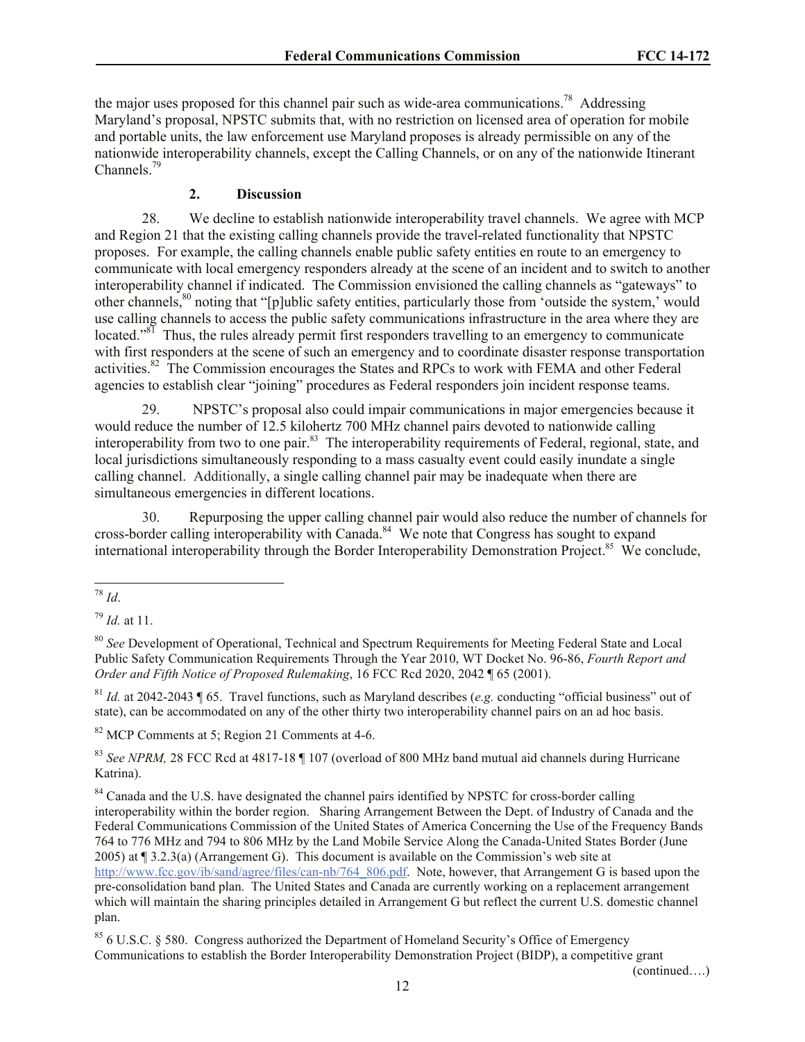the major uses proposed for this channel pair such as wide-area communications.[78] Addressing Maryland's proposal, NPSTC submits that, with no restriction on licensed area of operation for mobile and portable units, the law enforcement use Maryland proposes is already permissible on any of the nationwide interoperability channels, except the Calling Channels, or on any of the nationwide Itinerant Channels.[79]

### 2. Discussion

28. We decline to establish nationwide interoperability travel channels. We agree with MCP and Region 21 that the existing calling channels provide the travel-related functionality that NPSTC proposes. For example, the calling channels enable public safety entities en route to an emergency to communicate with local emergency responders already at the scene of an incident and to switch to another interoperability channel if indicated. The Commission envisioned the calling channels as "gateways" to other channels,[80] noting that "[p]ublic safety entities, particularly those from 'outside the system,' would use calling channels to access the public safety communications infrastructure in the area where they are located."[81] Thus, the rules already permit first responders travelling to an emergency to communicate with first responders at the scene of such an emergency and to coordinate disaster response transportation activities.[82] The Commission encourages the States and RPCs to work with FEMA and other Federal agencies to establish clear "joining" procedures as Federal responders join incident response teams.

29. NPSTC's proposal also could impair communications in major emergencies because it would reduce the number of 12.5 kilohertz 700 MHz channel pairs devoted to nationwide calling interoperability from two to one pair.[83] The interoperability requirements of Federal, regional, state, and local jurisdictions simultaneously responding to a mass casualty event could easily inundate a single calling channel. Additionally, a single calling channel pair may be inadequate when there are simultaneous emergencies in different locations.

30. Repurposing the upper calling channel pair would also reduce the number of channels for cross-border calling interoperability with Canada.[84] We note that Congress has sought to expand international interoperability through the Border Interoperability Demonstration Project.[85] We conclude,

---

[78] *Id*.

[79] *Id.* at 11.

[80] *See* Development of Operational, Technical and Spectrum Requirements for Meeting Federal State and Local Public Safety Communication Requirements Through the Year 2010, WT Docket No. 96-86, *Fourth Report and Order and Fifth Notice of Proposed Rulemaking*, 16 FCC Rcd 2020, 2042 ¶ 65 (2001).

[81] *Id.* at 2042-2043 ¶ 65. Travel functions, such as Maryland describes (*e.g.* conducting "official business" out of state), can be accommodated on any of the other thirty two interoperability channel pairs on an ad hoc basis.

[82] MCP Comments at 5; Region 21 Comments at 4-6.

[83] *See NPRM,* 28 FCC Rcd at 4817-18 ¶ 107 (overload of 800 MHz band mutual aid channels during Hurricane Katrina).

[84] Canada and the U.S. have designated the channel pairs identified by NPSTC for cross-border calling interoperability within the border region. Sharing Arrangement Between the Dept. of Industry of Canada and the Federal Communications Commission of the United States of America Concerning the Use of the Frequency Bands 764 to 776 MHz and 794 to 806 MHz by the Land Mobile Service Along the Canada-United States Border (June 2005) at ¶ 3.2.3(a) (Arrangement G). This document is available on the Commission's web site at http://www.fcc.gov/ib/sand/agree/files/can-nb/764_806.pdf. Note, however, that Arrangement G is based upon the pre-consolidation band plan. The United States and Canada are currently working on a replacement arrangement which will maintain the sharing principles detailed in Arrangement G but reflect the current U.S. domestic channel plan.

[85] 6 U.S.C. § 580. Congress authorized the Department of Homeland Security's Office of Emergency Communications to establish the Border Interoperability Demonstration Project (BIDP), a competitive grant

(continued….)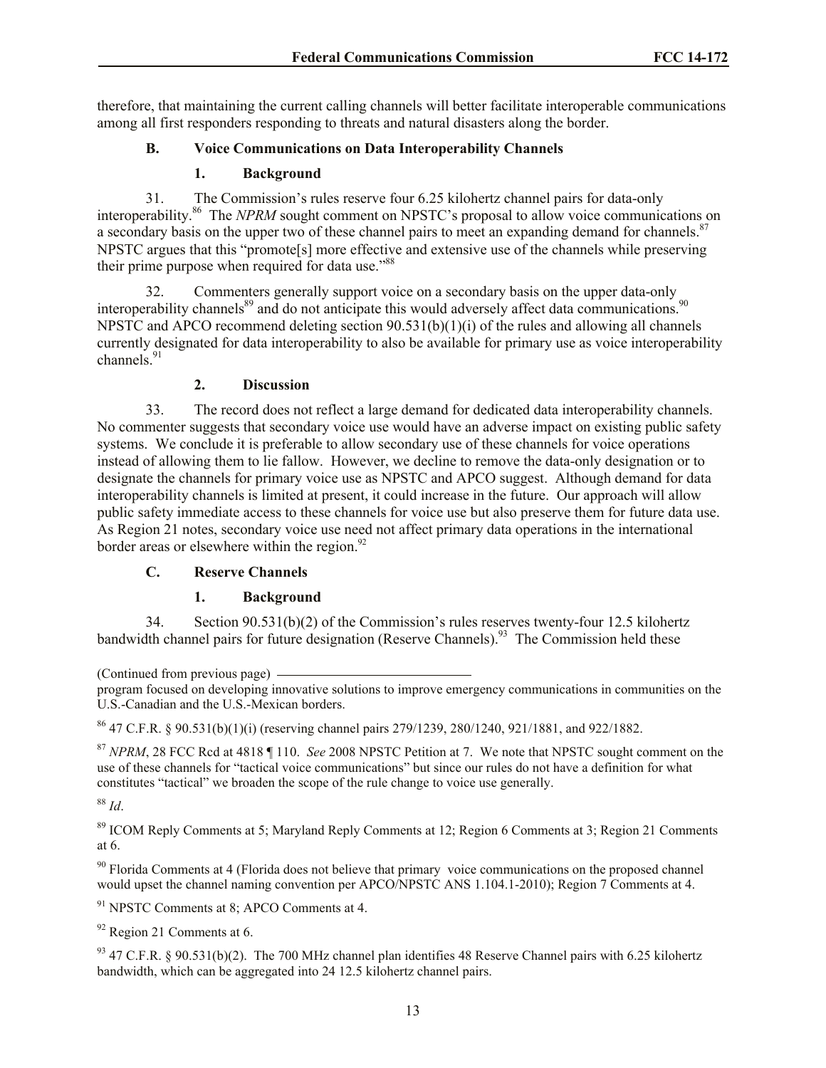therefore, that maintaining the current calling channels will better facilitate interoperable communications among all first responders responding to threats and natural disasters along the border.

### B. Voice Communications on Data Interoperability Channels

#### 1. Background

31. The Commission's rules reserve four 6.25 kilohertz channel pairs for data-only interoperability.[86] The *NPRM* sought comment on NPSTC's proposal to allow voice communications on a secondary basis on the upper two of these channel pairs to meet an expanding demand for channels.[87] NPSTC argues that this "promote[s] more effective and extensive use of the channels while preserving their prime purpose when required for data use."[88]

32. Commenters generally support voice on a secondary basis on the upper data-only interoperability channels[89] and do not anticipate this would adversely affect data communications.[90] NPSTC and APCO recommend deleting section 90.531(b)(1)(i) of the rules and allowing all channels currently designated for data interoperability to also be available for primary use as voice interoperability channels.[91]

#### 2. Discussion

33. The record does not reflect a large demand for dedicated data interoperability channels. No commenter suggests that secondary voice use would have an adverse impact on existing public safety systems. We conclude it is preferable to allow secondary use of these channels for voice operations instead of allowing them to lie fallow. However, we decline to remove the data-only designation or to designate the channels for primary voice use as NPSTC and APCO suggest. Although demand for data interoperability channels is limited at present, it could increase in the future. Our approach will allow public safety immediate access to these channels for voice use but also preserve them for future data use. As Region 21 notes, secondary voice use need not affect primary data operations in the international border areas or elsewhere within the region.[92]

### C. Reserve Channels

#### 1. Background

34. Section 90.531(b)(2) of the Commission's rules reserves twenty-four 12.5 kilohertz bandwidth channel pairs for future designation (Reserve Channels).[93] The Commission held these

---

(Continued from previous page)

program focused on developing innovative solutions to improve emergency communications in communities on the U.S.-Canadian and the U.S.-Mexican borders.

[86] 47 C.F.R. § 90.531(b)(1)(i) (reserving channel pairs 279/1239, 280/1240, 921/1881, and 922/1882.

[87] *NPRM*, 28 FCC Rcd at 4818 ¶ 110. *See* 2008 NPSTC Petition at 7. We note that NPSTC sought comment on the use of these channels for "tactical voice communications" but since our rules do not have a definition for what constitutes "tactical" we broaden the scope of the rule change to voice use generally.

[88] *Id*.

[89] ICOM Reply Comments at 5; Maryland Reply Comments at 12; Region 6 Comments at 3; Region 21 Comments at 6.

[90] Florida Comments at 4 (Florida does not believe that primary voice communications on the proposed channel would upset the channel naming convention per APCO/NPSTC ANS 1.104.1-2010); Region 7 Comments at 4.

[91] NPSTC Comments at 8; APCO Comments at 4.

[92] Region 21 Comments at 6.

[93] 47 C.F.R. § 90.531(b)(2). The 700 MHz channel plan identifies 48 Reserve Channel pairs with 6.25 kilohertz bandwidth, which can be aggregated into 24 12.5 kilohertz channel pairs.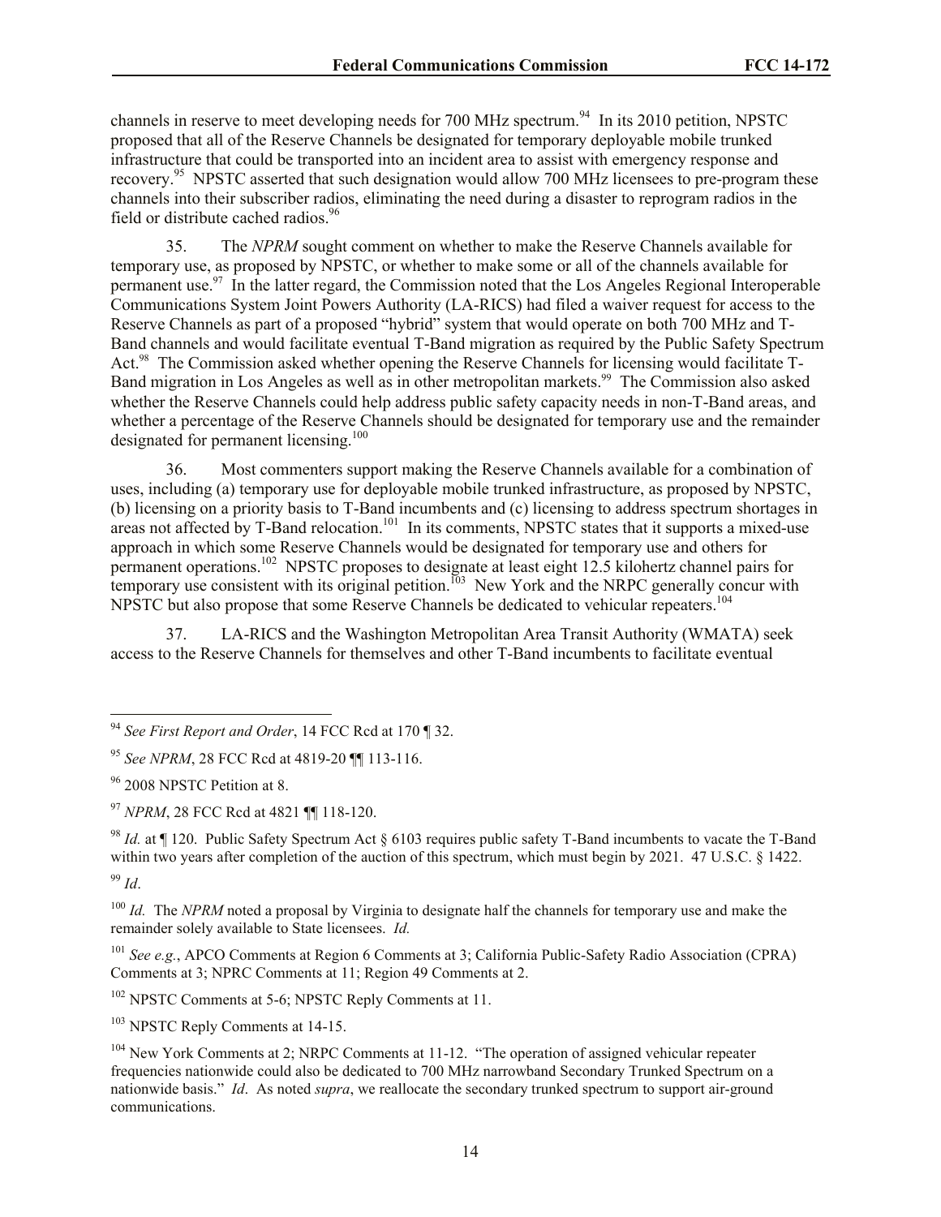channels in reserve to meet developing needs for 700 MHz spectrum.[94] In its 2010 petition, NPSTC proposed that all of the Reserve Channels be designated for temporary deployable mobile trunked infrastructure that could be transported into an incident area to assist with emergency response and recovery.[95] NPSTC asserted that such designation would allow 700 MHz licensees to pre-program these channels into their subscriber radios, eliminating the need during a disaster to reprogram radios in the field or distribute cached radios.[96]

35. The *NPRM* sought comment on whether to make the Reserve Channels available for temporary use, as proposed by NPSTC, or whether to make some or all of the channels available for permanent use.[97] In the latter regard, the Commission noted that the Los Angeles Regional Interoperable Communications System Joint Powers Authority (LA-RICS) had filed a waiver request for access to the Reserve Channels as part of a proposed "hybrid" system that would operate on both 700 MHz and T-Band channels and would facilitate eventual T-Band migration as required by the Public Safety Spectrum Act.[98] The Commission asked whether opening the Reserve Channels for licensing would facilitate T-Band migration in Los Angeles as well as in other metropolitan markets.[99] The Commission also asked whether the Reserve Channels could help address public safety capacity needs in non-T-Band areas, and whether a percentage of the Reserve Channels should be designated for temporary use and the remainder designated for permanent licensing.[100]

36. Most commenters support making the Reserve Channels available for a combination of uses, including (a) temporary use for deployable mobile trunked infrastructure, as proposed by NPSTC, (b) licensing on a priority basis to T-Band incumbents and (c) licensing to address spectrum shortages in areas not affected by T-Band relocation.[101] In its comments, NPSTC states that it supports a mixed-use approach in which some Reserve Channels would be designated for temporary use and others for permanent operations.[102] NPSTC proposes to designate at least eight 12.5 kilohertz channel pairs for temporary use consistent with its original petition.[103] New York and the NRPC generally concur with NPSTC but also propose that some Reserve Channels be dedicated to vehicular repeaters.[104]

37. LA-RICS and the Washington Metropolitan Area Transit Authority (WMATA) seek access to the Reserve Channels for themselves and other T-Band incumbents to facilitate eventual

---

[94] *See First Report and Order*, 14 FCC Rcd at 170 ¶ 32.

[95] *See NPRM*, 28 FCC Rcd at 4819-20 ¶¶ 113-116.

[96] 2008 NPSTC Petition at 8.

[97] *NPRM*, 28 FCC Rcd at 4821 ¶¶ 118-120.

[98] *Id.* at ¶ 120. Public Safety Spectrum Act § 6103 requires public safety T-Band incumbents to vacate the T-Band within two years after completion of the auction of this spectrum, which must begin by 2021. 47 U.S.C. § 1422.

[99] *Id*.

[100] *Id.* The *NPRM* noted a proposal by Virginia to designate half the channels for temporary use and make the remainder solely available to State licensees. *Id.*

[101] *See e.g.*, APCO Comments at Region 6 Comments at 3; California Public-Safety Radio Association (CPRA) Comments at 3; NPRC Comments at 11; Region 49 Comments at 2.

[102] NPSTC Comments at 5-6; NPSTC Reply Comments at 11.

[103] NPSTC Reply Comments at 14-15.

[104] New York Comments at 2; NRPC Comments at 11-12. "The operation of assigned vehicular repeater frequencies nationwide could also be dedicated to 700 MHz narrowband Secondary Trunked Spectrum on a nationwide basis." *Id*. As noted *supra*, we reallocate the secondary trunked spectrum to support air-ground communications.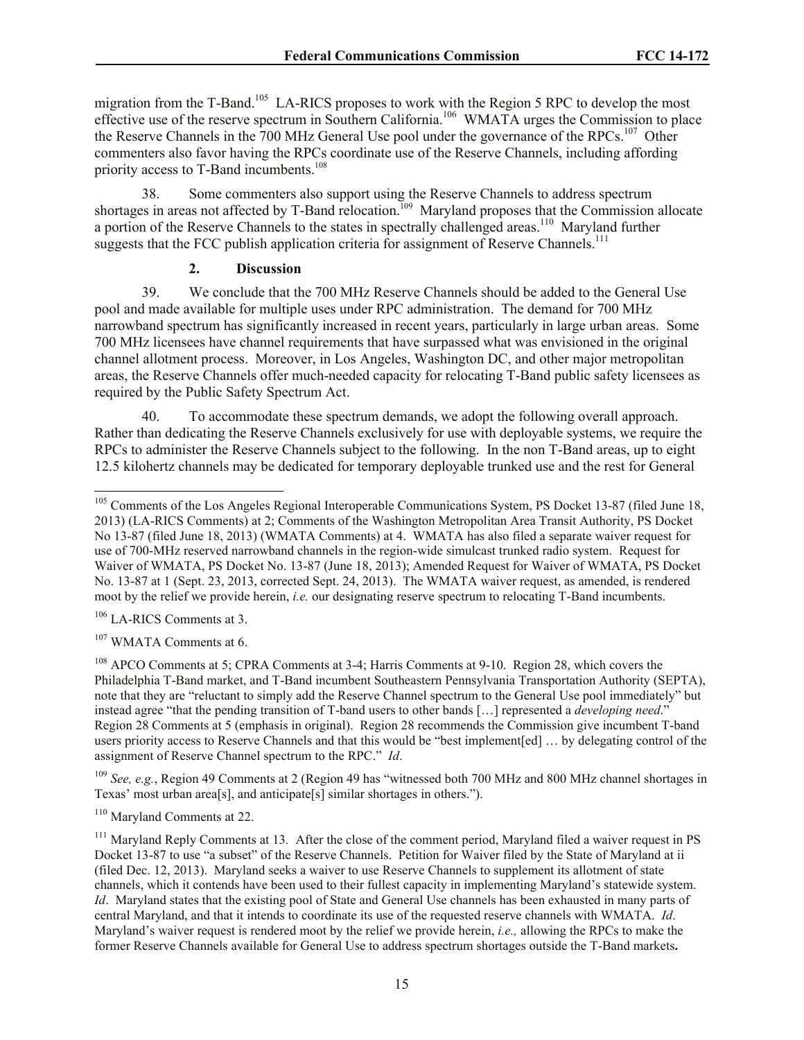migration from the T-Band.[105] LA-RICS proposes to work with the Region 5 RPC to develop the most effective use of the reserve spectrum in Southern California.[106] WMATA urges the Commission to place the Reserve Channels in the 700 MHz General Use pool under the governance of the RPCs.[107] Other commenters also favor having the RPCs coordinate use of the Reserve Channels, including affording priority access to T-Band incumbents.[108]

38. Some commenters also support using the Reserve Channels to address spectrum shortages in areas not affected by T-Band relocation.[109] Maryland proposes that the Commission allocate a portion of the Reserve Channels to the states in spectrally challenged areas.[110] Maryland further suggests that the FCC publish application criteria for assignment of Reserve Channels.[111]

### 2. Discussion

39. We conclude that the 700 MHz Reserve Channels should be added to the General Use pool and made available for multiple uses under RPC administration. The demand for 700 MHz narrowband spectrum has significantly increased in recent years, particularly in large urban areas. Some 700 MHz licensees have channel requirements that have surpassed what was envisioned in the original channel allotment process. Moreover, in Los Angeles, Washington DC, and other major metropolitan areas, the Reserve Channels offer much-needed capacity for relocating T-Band public safety licensees as required by the Public Safety Spectrum Act.

40. To accommodate these spectrum demands, we adopt the following overall approach. Rather than dedicating the Reserve Channels exclusively for use with deployable systems, we require the RPCs to administer the Reserve Channels subject to the following. In the non T-Band areas, up to eight 12.5 kilohertz channels may be dedicated for temporary deployable trunked use and the rest for General

---

[105] Comments of the Los Angeles Regional Interoperable Communications System, PS Docket 13-87 (filed June 18, 2013) (LA-RICS Comments) at 2; Comments of the Washington Metropolitan Area Transit Authority, PS Docket No 13-87 (filed June 18, 2013) (WMATA Comments) at 4. WMATA has also filed a separate waiver request for use of 700-MHz reserved narrowband channels in the region-wide simulcast trunked radio system. Request for Waiver of WMATA, PS Docket No. 13-87 (June 18, 2013); Amended Request for Waiver of WMATA, PS Docket No. 13-87 at 1 (Sept. 23, 2013, corrected Sept. 24, 2013). The WMATA waiver request, as amended, is rendered moot by the relief we provide herein, *i.e.* our designating reserve spectrum to relocating T-Band incumbents.

[106] LA-RICS Comments at 3.

[107] WMATA Comments at 6.

[108] APCO Comments at 5; CPRA Comments at 3-4; Harris Comments at 9-10. Region 28, which covers the Philadelphia T-Band market, and T-Band incumbent Southeastern Pennsylvania Transportation Authority (SEPTA), note that they are "reluctant to simply add the Reserve Channel spectrum to the General Use pool immediately" but instead agree "that the pending transition of T-band users to other bands […] represented a *developing need*." Region 28 Comments at 5 (emphasis in original). Region 28 recommends the Commission give incumbent T-band users priority access to Reserve Channels and that this would be "best implement[ed] … by delegating control of the assignment of Reserve Channel spectrum to the RPC." *Id*.

[109] *See, e.g.*, Region 49 Comments at 2 (Region 49 has "witnessed both 700 MHz and 800 MHz channel shortages in Texas' most urban area[s], and anticipate[s] similar shortages in others.").

[110] Maryland Comments at 22.

[111] Maryland Reply Comments at 13. After the close of the comment period, Maryland filed a waiver request in PS Docket 13-87 to use "a subset" of the Reserve Channels. Petition for Waiver filed by the State of Maryland at ii (filed Dec. 12, 2013). Maryland seeks a waiver to use Reserve Channels to supplement its allotment of state channels, which it contends have been used to their fullest capacity in implementing Maryland's statewide system. *Id*. Maryland states that the existing pool of State and General Use channels has been exhausted in many parts of central Maryland, and that it intends to coordinate its use of the requested reserve channels with WMATA. *Id*. Maryland's waiver request is rendered moot by the relief we provide herein, *i.e.,* allowing the RPCs to make the former Reserve Channels available for General Use to address spectrum shortages outside the T-Band markets**.**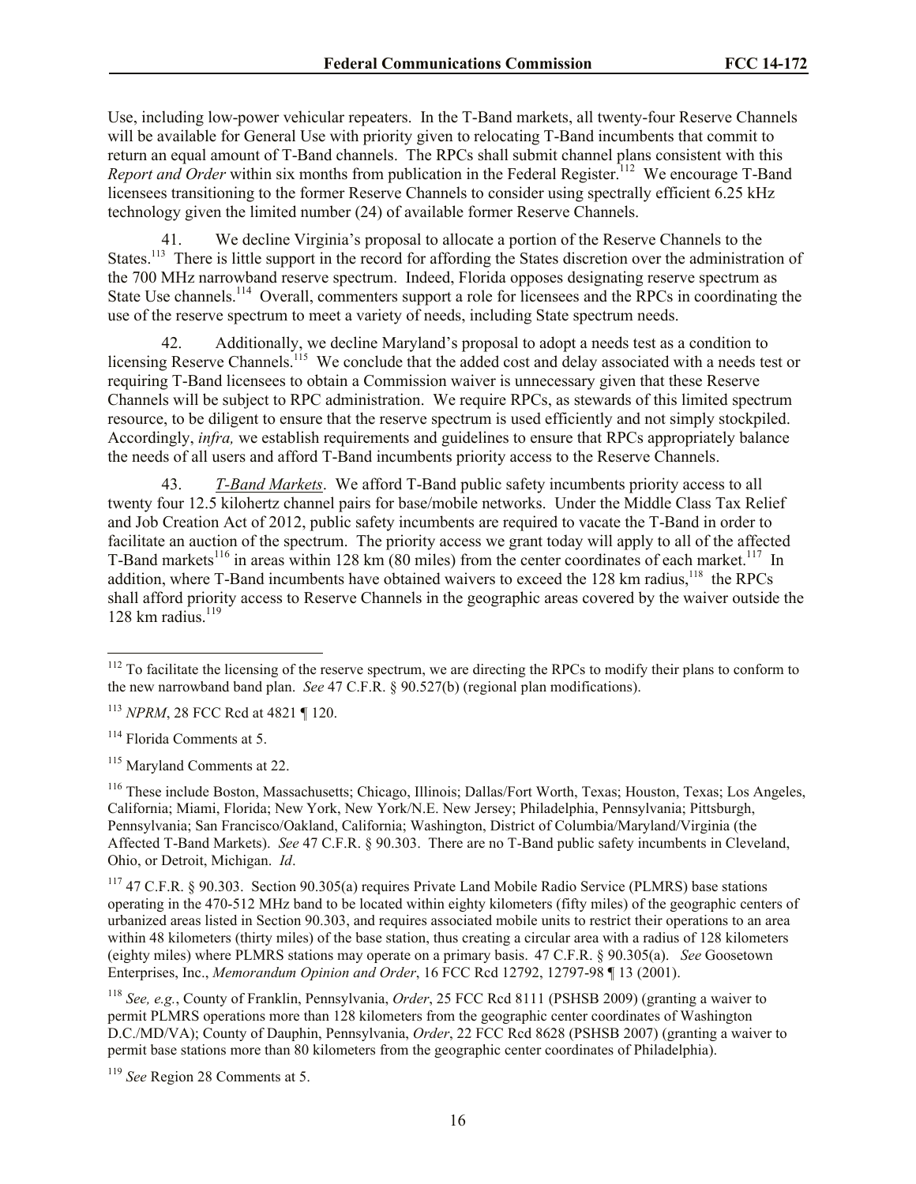Use, including low-power vehicular repeaters. In the T-Band markets, all twenty-four Reserve Channels will be available for General Use with priority given to relocating T-Band incumbents that commit to return an equal amount of T-Band channels. The RPCs shall submit channel plans consistent with this *Report and Order* within six months from publication in the Federal Register.[112] We encourage T-Band licensees transitioning to the former Reserve Channels to consider using spectrally efficient 6.25 kHz technology given the limited number (24) of available former Reserve Channels.

41. We decline Virginia's proposal to allocate a portion of the Reserve Channels to the States.[113] There is little support in the record for affording the States discretion over the administration of the 700 MHz narrowband reserve spectrum. Indeed, Florida opposes designating reserve spectrum as State Use channels.[114] Overall, commenters support a role for licensees and the RPCs in coordinating the use of the reserve spectrum to meet a variety of needs, including State spectrum needs.

42. Additionally, we decline Maryland's proposal to adopt a needs test as a condition to licensing Reserve Channels.[115] We conclude that the added cost and delay associated with a needs test or requiring T-Band licensees to obtain a Commission waiver is unnecessary given that these Reserve Channels will be subject to RPC administration. We require RPCs, as stewards of this limited spectrum resource, to be diligent to ensure that the reserve spectrum is used efficiently and not simply stockpiled. Accordingly, *infra,* we establish requirements and guidelines to ensure that RPCs appropriately balance the needs of all users and afford T-Band incumbents priority access to the Reserve Channels.

43. *T-Band Markets*. We afford T-Band public safety incumbents priority access to all twenty four 12.5 kilohertz channel pairs for base/mobile networks. Under the Middle Class Tax Relief and Job Creation Act of 2012, public safety incumbents are required to vacate the T-Band in order to facilitate an auction of the spectrum. The priority access we grant today will apply to all of the affected T-Band markets[116] in areas within 128 km (80 miles) from the center coordinates of each market.[117] In addition, where T-Band incumbents have obtained waivers to exceed the 128 km radius,[118] the RPCs shall afford priority access to Reserve Channels in the geographic areas covered by the waiver outside the 128 km radius.[119]

---

[112] To facilitate the licensing of the reserve spectrum, we are directing the RPCs to modify their plans to conform to the new narrowband band plan. *See* 47 C.F.R. § 90.527(b) (regional plan modifications).

[113] *NPRM*, 28 FCC Rcd at 4821 ¶ 120.

[114] Florida Comments at 5.

[115] Maryland Comments at 22.

[116] These include Boston, Massachusetts; Chicago, Illinois; Dallas/Fort Worth, Texas; Houston, Texas; Los Angeles, California; Miami, Florida; New York, New York/N.E. New Jersey; Philadelphia, Pennsylvania; Pittsburgh, Pennsylvania; San Francisco/Oakland, California; Washington, District of Columbia/Maryland/Virginia (the Affected T-Band Markets). *See* 47 C.F.R. § 90.303. There are no T-Band public safety incumbents in Cleveland, Ohio, or Detroit, Michigan. *Id*.

[117] 47 C.F.R. § 90.303. Section 90.305(a) requires Private Land Mobile Radio Service (PLMRS) base stations operating in the 470-512 MHz band to be located within eighty kilometers (fifty miles) of the geographic centers of urbanized areas listed in Section 90.303, and requires associated mobile units to restrict their operations to an area within 48 kilometers (thirty miles) of the base station, thus creating a circular area with a radius of 128 kilometers (eighty miles) where PLMRS stations may operate on a primary basis. 47 C.F.R. § 90.305(a). *See* Goosetown Enterprises, Inc., *Memorandum Opinion and Order*, 16 FCC Rcd 12792, 12797-98 ¶ 13 (2001).

[118] *See, e.g.*, County of Franklin, Pennsylvania, *Order*, 25 FCC Rcd 8111 (PSHSB 2009) (granting a waiver to permit PLMRS operations more than 128 kilometers from the geographic center coordinates of Washington D.C./MD/VA); County of Dauphin, Pennsylvania, *Order*, 22 FCC Rcd 8628 (PSHSB 2007) (granting a waiver to permit base stations more than 80 kilometers from the geographic center coordinates of Philadelphia).

[119] *See* Region 28 Comments at 5.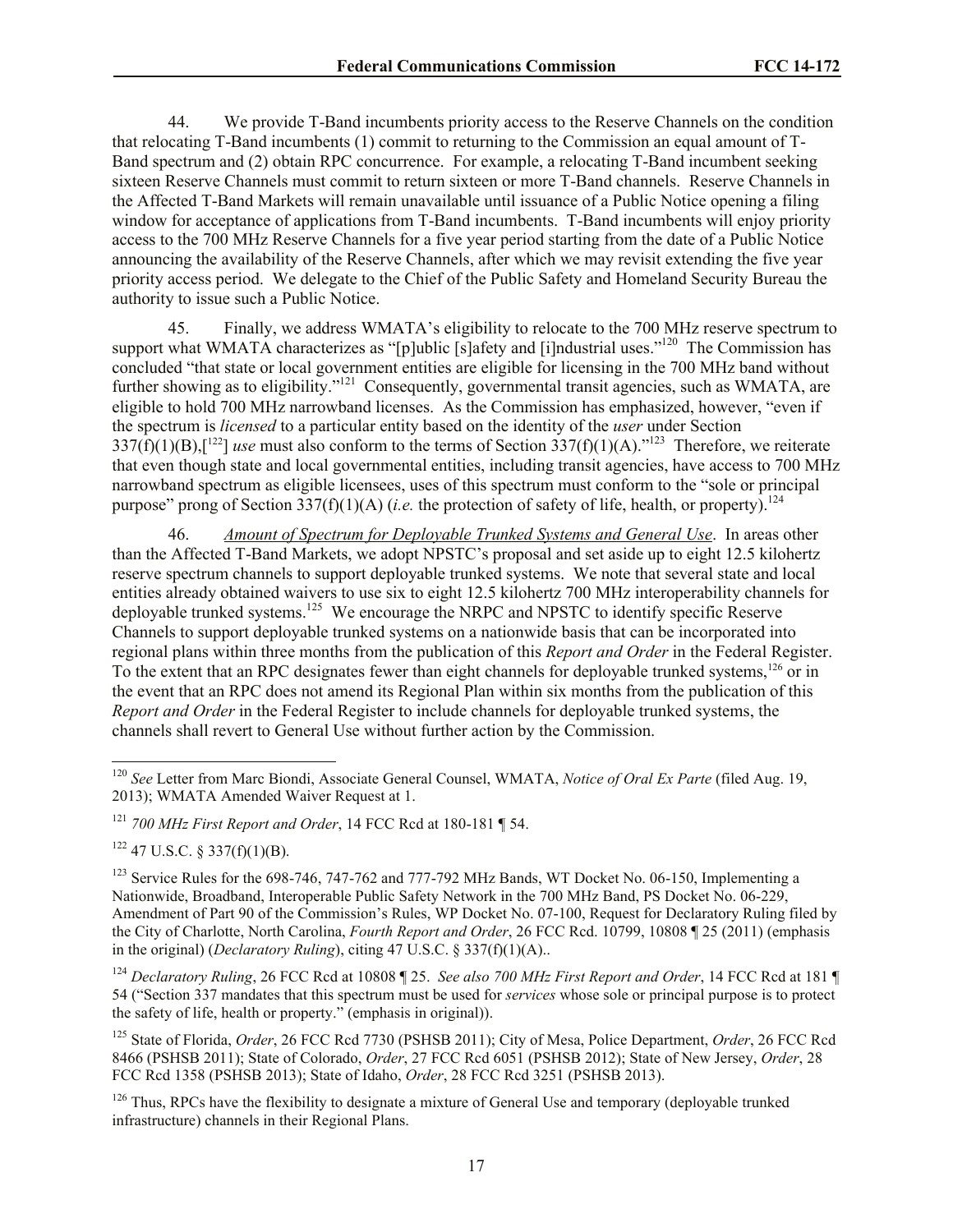44. We provide T-Band incumbents priority access to the Reserve Channels on the condition that relocating T-Band incumbents (1) commit to returning to the Commission an equal amount of T-Band spectrum and (2) obtain RPC concurrence. For example, a relocating T-Band incumbent seeking sixteen Reserve Channels must commit to return sixteen or more T-Band channels. Reserve Channels in the Affected T-Band Markets will remain unavailable until issuance of a Public Notice opening a filing window for acceptance of applications from T-Band incumbents. T-Band incumbents will enjoy priority access to the 700 MHz Reserve Channels for a five year period starting from the date of a Public Notice announcing the availability of the Reserve Channels, after which we may revisit extending the five year priority access period. We delegate to the Chief of the Public Safety and Homeland Security Bureau the authority to issue such a Public Notice.

45. Finally, we address WMATA's eligibility to relocate to the 700 MHz reserve spectrum to support what WMATA characterizes as "[p]ublic [s]afety and [i]ndustrial uses."[120] The Commission has concluded "that state or local government entities are eligible for licensing in the 700 MHz band without further showing as to eligibility."[121] Consequently, governmental transit agencies, such as WMATA, are eligible to hold 700 MHz narrowband licenses. As the Commission has emphasized, however, "even if the spectrum is *licensed* to a particular entity based on the identity of the *user* under Section 337(f)(1)(B),[[122]] *use* must also conform to the terms of Section 337(f)(1)(A)."[123] Therefore, we reiterate that even though state and local governmental entities, including transit agencies, have access to 700 MHz narrowband spectrum as eligible licensees, uses of this spectrum must conform to the "sole or principal purpose" prong of Section 337(f)(1)(A) (*i.e.* the protection of safety of life, health, or property).[124]

46. *Amount of Spectrum for Deployable Trunked Systems and General Use*. In areas other than the Affected T-Band Markets, we adopt NPSTC's proposal and set aside up to eight 12.5 kilohertz reserve spectrum channels to support deployable trunked systems. We note that several state and local entities already obtained waivers to use six to eight 12.5 kilohertz 700 MHz interoperability channels for deployable trunked systems.[125] We encourage the NRPC and NPSTC to identify specific Reserve Channels to support deployable trunked systems on a nationwide basis that can be incorporated into regional plans within three months from the publication of this *Report and Order* in the Federal Register. To the extent that an RPC designates fewer than eight channels for deployable trunked systems,[126] or in the event that an RPC does not amend its Regional Plan within six months from the publication of this *Report and Order* in the Federal Register to include channels for deployable trunked systems, the channels shall revert to General Use without further action by the Commission.

---

[120] *See* Letter from Marc Biondi, Associate General Counsel, WMATA, *Notice of Oral Ex Parte* (filed Aug. 19, 2013); WMATA Amended Waiver Request at 1.

[121] *700 MHz First Report and Order*, 14 FCC Rcd at 180-181 ¶ 54.

[122] 47 U.S.C. § 337(f)(1)(B).

[123] Service Rules for the 698-746, 747-762 and 777-792 MHz Bands, WT Docket No. 06-150, Implementing a Nationwide, Broadband, Interoperable Public Safety Network in the 700 MHz Band, PS Docket No. 06-229, Amendment of Part 90 of the Commission's Rules, WP Docket No. 07-100, Request for Declaratory Ruling filed by the City of Charlotte, North Carolina, *Fourth Report and Order*, 26 FCC Rcd. 10799, 10808 ¶ 25 (2011) (emphasis in the original) (*Declaratory Ruling*), citing 47 U.S.C. § 337(f)(1)(A)..

[124] *Declaratory Ruling*, 26 FCC Rcd at 10808 ¶ 25. *See also 700 MHz First Report and Order*, 14 FCC Rcd at 181 ¶ 54 ("Section 337 mandates that this spectrum must be used for *services* whose sole or principal purpose is to protect the safety of life, health or property." (emphasis in original)).

[125] State of Florida, *Order*, 26 FCC Rcd 7730 (PSHSB 2011); City of Mesa, Police Department, *Order*, 26 FCC Rcd 8466 (PSHSB 2011); State of Colorado, *Order*, 27 FCC Rcd 6051 (PSHSB 2012); State of New Jersey, *Order*, 28 FCC Rcd 1358 (PSHSB 2013); State of Idaho, *Order*, 28 FCC Rcd 3251 (PSHSB 2013).

[126] Thus, RPCs have the flexibility to designate a mixture of General Use and temporary (deployable trunked infrastructure) channels in their Regional Plans.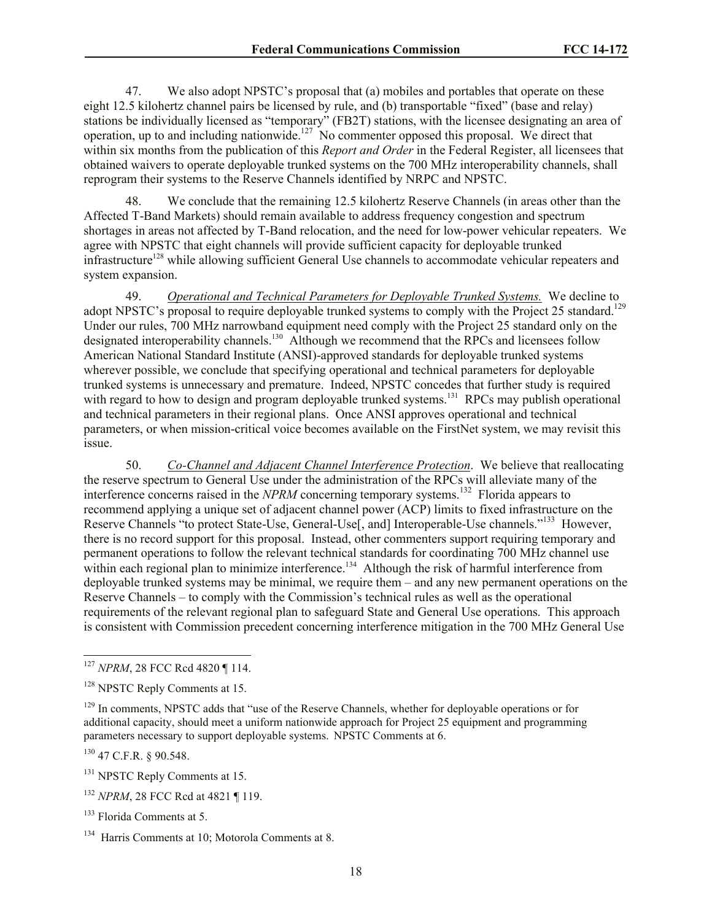47. We also adopt NPSTC's proposal that (a) mobiles and portables that operate on these eight 12.5 kilohertz channel pairs be licensed by rule, and (b) transportable "fixed" (base and relay) stations be individually licensed as "temporary" (FB2T) stations, with the licensee designating an area of operation, up to and including nationwide.[127] No commenter opposed this proposal. We direct that within six months from the publication of this *Report and Order* in the Federal Register, all licensees that obtained waivers to operate deployable trunked systems on the 700 MHz interoperability channels, shall reprogram their systems to the Reserve Channels identified by NRPC and NPSTC.

48. We conclude that the remaining 12.5 kilohertz Reserve Channels (in areas other than the Affected T-Band Markets) should remain available to address frequency congestion and spectrum shortages in areas not affected by T-Band relocation, and the need for low-power vehicular repeaters. We agree with NPSTC that eight channels will provide sufficient capacity for deployable trunked infrastructure[128] while allowing sufficient General Use channels to accommodate vehicular repeaters and system expansion.

49. Operational and Technical Parameters for Deployable Trunked Systems. We decline to adopt NPSTC's proposal to require deployable trunked systems to comply with the Project 25 standard.[129] Under our rules, 700 MHz narrowband equipment need comply with the Project 25 standard only on the designated interoperability channels.[130] Although we recommend that the RPCs and licensees follow American National Standard Institute (ANSI)-approved standards for deployable trunked systems wherever possible, we conclude that specifying operational and technical parameters for deployable trunked systems is unnecessary and premature. Indeed, NPSTC concedes that further study is required with regard to how to design and program deployable trunked systems.[131] RPCs may publish operational and technical parameters in their regional plans. Once ANSI approves operational and technical parameters, or when mission-critical voice becomes available on the FirstNet system, we may revisit this issue.

50. Co-Channel and Adjacent Channel Interference Protection. We believe that reallocating the reserve spectrum to General Use under the administration of the RPCs will alleviate many of the interference concerns raised in the *NPRM* concerning temporary systems.[132] Florida appears to recommend applying a unique set of adjacent channel power (ACP) limits to fixed infrastructure on the Reserve Channels "to protect State-Use, General-Use[, and] Interoperable-Use channels."[133] However, there is no record support for this proposal. Instead, other commenters support requiring temporary and permanent operations to follow the relevant technical standards for coordinating 700 MHz channel use within each regional plan to minimize interference.[134] Although the risk of harmful interference from deployable trunked systems may be minimal, we require them – and any new permanent operations on the Reserve Channels – to comply with the Commission's technical rules as well as the operational requirements of the relevant regional plan to safeguard State and General Use operations. This approach is consistent with Commission precedent concerning interference mitigation in the 700 MHz General Use

---

[127] *NPRM*, 28 FCC Rcd 4820 ¶ 114.

[128] NPSTC Reply Comments at 15.

[129] In comments, NPSTC adds that "use of the Reserve Channels, whether for deployable operations or for additional capacity, should meet a uniform nationwide approach for Project 25 equipment and programming parameters necessary to support deployable systems. NPSTC Comments at 6.

[130] 47 C.F.R. § 90.548.

[131] NPSTC Reply Comments at 15.

[132] *NPRM*, 28 FCC Rcd at 4821 ¶ 119.

[133] Florida Comments at 5.

[134] Harris Comments at 10; Motorola Comments at 8.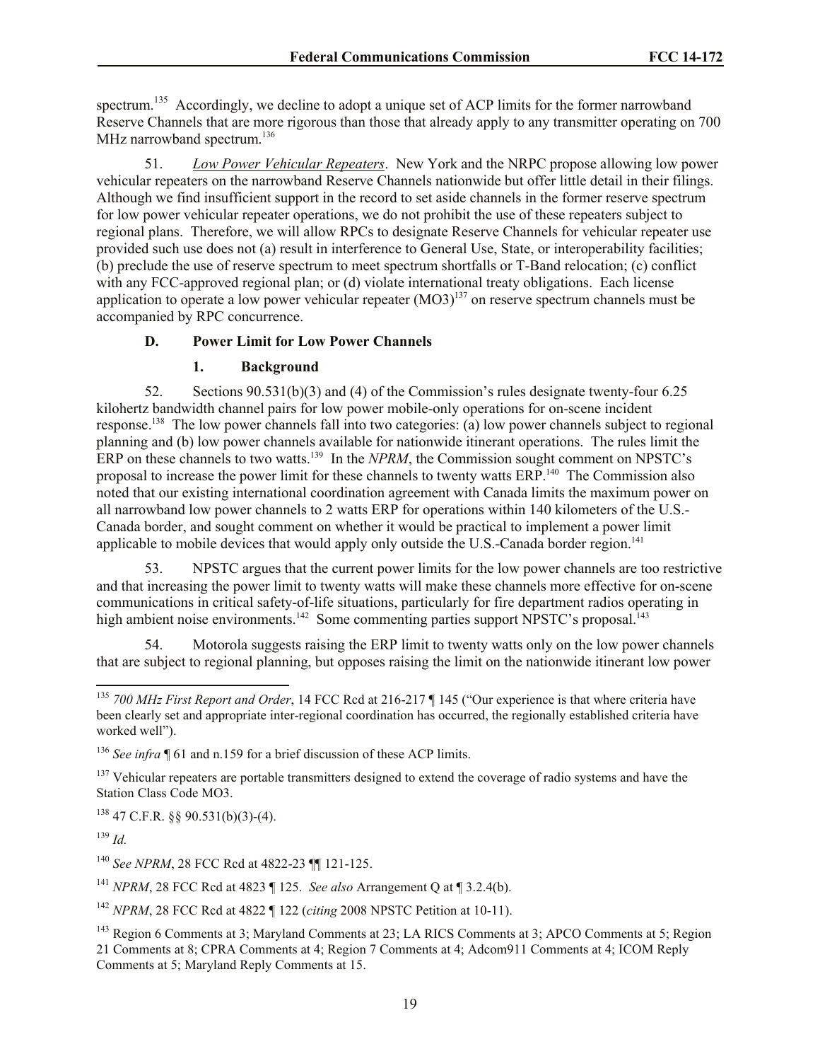spectrum.[135] Accordingly, we decline to adopt a unique set of ACP limits for the former narrowband Reserve Channels that are more rigorous than those that already apply to any transmitter operating on 700 MHz narrowband spectrum.[136]

51. *Low Power Vehicular Repeaters*. New York and the NRPC propose allowing low power vehicular repeaters on the narrowband Reserve Channels nationwide but offer little detail in their filings. Although we find insufficient support in the record to set aside channels in the former reserve spectrum for low power vehicular repeater operations, we do not prohibit the use of these repeaters subject to regional plans. Therefore, we will allow RPCs to designate Reserve Channels for vehicular repeater use provided such use does not (a) result in interference to General Use, State, or interoperability facilities; (b) preclude the use of reserve spectrum to meet spectrum shortfalls or T-Band relocation; (c) conflict with any FCC-approved regional plan; or (d) violate international treaty obligations. Each license application to operate a low power vehicular repeater (MO3)[137] on reserve spectrum channels must be accompanied by RPC concurrence.

### D. Power Limit for Low Power Channels

#### 1. Background

52. Sections 90.531(b)(3) and (4) of the Commission's rules designate twenty-four 6.25 kilohertz bandwidth channel pairs for low power mobile-only operations for on-scene incident response.[138] The low power channels fall into two categories: (a) low power channels subject to regional planning and (b) low power channels available for nationwide itinerant operations. The rules limit the ERP on these channels to two watts.[139] In the *NPRM*, the Commission sought comment on NPSTC's proposal to increase the power limit for these channels to twenty watts ERP.[140] The Commission also noted that our existing international coordination agreement with Canada limits the maximum power on all narrowband low power channels to 2 watts ERP for operations within 140 kilometers of the U.S.-Canada border, and sought comment on whether it would be practical to implement a power limit applicable to mobile devices that would apply only outside the U.S.-Canada border region.[141]

53. NPSTC argues that the current power limits for the low power channels are too restrictive and that increasing the power limit to twenty watts will make these channels more effective for on-scene communications in critical safety-of-life situations, particularly for fire department radios operating in high ambient noise environments.[142] Some commenting parties support NPSTC's proposal.[143]

54. Motorola suggests raising the ERP limit to twenty watts only on the low power channels that are subject to regional planning, but opposes raising the limit on the nationwide itinerant low power

---

[135] *700 MHz First Report and Order*, 14 FCC Rcd at 216-217 ¶ 145 ("Our experience is that where criteria have been clearly set and appropriate inter-regional coordination has occurred, the regionally established criteria have worked well").

[136] *See infra* ¶ 61 and n.159 for a brief discussion of these ACP limits.

[137] Vehicular repeaters are portable transmitters designed to extend the coverage of radio systems and have the Station Class Code MO3.

[138] 47 C.F.R. §§ 90.531(b)(3)-(4).

[139] *Id.*

[140] *See NPRM*, 28 FCC Rcd at 4822-23 ¶¶ 121-125.

[141] *NPRM*, 28 FCC Rcd at 4823 ¶ 125. *See also* Arrangement Q at ¶ 3.2.4(b).

[142] *NPRM*, 28 FCC Rcd at 4822 ¶ 122 (*citing* 2008 NPSTC Petition at 10-11).

[143] Region 6 Comments at 3; Maryland Comments at 23; LA RICS Comments at 3; APCO Comments at 5; Region 21 Comments at 8; CPRA Comments at 4; Region 7 Comments at 4; Adcom911 Comments at 4; ICOM Reply Comments at 5; Maryland Reply Comments at 15.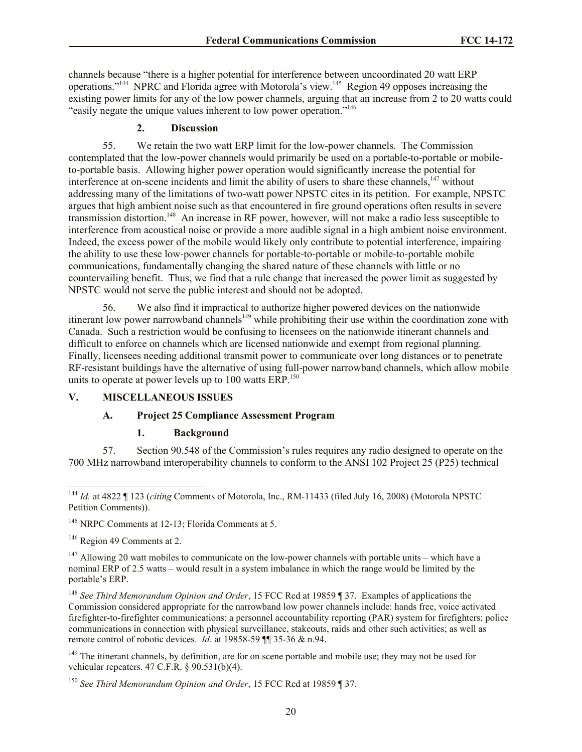channels because "there is a higher potential for interference between uncoordinated 20 watt ERP operations."[144] NPRC and Florida agree with Motorola's view.[145] Region 49 opposes increasing the existing power limits for any of the low power channels, arguing that an increase from 2 to 20 watts could "easily negate the unique values inherent to low power operation."[146]

#### 2. Discussion

55. We retain the two watt ERP limit for the low-power channels. The Commission contemplated that the low-power channels would primarily be used on a portable-to-portable or mobile-to-portable basis. Allowing higher power operation would significantly increase the potential for interference at on-scene incidents and limit the ability of users to share these channels,[147] without addressing many of the limitations of two-watt power NPSTC cites in its petition. For example, NPSTC argues that high ambient noise such as that encountered in fire ground operations often results in severe transmission distortion.[148] An increase in RF power, however, will not make a radio less susceptible to interference from acoustical noise or provide a more audible signal in a high ambient noise environment. Indeed, the excess power of the mobile would likely only contribute to potential interference, impairing the ability to use these low-power channels for portable-to-portable or mobile-to-portable mobile communications, fundamentally changing the shared nature of these channels with little or no countervailing benefit. Thus, we find that a rule change that increased the power limit as suggested by NPSTC would not serve the public interest and should not be adopted.

56. We also find it impractical to authorize higher powered devices on the nationwide itinerant low power narrowband channels[149] while prohibiting their use within the coordination zone with Canada. Such a restriction would be confusing to licensees on the nationwide itinerant channels and difficult to enforce on channels which are licensed nationwide and exempt from regional planning. Finally, licensees needing additional transmit power to communicate over long distances or to penetrate RF-resistant buildings have the alternative of using full-power narrowband channels, which allow mobile units to operate at power levels up to 100 watts ERP.[150]

## V. MISCELLANEOUS ISSUES

### A. Project 25 Compliance Assessment Program

#### 1. Background

57. Section 90.548 of the Commission's rules requires any radio designed to operate on the 700 MHz narrowband interoperability channels to conform to the ANSI 102 Project 25 (P25) technical

---

[144] *Id.* at 4822 ¶ 123 (*citing* Comments of Motorola, Inc., RM-11433 (filed July 16, 2008) (Motorola NPSTC Petition Comments)).

[145] NRPC Comments at 12-13; Florida Comments at 5.

[146] Region 49 Comments at 2.

[147] Allowing 20 watt mobiles to communicate on the low-power channels with portable units – which have a nominal ERP of 2.5 watts – would result in a system imbalance in which the range would be limited by the portable's ERP.

[148] *See Third Memorandum Opinion and Order*, 15 FCC Rcd at 19859 ¶ 37. Examples of applications the Commission considered appropriate for the narrowband low power channels include: hands free, voice activated firefighter-to-firefighter communications; a personnel accountability reporting (PAR) system for firefighters; police communications in connection with physical surveillance, stakeouts, raids and other such activities; as well as remote control of robotic devices. *Id*. at 19858-59 ¶¶ 35-36 & n.94.

[149] The itinerant channels, by definition, are for on scene portable and mobile use; they may not be used for vehicular repeaters. 47 C.F.R. § 90.531(b)(4).

[150] *See Third Memorandum Opinion and Order*, 15 FCC Rcd at 19859 ¶ 37.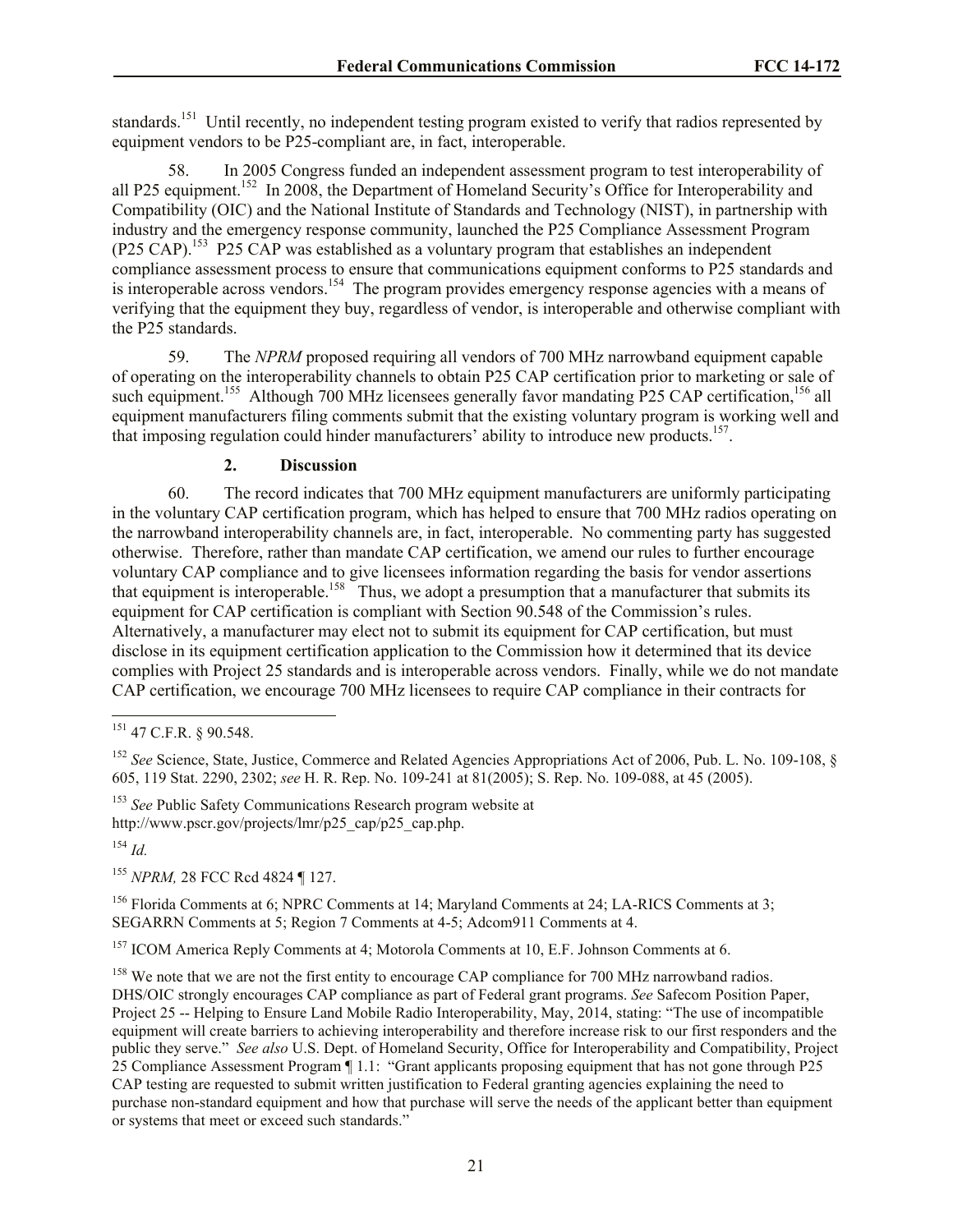standards.[151] Until recently, no independent testing program existed to verify that radios represented by equipment vendors to be P25-compliant are, in fact, interoperable.

58. In 2005 Congress funded an independent assessment program to test interoperability of all P25 equipment.[152] In 2008, the Department of Homeland Security's Office for Interoperability and Compatibility (OIC) and the National Institute of Standards and Technology (NIST), in partnership with industry and the emergency response community, launched the P25 Compliance Assessment Program (P25 CAP).[153] P25 CAP was established as a voluntary program that establishes an independent compliance assessment process to ensure that communications equipment conforms to P25 standards and is interoperable across vendors.[154] The program provides emergency response agencies with a means of verifying that the equipment they buy, regardless of vendor, is interoperable and otherwise compliant with the P25 standards.

59. The *NPRM* proposed requiring all vendors of 700 MHz narrowband equipment capable of operating on the interoperability channels to obtain P25 CAP certification prior to marketing or sale of such equipment.[155] Although 700 MHz licensees generally favor mandating P25 CAP certification,[156] all equipment manufacturers filing comments submit that the existing voluntary program is working well and that imposing regulation could hinder manufacturers' ability to introduce new products.[157].

### 2. Discussion

60. The record indicates that 700 MHz equipment manufacturers are uniformly participating in the voluntary CAP certification program, which has helped to ensure that 700 MHz radios operating on the narrowband interoperability channels are, in fact, interoperable. No commenting party has suggested otherwise. Therefore, rather than mandate CAP certification, we amend our rules to further encourage voluntary CAP compliance and to give licensees information regarding the basis for vendor assertions that equipment is interoperable.[158] Thus, we adopt a presumption that a manufacturer that submits its equipment for CAP certification is compliant with Section 90.548 of the Commission's rules. Alternatively, a manufacturer may elect not to submit its equipment for CAP certification, but must disclose in its equipment certification application to the Commission how it determined that its device complies with Project 25 standards and is interoperable across vendors. Finally, while we do not mandate CAP certification, we encourage 700 MHz licensees to require CAP compliance in their contracts for

---

[151] 47 C.F.R. § 90.548.

[152] *See* Science, State, Justice, Commerce and Related Agencies Appropriations Act of 2006, Pub. L. No. 109-108, § 605, 119 Stat. 2290, 2302; *see* H. R. Rep. No. 109-241 at 81(2005); S. Rep. No. 109-088, at 45 (2005).

[153] *See* Public Safety Communications Research program website at http://www.pscr.gov/projects/lmr/p25_cap/p25_cap.php.

[154] *Id.*

[155] *NPRM,* 28 FCC Rcd 4824 ¶ 127.

[156] Florida Comments at 6; NPRC Comments at 14; Maryland Comments at 24; LA-RICS Comments at 3; SEGARRN Comments at 5; Region 7 Comments at 4-5; Adcom911 Comments at 4.

[157] ICOM America Reply Comments at 4; Motorola Comments at 10, E.F. Johnson Comments at 6.

[158] We note that we are not the first entity to encourage CAP compliance for 700 MHz narrowband radios. DHS/OIC strongly encourages CAP compliance as part of Federal grant programs. *See* Safecom Position Paper, Project 25 -- Helping to Ensure Land Mobile Radio Interoperability, May, 2014, stating: "The use of incompatible equipment will create barriers to achieving interoperability and therefore increase risk to our first responders and the public they serve." *See also* U.S. Dept. of Homeland Security, Office for Interoperability and Compatibility, Project 25 Compliance Assessment Program ¶ 1.1: "Grant applicants proposing equipment that has not gone through P25 CAP testing are requested to submit written justification to Federal granting agencies explaining the need to purchase non-standard equipment and how that purchase will serve the needs of the applicant better than equipment or systems that meet or exceed such standards."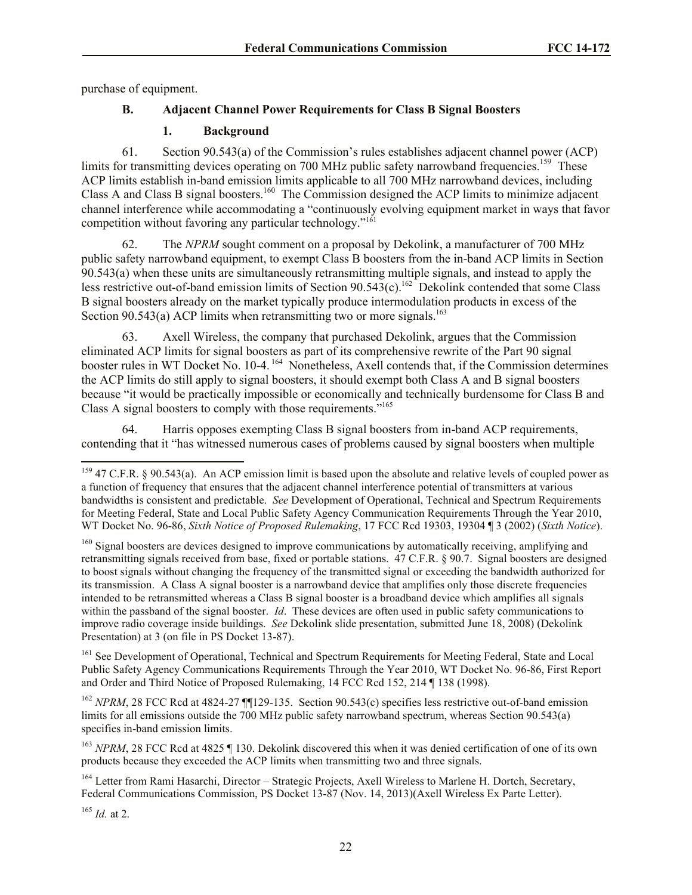purchase of equipment.

### B. Adjacent Channel Power Requirements for Class B Signal Boosters

#### 1. Background

61. Section 90.543(a) of the Commission's rules establishes adjacent channel power (ACP) limits for transmitting devices operating on 700 MHz public safety narrowband frequencies.[159] These ACP limits establish in-band emission limits applicable to all 700 MHz narrowband devices, including Class A and Class B signal boosters.[160] The Commission designed the ACP limits to minimize adjacent channel interference while accommodating a "continuously evolving equipment market in ways that favor competition without favoring any particular technology."[161]

62. The *NPRM* sought comment on a proposal by Dekolink, a manufacturer of 700 MHz public safety narrowband equipment, to exempt Class B boosters from the in-band ACP limits in Section 90.543(a) when these units are simultaneously retransmitting multiple signals, and instead to apply the less restrictive out-of-band emission limits of Section 90.543(c).[162] Dekolink contended that some Class B signal boosters already on the market typically produce intermodulation products in excess of the Section 90.543(a) ACP limits when retransmitting two or more signals.[163]

63. Axell Wireless, the company that purchased Dekolink, argues that the Commission eliminated ACP limits for signal boosters as part of its comprehensive rewrite of the Part 90 signal booster rules in WT Docket No. 10-4.[164] Nonetheless, Axell contends that, if the Commission determines the ACP limits do still apply to signal boosters, it should exempt both Class A and B signal boosters because "it would be practically impossible or economically and technically burdensome for Class B and Class A signal boosters to comply with those requirements."[165]

64. Harris opposes exempting Class B signal boosters from in-band ACP requirements, contending that it "has witnessed numerous cases of problems caused by signal boosters when multiple

---

[159] 47 C.F.R. § 90.543(a). An ACP emission limit is based upon the absolute and relative levels of coupled power as a function of frequency that ensures that the adjacent channel interference potential of transmitters at various bandwidths is consistent and predictable. *See* Development of Operational, Technical and Spectrum Requirements for Meeting Federal, State and Local Public Safety Agency Communication Requirements Through the Year 2010, WT Docket No. 96-86, *Sixth Notice of Proposed Rulemaking*, 17 FCC Rcd 19303, 19304 ¶ 3 (2002) (*Sixth Notice*).

[160] Signal boosters are devices designed to improve communications by automatically receiving, amplifying and retransmitting signals received from base, fixed or portable stations. 47 C.F.R. § 90.7. Signal boosters are designed to boost signals without changing the frequency of the transmitted signal or exceeding the bandwidth authorized for its transmission. A Class A signal booster is a narrowband device that amplifies only those discrete frequencies intended to be retransmitted whereas a Class B signal booster is a broadband device which amplifies all signals within the passband of the signal booster. *Id*. These devices are often used in public safety communications to improve radio coverage inside buildings. *See* Dekolink slide presentation, submitted June 18, 2008) (Dekolink Presentation) at 3 (on file in PS Docket 13-87).

[161] See Development of Operational, Technical and Spectrum Requirements for Meeting Federal, State and Local Public Safety Agency Communications Requirements Through the Year 2010, WT Docket No. 96-86, First Report and Order and Third Notice of Proposed Rulemaking, 14 FCC Rcd 152, 214 ¶ 138 (1998).

[162] *NPRM*, 28 FCC Rcd at 4824-27 ¶¶129-135. Section 90.543(c) specifies less restrictive out-of-band emission limits for all emissions outside the 700 MHz public safety narrowband spectrum, whereas Section 90.543(a) specifies in-band emission limits.

[163] *NPRM*, 28 FCC Rcd at 4825 ¶ 130. Dekolink discovered this when it was denied certification of one of its own products because they exceeded the ACP limits when transmitting two and three signals.

[164] Letter from Rami Hasarchi, Director – Strategic Projects, Axell Wireless to Marlene H. Dortch, Secretary, Federal Communications Commission, PS Docket 13-87 (Nov. 14, 2013)(Axell Wireless Ex Parte Letter).

[165] *Id.* at 2.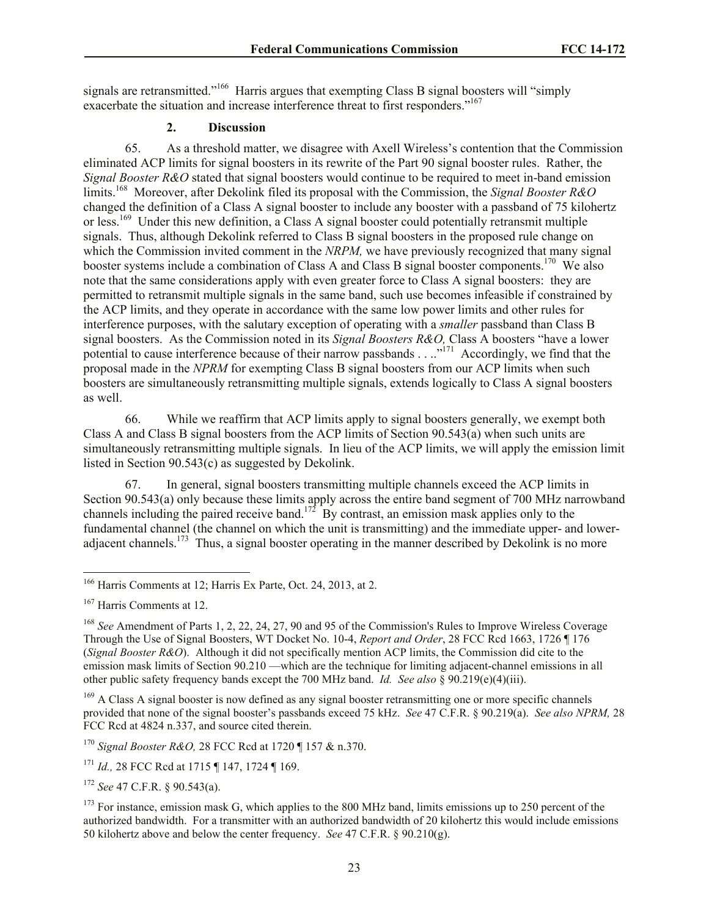signals are retransmitted."[166] Harris argues that exempting Class B signal boosters will "simply exacerbate the situation and increase interference threat to first responders."[167]

### 2. Discussion

65. As a threshold matter, we disagree with Axell Wireless's contention that the Commission eliminated ACP limits for signal boosters in its rewrite of the Part 90 signal booster rules. Rather, the *Signal Booster R&O* stated that signal boosters would continue to be required to meet in-band emission limits.[168] Moreover, after Dekolink filed its proposal with the Commission, the *Signal Booster R&O* changed the definition of a Class A signal booster to include any booster with a passband of 75 kilohertz or less.[169] Under this new definition, a Class A signal booster could potentially retransmit multiple signals. Thus, although Dekolink referred to Class B signal boosters in the proposed rule change on which the Commission invited comment in the *NRPM,* we have previously recognized that many signal booster systems include a combination of Class A and Class B signal booster components.[170] We also note that the same considerations apply with even greater force to Class A signal boosters: they are permitted to retransmit multiple signals in the same band, such use becomes infeasible if constrained by the ACP limits, and they operate in accordance with the same low power limits and other rules for interference purposes, with the salutary exception of operating with a *smaller* passband than Class B signal boosters. As the Commission noted in its *Signal Boosters R&O,* Class A boosters "have a lower potential to cause interference because of their narrow passbands . . .."[171] Accordingly, we find that the proposal made in the *NPRM* for exempting Class B signal boosters from our ACP limits when such boosters are simultaneously retransmitting multiple signals, extends logically to Class A signal boosters as well.

66. While we reaffirm that ACP limits apply to signal boosters generally, we exempt both Class A and Class B signal boosters from the ACP limits of Section 90.543(a) when such units are simultaneously retransmitting multiple signals. In lieu of the ACP limits, we will apply the emission limit listed in Section 90.543(c) as suggested by Dekolink.

67. In general, signal boosters transmitting multiple channels exceed the ACP limits in Section 90.543(a) only because these limits apply across the entire band segment of 700 MHz narrowband channels including the paired receive band.[172] By contrast, an emission mask applies only to the fundamental channel (the channel on which the unit is transmitting) and the immediate upper- and lower-adjacent channels.[173] Thus, a signal booster operating in the manner described by Dekolink is no more

---

[166] Harris Comments at 12; Harris Ex Parte, Oct. 24, 2013, at 2.

[167] Harris Comments at 12.

[168] *See* Amendment of Parts 1, 2, 22, 24, 27, 90 and 95 of the Commission's Rules to Improve Wireless Coverage Through the Use of Signal Boosters, WT Docket No. 10-4, *Report and Order*, 28 FCC Rcd 1663, 1726 ¶ 176 (*Signal Booster R&O*). Although it did not specifically mention ACP limits, the Commission did cite to the emission mask limits of Section 90.210 —which are the technique for limiting adjacent-channel emissions in all other public safety frequency bands except the 700 MHz band. *Id. See also* § 90.219(e)(4)(iii).

[169] A Class A signal booster is now defined as any signal booster retransmitting one or more specific channels provided that none of the signal booster's passbands exceed 75 kHz. *See* 47 C.F.R. § 90.219(a). *See also NPRM,* 28 FCC Rcd at 4824 n.337, and source cited therein.

[170] *Signal Booster R&O,* 28 FCC Rcd at 1720 ¶ 157 & n.370.

[171] *Id.,* 28 FCC Rcd at 1715 ¶ 147, 1724 ¶ 169.

[172] *See* 47 C.F.R. § 90.543(a).

[173] For instance, emission mask G, which applies to the 800 MHz band, limits emissions up to 250 percent of the authorized bandwidth. For a transmitter with an authorized bandwidth of 20 kilohertz this would include emissions 50 kilohertz above and below the center frequency. *See* 47 C.F.R. § 90.210(g).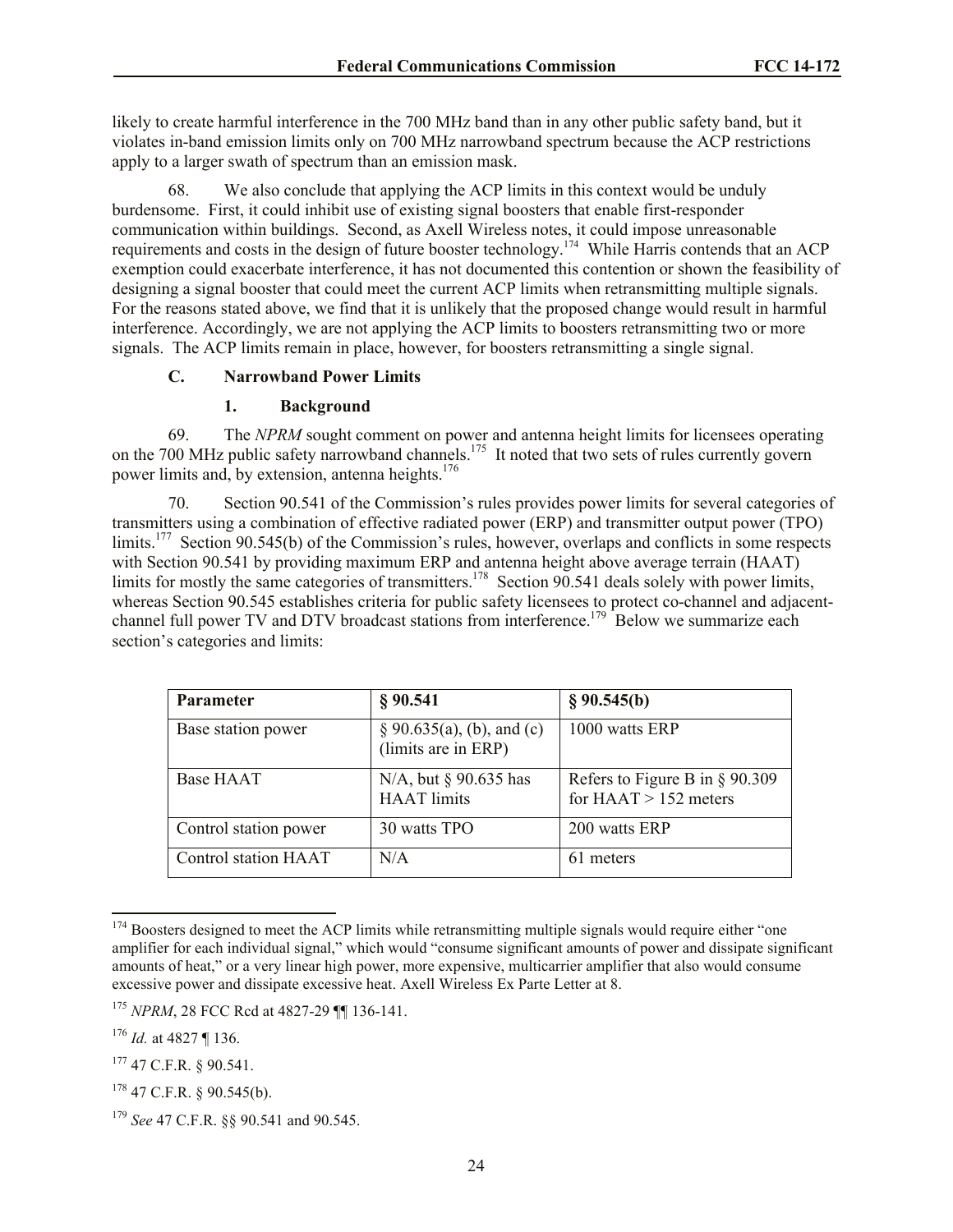likely to create harmful interference in the 700 MHz band than in any other public safety band, but it violates in-band emission limits only on 700 MHz narrowband spectrum because the ACP restrictions apply to a larger swath of spectrum than an emission mask.

68. We also conclude that applying the ACP limits in this context would be unduly burdensome. First, it could inhibit use of existing signal boosters that enable first-responder communication within buildings. Second, as Axell Wireless notes, it could impose unreasonable requirements and costs in the design of future booster technology.[174] While Harris contends that an ACP exemption could exacerbate interference, it has not documented this contention or shown the feasibility of designing a signal booster that could meet the current ACP limits when retransmitting multiple signals. For the reasons stated above, we find that it is unlikely that the proposed change would result in harmful interference. Accordingly, we are not applying the ACP limits to boosters retransmitting two or more signals. The ACP limits remain in place, however, for boosters retransmitting a single signal.

### C. Narrowband Power Limits

#### 1. Background

69. The *NPRM* sought comment on power and antenna height limits for licensees operating on the 700 MHz public safety narrowband channels.[175] It noted that two sets of rules currently govern power limits and, by extension, antenna heights.[176]

70. Section 90.541 of the Commission's rules provides power limits for several categories of transmitters using a combination of effective radiated power (ERP) and transmitter output power (TPO) limits.[177] Section 90.545(b) of the Commission's rules, however, overlaps and conflicts in some respects with Section 90.541 by providing maximum ERP and antenna height above average terrain (HAAT) limits for mostly the same categories of transmitters.[178] Section 90.541 deals solely with power limits, whereas Section 90.545 establishes criteria for public safety licensees to protect co-channel and adjacent-channel full power TV and DTV broadcast stations from interference.[179] Below we summarize each section's categories and limits:

| Parameter | § 90.541 | § 90.545(b) |
|---|---|---|
| Base station power | § 90.635(a), (b), and (c) (limits are in ERP) | 1000 watts ERP |
| Base HAAT | N/A, but § 90.635 has HAAT limits | Refers to Figure B in § 90.309 for HAAT > 152 meters |
| Control station power | 30 watts TPO | 200 watts ERP |
| Control station HAAT | N/A | 61 meters |

---

[174] Boosters designed to meet the ACP limits while retransmitting multiple signals would require either "one amplifier for each individual signal," which would "consume significant amounts of power and dissipate significant amounts of heat," or a very linear high power, more expensive, multicarrier amplifier that also would consume excessive power and dissipate excessive heat. Axell Wireless Ex Parte Letter at 8.

[175] *NPRM*, 28 FCC Rcd at 4827-29 ¶¶ 136-141.

[176] *Id.* at 4827 ¶ 136.

[177] 47 C.F.R. § 90.541.

[178] 47 C.F.R. § 90.545(b).

[179] *See* 47 C.F.R. §§ 90.541 and 90.545.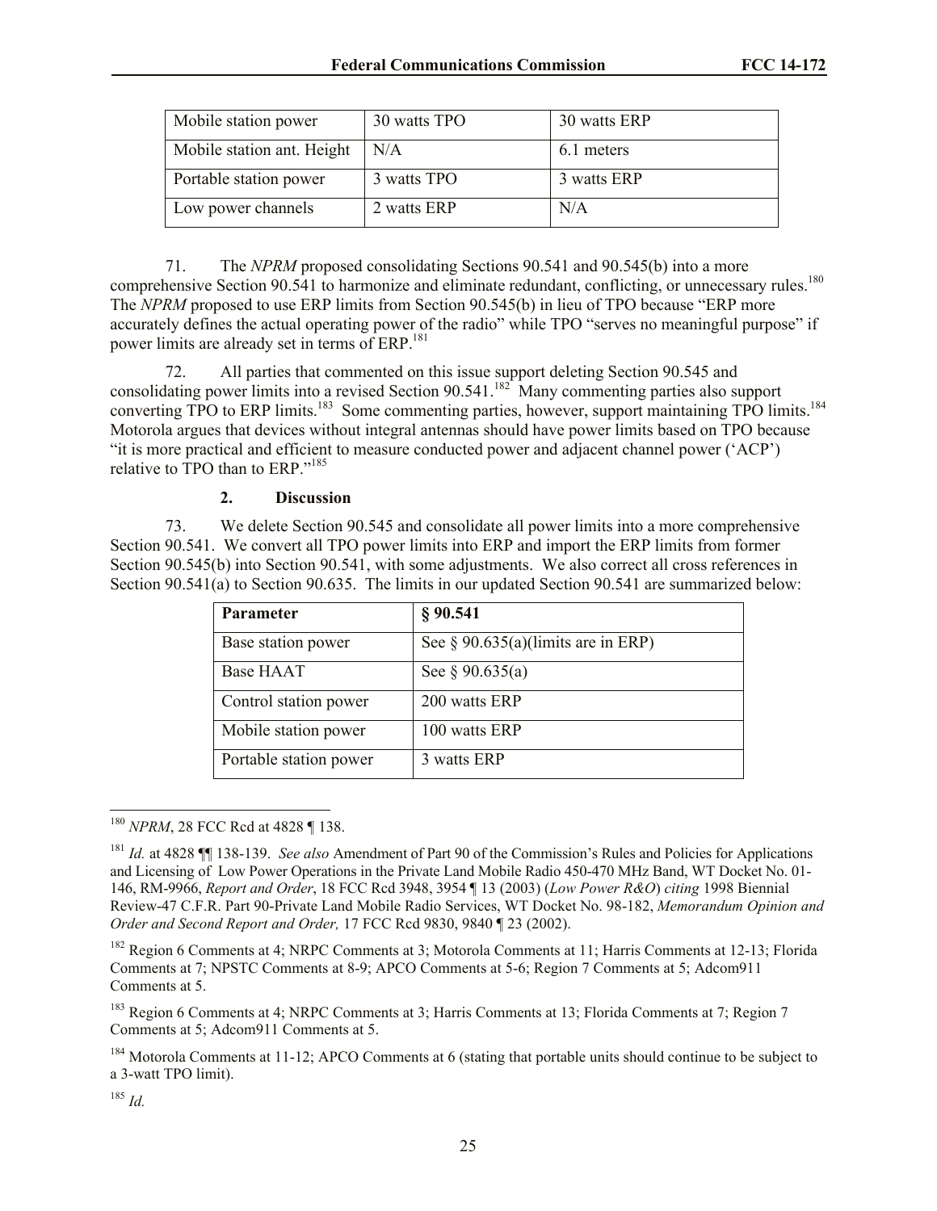| Mobile station power | 30 watts TPO | 30 watts ERP |
| --- | --- | --- |
| Mobile station ant. Height | N/A | 6.1 meters |
| Portable station power | 3 watts TPO | 3 watts ERP |
| Low power channels | 2 watts ERP | N/A |

71. The *NPRM* proposed consolidating Sections 90.541 and 90.545(b) into a more comprehensive Section 90.541 to harmonize and eliminate redundant, conflicting, or unnecessary rules.[180] The *NPRM* proposed to use ERP limits from Section 90.545(b) in lieu of TPO because "ERP more accurately defines the actual operating power of the radio" while TPO "serves no meaningful purpose" if power limits are already set in terms of ERP.[181]

72. All parties that commented on this issue support deleting Section 90.545 and consolidating power limits into a revised Section 90.541.[182] Many commenting parties also support converting TPO to ERP limits.[183] Some commenting parties, however, support maintaining TPO limits.[184] Motorola argues that devices without integral antennas should have power limits based on TPO because "it is more practical and efficient to measure conducted power and adjacent channel power ('ACP') relative to TPO than to ERP."[185]

### 2. Discussion

73. We delete Section 90.545 and consolidate all power limits into a more comprehensive Section 90.541. We convert all TPO power limits into ERP and import the ERP limits from former Section 90.545(b) into Section 90.541, with some adjustments. We also correct all cross references in Section 90.541(a) to Section 90.635. The limits in our updated Section 90.541 are summarized below:

| **Parameter** | **§ 90.541** |
| --- | --- |
| Base station power | See § 90.635(a)(limits are in ERP) |
| Base HAAT | See § 90.635(a) |
| Control station power | 200 watts ERP |
| Mobile station power | 100 watts ERP |
| Portable station power | 3 watts ERP |

---

[180] *NPRM*, 28 FCC Rcd at 4828 ¶ 138.

[181] *Id.* at 4828 ¶¶ 138-139. *See also* Amendment of Part 90 of the Commission's Rules and Policies for Applications and Licensing of Low Power Operations in the Private Land Mobile Radio 450-470 MHz Band, WT Docket No. 01-146, RM-9966, *Report and Order*, 18 FCC Rcd 3948, 3954 ¶ 13 (2003) (*Low Power R&O*) *citing* 1998 Biennial Review-47 C.F.R. Part 90-Private Land Mobile Radio Services, WT Docket No. 98-182, *Memorandum Opinion and Order and Second Report and Order,* 17 FCC Rcd 9830, 9840 ¶ 23 (2002).

[182] Region 6 Comments at 4; NRPC Comments at 3; Motorola Comments at 11; Harris Comments at 12-13; Florida Comments at 7; NPSTC Comments at 8-9; APCO Comments at 5-6; Region 7 Comments at 5; Adcom911 Comments at 5.

[183] Region 6 Comments at 4; NRPC Comments at 3; Harris Comments at 13; Florida Comments at 7; Region 7 Comments at 5; Adcom911 Comments at 5.

[184] Motorola Comments at 11-12; APCO Comments at 6 (stating that portable units should continue to be subject to a 3-watt TPO limit).

[185] *Id.*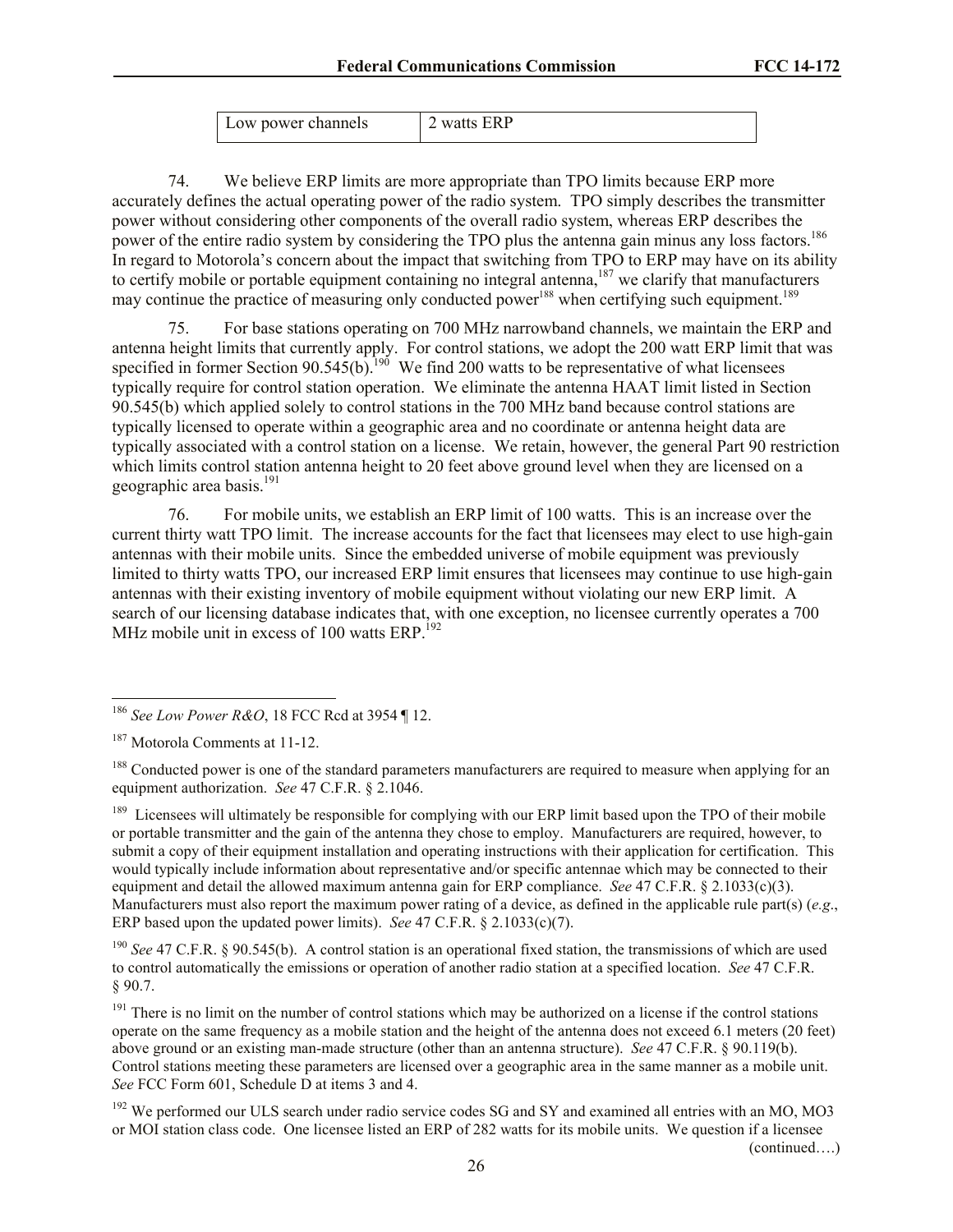| Low power channels | 2 watts ERP |
|---|---|

74. We believe ERP limits are more appropriate than TPO limits because ERP more accurately defines the actual operating power of the radio system. TPO simply describes the transmitter power without considering other components of the overall radio system, whereas ERP describes the power of the entire radio system by considering the TPO plus the antenna gain minus any loss factors.[186] In regard to Motorola's concern about the impact that switching from TPO to ERP may have on its ability to certify mobile or portable equipment containing no integral antenna,[187] we clarify that manufacturers may continue the practice of measuring only conducted power[188] when certifying such equipment.[189]

75. For base stations operating on 700 MHz narrowband channels, we maintain the ERP and antenna height limits that currently apply. For control stations, we adopt the 200 watt ERP limit that was specified in former Section 90.545(b).[190] We find 200 watts to be representative of what licensees typically require for control station operation. We eliminate the antenna HAAT limit listed in Section 90.545(b) which applied solely to control stations in the 700 MHz band because control stations are typically licensed to operate within a geographic area and no coordinate or antenna height data are typically associated with a control station on a license. We retain, however, the general Part 90 restriction which limits control station antenna height to 20 feet above ground level when they are licensed on a geographic area basis.[191]

76. For mobile units, we establish an ERP limit of 100 watts. This is an increase over the current thirty watt TPO limit. The increase accounts for the fact that licensees may elect to use high-gain antennas with their mobile units. Since the embedded universe of mobile equipment was previously limited to thirty watts TPO, our increased ERP limit ensures that licensees may continue to use high-gain antennas with their existing inventory of mobile equipment without violating our new ERP limit. A search of our licensing database indicates that, with one exception, no licensee currently operates a 700 MHz mobile unit in excess of 100 watts ERP.[192]

---

[186] *See Low Power R&O*, 18 FCC Rcd at 3954 ¶ 12.

[187] Motorola Comments at 11-12.

[188] Conducted power is one of the standard parameters manufacturers are required to measure when applying for an equipment authorization. *See* 47 C.F.R. § 2.1046.

[189] Licensees will ultimately be responsible for complying with our ERP limit based upon the TPO of their mobile or portable transmitter and the gain of the antenna they chose to employ. Manufacturers are required, however, to submit a copy of their equipment installation and operating instructions with their application for certification. This would typically include information about representative and/or specific antennae which may be connected to their equipment and detail the allowed maximum antenna gain for ERP compliance. *See* 47 C.F.R. § 2.1033(c)(3). Manufacturers must also report the maximum power rating of a device, as defined in the applicable rule part(s) (*e.g*., ERP based upon the updated power limits). *See* 47 C.F.R. § 2.1033(c)(7).

[190] *See* 47 C.F.R. § 90.545(b). A control station is an operational fixed station, the transmissions of which are used to control automatically the emissions or operation of another radio station at a specified location. *See* 47 C.F.R. § 90.7.

[191] There is no limit on the number of control stations which may be authorized on a license if the control stations operate on the same frequency as a mobile station and the height of the antenna does not exceed 6.1 meters (20 feet) above ground or an existing man-made structure (other than an antenna structure). *See* 47 C.F.R. § 90.119(b). Control stations meeting these parameters are licensed over a geographic area in the same manner as a mobile unit. *See* FCC Form 601, Schedule D at items 3 and 4.

[192] We performed our ULS search under radio service codes SG and SY and examined all entries with an MO, MO3 or MOI station class code. One licensee listed an ERP of 282 watts for its mobile units. We question if a licensee

(continued….)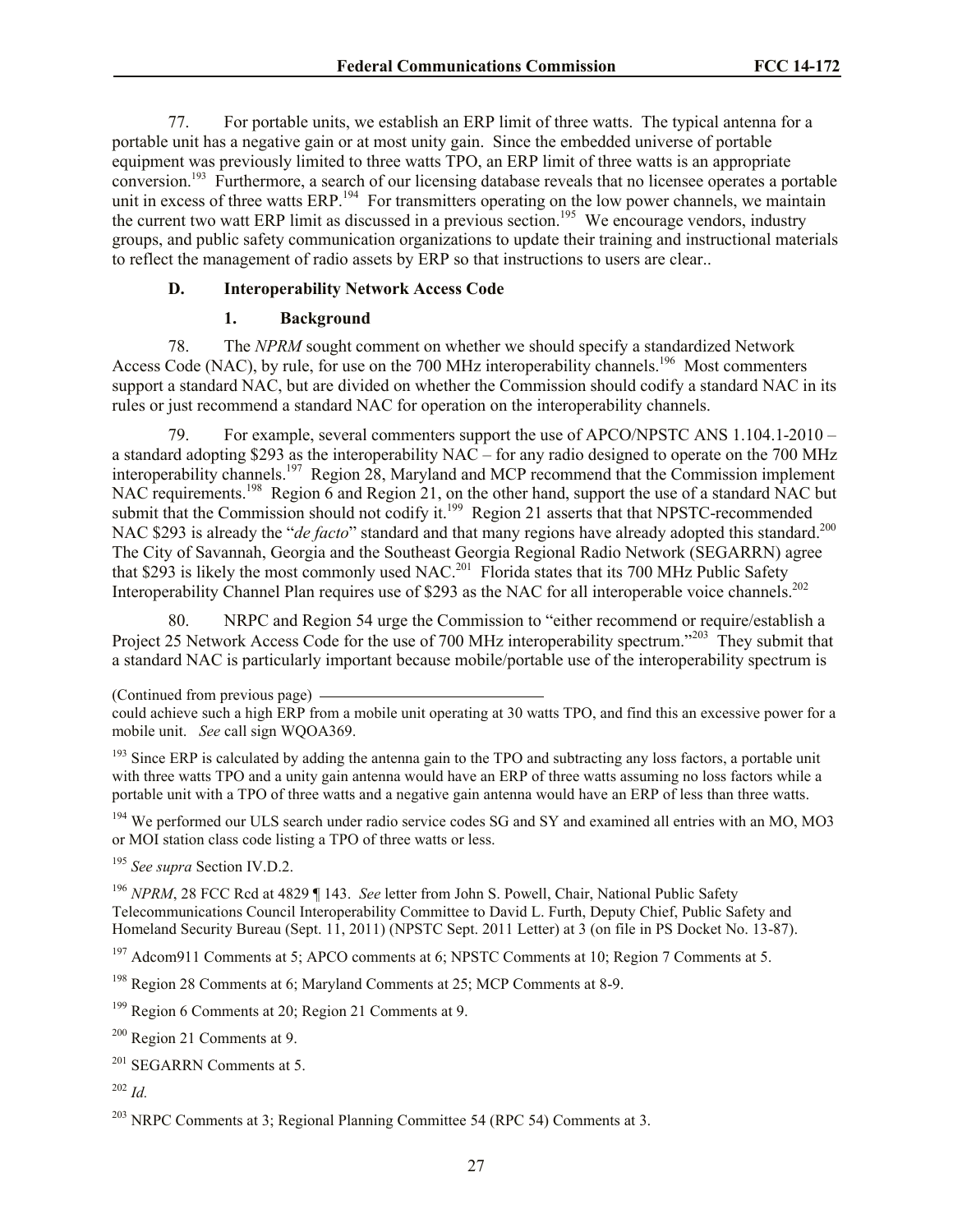77. For portable units, we establish an ERP limit of three watts. The typical antenna for a portable unit has a negative gain or at most unity gain. Since the embedded universe of portable equipment was previously limited to three watts TPO, an ERP limit of three watts is an appropriate conversion.[193] Furthermore, a search of our licensing database reveals that no licensee operates a portable unit in excess of three watts ERP.[194] For transmitters operating on the low power channels, we maintain the current two watt ERP limit as discussed in a previous section.[195] We encourage vendors, industry groups, and public safety communication organizations to update their training and instructional materials to reflect the management of radio assets by ERP so that instructions to users are clear..

### D. Interoperability Network Access Code

#### 1. Background

78. The *NPRM* sought comment on whether we should specify a standardized Network Access Code (NAC), by rule, for use on the 700 MHz interoperability channels.[196] Most commenters support a standard NAC, but are divided on whether the Commission should codify a standard NAC in its rules or just recommend a standard NAC for operation on the interoperability channels.

79. For example, several commenters support the use of APCO/NPSTC ANS 1.104.1-2010 – a standard adopting $293 as the interoperability NAC – for any radio designed to operate on the 700 MHz interoperability channels.[197] Region 28, Maryland and MCP recommend that the Commission implement NAC requirements.[198] Region 6 and Region 21, on the other hand, support the use of a standard NAC but submit that the Commission should not codify it.[199] Region 21 asserts that that NPSTC-recommended NAC $293 is already the "*de facto*" standard and that many regions have already adopted this standard.[200] The City of Savannah, Georgia and the Southeast Georgia Regional Radio Network (SEGARRN) agree that $293 is likely the most commonly used NAC.[201] Florida states that its 700 MHz Public Safety Interoperability Channel Plan requires use of $293 as the NAC for all interoperable voice channels.[202]

80. NRPC and Region 54 urge the Commission to "either recommend or require/establish a Project 25 Network Access Code for the use of 700 MHz interoperability spectrum."[203] They submit that a standard NAC is particularly important because mobile/portable use of the interoperability spectrum is

---

(Continued from previous page)
could achieve such a high ERP from a mobile unit operating at 30 watts TPO, and find this an excessive power for a mobile unit. *See* call sign WQOA369.

[193] Since ERP is calculated by adding the antenna gain to the TPO and subtracting any loss factors, a portable unit with three watts TPO and a unity gain antenna would have an ERP of three watts assuming no loss factors while a portable unit with a TPO of three watts and a negative gain antenna would have an ERP of less than three watts.

[194] We performed our ULS search under radio service codes SG and SY and examined all entries with an MO, MO3 or MOI station class code listing a TPO of three watts or less.

[195] *See supra* Section IV.D.2.

[196] *NPRM*, 28 FCC Rcd at 4829 ¶ 143. *See* letter from John S. Powell, Chair, National Public Safety Telecommunications Council Interoperability Committee to David L. Furth, Deputy Chief, Public Safety and Homeland Security Bureau (Sept. 11, 2011) (NPSTC Sept. 2011 Letter) at 3 (on file in PS Docket No. 13-87).

[197] Adcom911 Comments at 5; APCO comments at 6; NPSTC Comments at 10; Region 7 Comments at 5.

[198] Region 28 Comments at 6; Maryland Comments at 25; MCP Comments at 8-9.

[199] Region 6 Comments at 20; Region 21 Comments at 9.

[200] Region 21 Comments at 9.

[201] SEGARRN Comments at 5.

[202] *Id.*

[203] NRPC Comments at 3; Regional Planning Committee 54 (RPC 54) Comments at 3.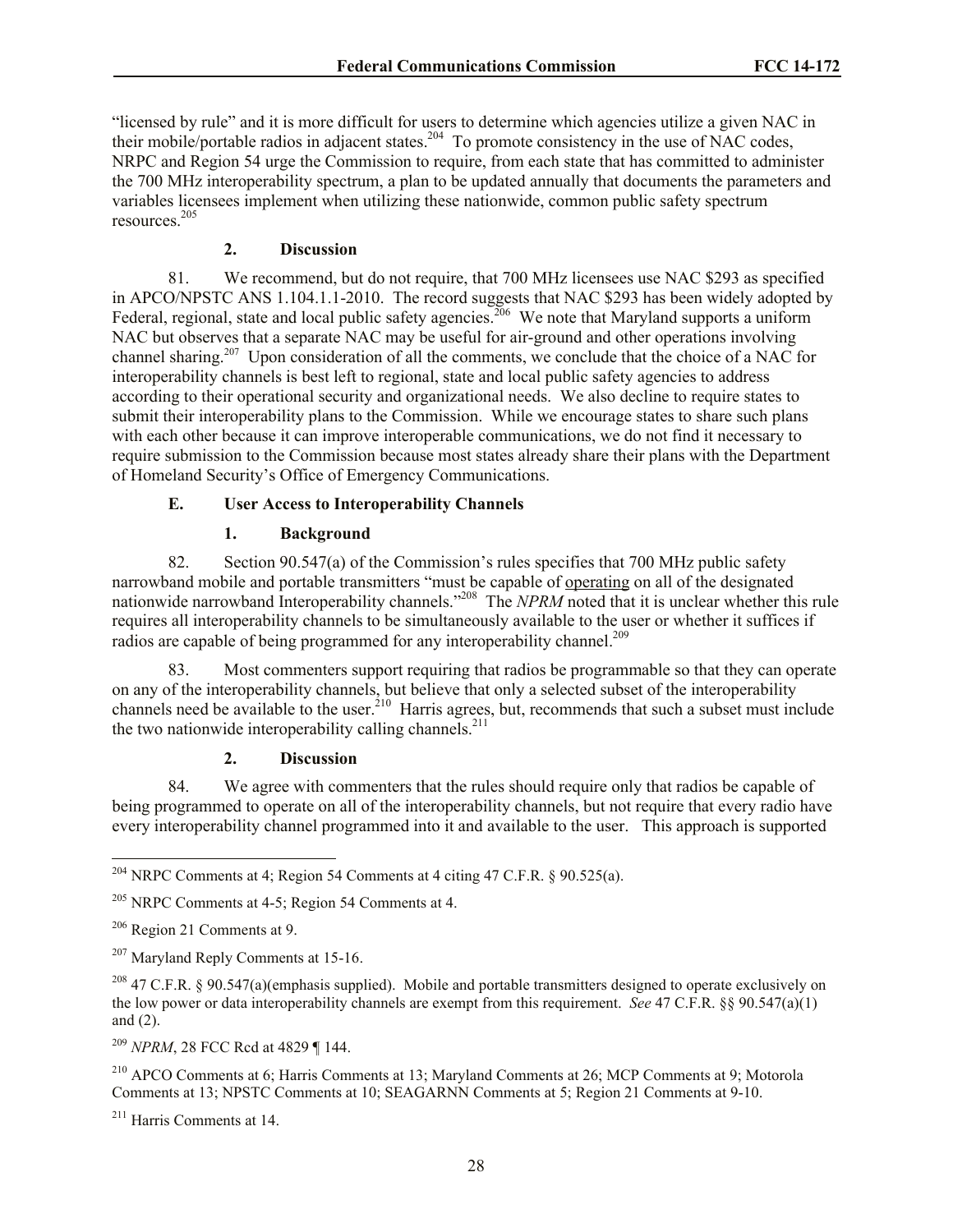"licensed by rule" and it is more difficult for users to determine which agencies utilize a given NAC in their mobile/portable radios in adjacent states.[204] To promote consistency in the use of NAC codes, NRPC and Region 54 urge the Commission to require, from each state that has committed to administer the 700 MHz interoperability spectrum, a plan to be updated annually that documents the parameters and variables licensees implement when utilizing these nationwide, common public safety spectrum resources.[205]

#### 2. Discussion

81. We recommend, but do not require, that 700 MHz licensees use NAC $293 as specified in APCO/NPSTC ANS 1.104.1.1-2010. The record suggests that NAC $293 has been widely adopted by Federal, regional, state and local public safety agencies.[206] We note that Maryland supports a uniform NAC but observes that a separate NAC may be useful for air-ground and other operations involving channel sharing.[207] Upon consideration of all the comments, we conclude that the choice of a NAC for interoperability channels is best left to regional, state and local public safety agencies to address according to their operational security and organizational needs. We also decline to require states to submit their interoperability plans to the Commission. While we encourage states to share such plans with each other because it can improve interoperable communications, we do not find it necessary to require submission to the Commission because most states already share their plans with the Department of Homeland Security's Office of Emergency Communications.

### E. User Access to Interoperability Channels

#### 1. Background

82. Section 90.547(a) of the Commission's rules specifies that 700 MHz public safety narrowband mobile and portable transmitters "must be capable of <u>operating</u> on all of the designated nationwide narrowband Interoperability channels."[208] The *NPRM* noted that it is unclear whether this rule requires all interoperability channels to be simultaneously available to the user or whether it suffices if radios are capable of being programmed for any interoperability channel.[209]

83. Most commenters support requiring that radios be programmable so that they can operate on any of the interoperability channels, but believe that only a selected subset of the interoperability channels need be available to the user.[210] Harris agrees, but, recommends that such a subset must include the two nationwide interoperability calling channels.[211]

#### 2. Discussion

84. We agree with commenters that the rules should require only that radios be capable of being programmed to operate on all of the interoperability channels, but not require that every radio have every interoperability channel programmed into it and available to the user. This approach is supported

---

[204] NRPC Comments at 4; Region 54 Comments at 4 citing 47 C.F.R. § 90.525(a).

[205] NRPC Comments at 4-5; Region 54 Comments at 4.

[206] Region 21 Comments at 9.

[207] Maryland Reply Comments at 15-16.

[208] 47 C.F.R. § 90.547(a)(emphasis supplied). Mobile and portable transmitters designed to operate exclusively on the low power or data interoperability channels are exempt from this requirement. *See* 47 C.F.R. §§ 90.547(a)(1) and (2).

[209] *NPRM*, 28 FCC Rcd at 4829 ¶ 144.

[210] APCO Comments at 6; Harris Comments at 13; Maryland Comments at 26; MCP Comments at 9; Motorola Comments at 13; NPSTC Comments at 10; SEAGARNN Comments at 5; Region 21 Comments at 9-10.

[211] Harris Comments at 14.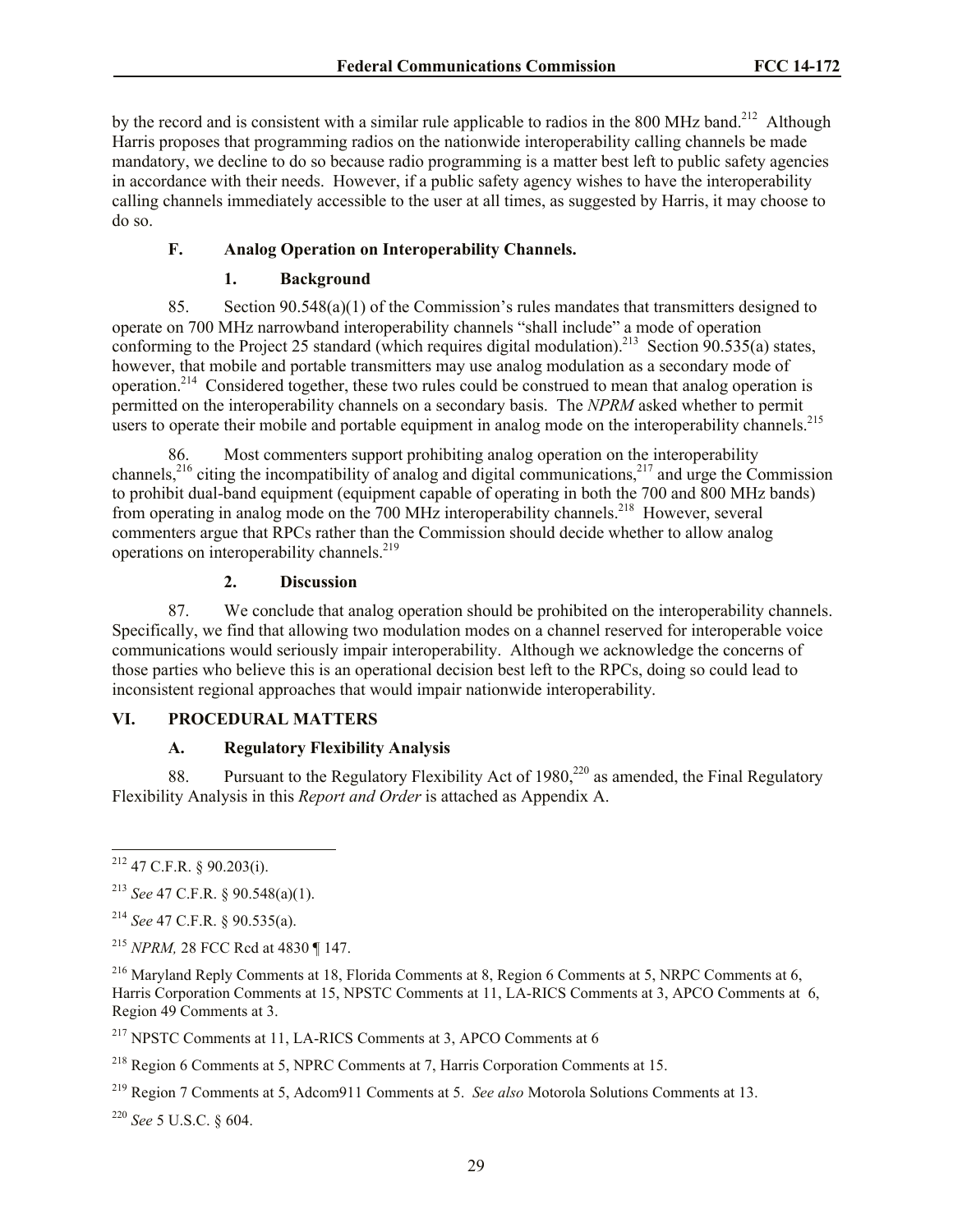by the record and is consistent with a similar rule applicable to radios in the 800 MHz band.[212] Although Harris proposes that programming radios on the nationwide interoperability calling channels be made mandatory, we decline to do so because radio programming is a matter best left to public safety agencies in accordance with their needs. However, if a public safety agency wishes to have the interoperability calling channels immediately accessible to the user at all times, as suggested by Harris, it may choose to do so.

### F. Analog Operation on Interoperability Channels.

#### 1. Background

85. Section 90.548(a)(1) of the Commission's rules mandates that transmitters designed to operate on 700 MHz narrowband interoperability channels "shall include" a mode of operation conforming to the Project 25 standard (which requires digital modulation).[213] Section 90.535(a) states, however, that mobile and portable transmitters may use analog modulation as a secondary mode of operation.[214] Considered together, these two rules could be construed to mean that analog operation is permitted on the interoperability channels on a secondary basis. The *NPRM* asked whether to permit users to operate their mobile and portable equipment in analog mode on the interoperability channels.[215]

86. Most commenters support prohibiting analog operation on the interoperability channels,[216] citing the incompatibility of analog and digital communications,[217] and urge the Commission to prohibit dual-band equipment (equipment capable of operating in both the 700 and 800 MHz bands) from operating in analog mode on the 700 MHz interoperability channels.[218] However, several commenters argue that RPCs rather than the Commission should decide whether to allow analog operations on interoperability channels.[219]

#### 2. Discussion

87. We conclude that analog operation should be prohibited on the interoperability channels. Specifically, we find that allowing two modulation modes on a channel reserved for interoperable voice communications would seriously impair interoperability. Although we acknowledge the concerns of those parties who believe this is an operational decision best left to the RPCs, doing so could lead to inconsistent regional approaches that would impair nationwide interoperability.

## VI. PROCEDURAL MATTERS

### A. Regulatory Flexibility Analysis

88. Pursuant to the Regulatory Flexibility Act of 1980,[220] as amended, the Final Regulatory Flexibility Analysis in this *Report and Order* is attached as Appendix A.

---

[212] 47 C.F.R. § 90.203(i).

[213] *See* 47 C.F.R. § 90.548(a)(1).

[214] *See* 47 C.F.R. § 90.535(a).

[215] *NPRM,* 28 FCC Rcd at 4830 ¶ 147.

[216] Maryland Reply Comments at 18, Florida Comments at 8, Region 6 Comments at 5, NRPC Comments at 6, Harris Corporation Comments at 15, NPSTC Comments at 11, LA-RICS Comments at 3, APCO Comments at 6, Region 49 Comments at 3.

[217] NPSTC Comments at 11, LA-RICS Comments at 3, APCO Comments at 6

[218] Region 6 Comments at 5, NPRC Comments at 7, Harris Corporation Comments at 15.

[219] Region 7 Comments at 5, Adcom911 Comments at 5. *See also* Motorola Solutions Comments at 13.

[220] *See* 5 U.S.C. § 604.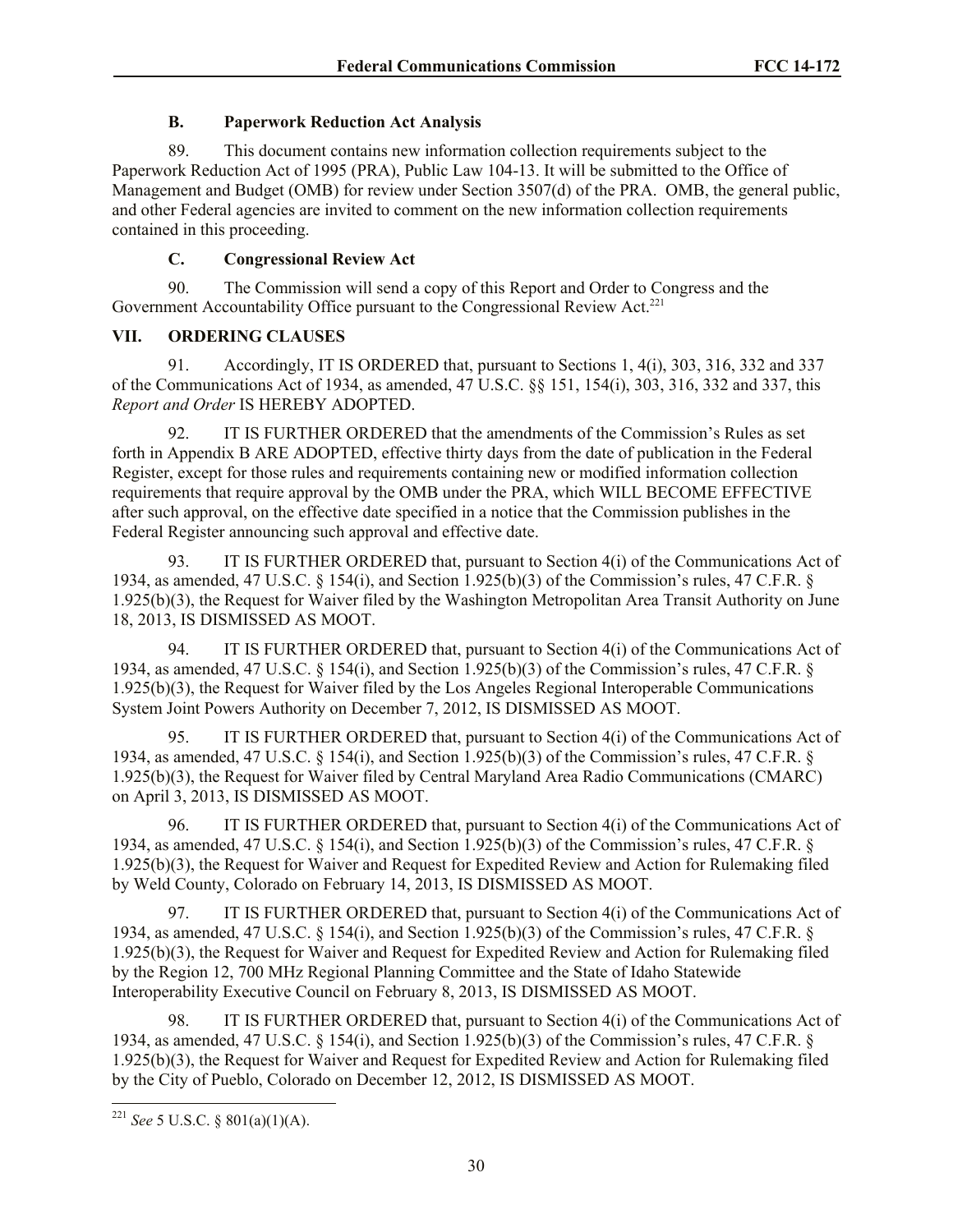### B. Paperwork Reduction Act Analysis

89. This document contains new information collection requirements subject to the Paperwork Reduction Act of 1995 (PRA), Public Law 104-13. It will be submitted to the Office of Management and Budget (OMB) for review under Section 3507(d) of the PRA. OMB, the general public, and other Federal agencies are invited to comment on the new information collection requirements contained in this proceeding.

### C. Congressional Review Act

90. The Commission will send a copy of this Report and Order to Congress and the Government Accountability Office pursuant to the Congressional Review Act.[221]

## VII. ORDERING CLAUSES

91. Accordingly, IT IS ORDERED that, pursuant to Sections 1, 4(i), 303, 316, 332 and 337 of the Communications Act of 1934, as amended, 47 U.S.C. §§ 151, 154(i), 303, 316, 332 and 337, this *Report and Order* IS HEREBY ADOPTED.

92. IT IS FURTHER ORDERED that the amendments of the Commission's Rules as set forth in Appendix B ARE ADOPTED, effective thirty days from the date of publication in the Federal Register, except for those rules and requirements containing new or modified information collection requirements that require approval by the OMB under the PRA, which WILL BECOME EFFECTIVE after such approval, on the effective date specified in a notice that the Commission publishes in the Federal Register announcing such approval and effective date.

93. IT IS FURTHER ORDERED that, pursuant to Section 4(i) of the Communications Act of 1934, as amended, 47 U.S.C. § 154(i), and Section 1.925(b)(3) of the Commission's rules, 47 C.F.R. § 1.925(b)(3), the Request for Waiver filed by the Washington Metropolitan Area Transit Authority on June 18, 2013, IS DISMISSED AS MOOT.

94. IT IS FURTHER ORDERED that, pursuant to Section 4(i) of the Communications Act of 1934, as amended, 47 U.S.C. § 154(i), and Section 1.925(b)(3) of the Commission's rules, 47 C.F.R. § 1.925(b)(3), the Request for Waiver filed by the Los Angeles Regional Interoperable Communications System Joint Powers Authority on December 7, 2012, IS DISMISSED AS MOOT.

95. IT IS FURTHER ORDERED that, pursuant to Section 4(i) of the Communications Act of 1934, as amended, 47 U.S.C. § 154(i), and Section 1.925(b)(3) of the Commission's rules, 47 C.F.R. § 1.925(b)(3), the Request for Waiver filed by Central Maryland Area Radio Communications (CMARC) on April 3, 2013, IS DISMISSED AS MOOT.

96. IT IS FURTHER ORDERED that, pursuant to Section 4(i) of the Communications Act of 1934, as amended, 47 U.S.C. § 154(i), and Section 1.925(b)(3) of the Commission's rules, 47 C.F.R. § 1.925(b)(3), the Request for Waiver and Request for Expedited Review and Action for Rulemaking filed by Weld County, Colorado on February 14, 2013, IS DISMISSED AS MOOT.

97. IT IS FURTHER ORDERED that, pursuant to Section 4(i) of the Communications Act of 1934, as amended, 47 U.S.C. § 154(i), and Section 1.925(b)(3) of the Commission's rules, 47 C.F.R. § 1.925(b)(3), the Request for Waiver and Request for Expedited Review and Action for Rulemaking filed by the Region 12, 700 MHz Regional Planning Committee and the State of Idaho Statewide Interoperability Executive Council on February 8, 2013, IS DISMISSED AS MOOT.

98. IT IS FURTHER ORDERED that, pursuant to Section 4(i) of the Communications Act of 1934, as amended, 47 U.S.C. § 154(i), and Section 1.925(b)(3) of the Commission's rules, 47 C.F.R. § 1.925(b)(3), the Request for Waiver and Request for Expedited Review and Action for Rulemaking filed by the City of Pueblo, Colorado on December 12, 2012, IS DISMISSED AS MOOT.

---

[221] *See* 5 U.S.C. § 801(a)(1)(A).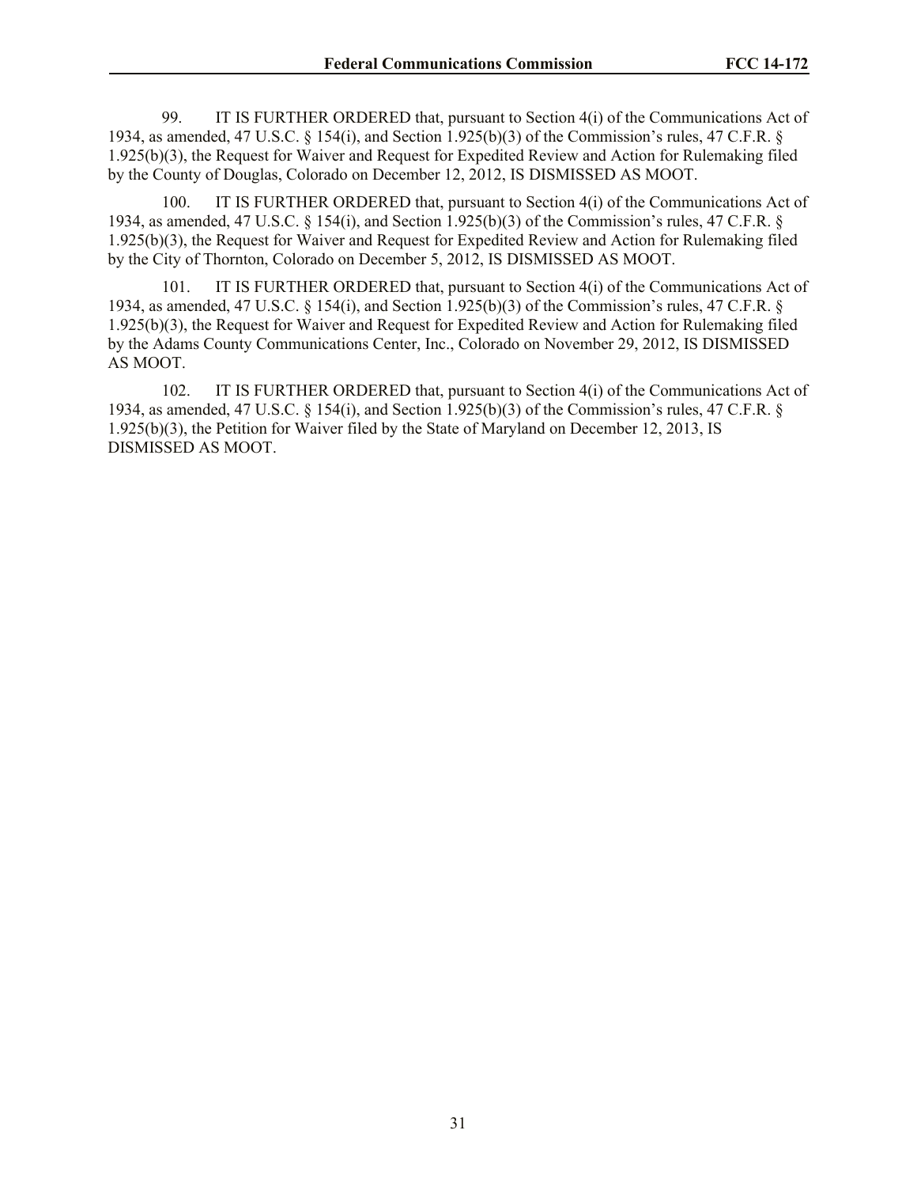99. IT IS FURTHER ORDERED that, pursuant to Section 4(i) of the Communications Act of 1934, as amended, 47 U.S.C. § 154(i), and Section 1.925(b)(3) of the Commission's rules, 47 C.F.R. § 1.925(b)(3), the Request for Waiver and Request for Expedited Review and Action for Rulemaking filed by the County of Douglas, Colorado on December 12, 2012, IS DISMISSED AS MOOT.

100. IT IS FURTHER ORDERED that, pursuant to Section 4(i) of the Communications Act of 1934, as amended, 47 U.S.C. § 154(i), and Section 1.925(b)(3) of the Commission's rules, 47 C.F.R. § 1.925(b)(3), the Request for Waiver and Request for Expedited Review and Action for Rulemaking filed by the City of Thornton, Colorado on December 5, 2012, IS DISMISSED AS MOOT.

101. IT IS FURTHER ORDERED that, pursuant to Section 4(i) of the Communications Act of 1934, as amended, 47 U.S.C. § 154(i), and Section 1.925(b)(3) of the Commission's rules, 47 C.F.R. § 1.925(b)(3), the Request for Waiver and Request for Expedited Review and Action for Rulemaking filed by the Adams County Communications Center, Inc., Colorado on November 29, 2012, IS DISMISSED AS MOOT.

102. IT IS FURTHER ORDERED that, pursuant to Section 4(i) of the Communications Act of 1934, as amended, 47 U.S.C. § 154(i), and Section 1.925(b)(3) of the Commission's rules, 47 C.F.R. § 1.925(b)(3), the Petition for Waiver filed by the State of Maryland on December 12, 2013, IS DISMISSED AS MOOT.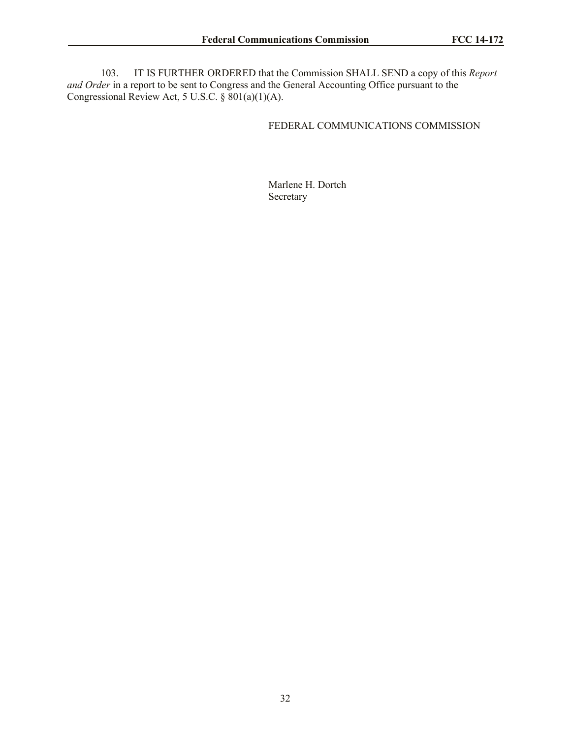103. IT IS FURTHER ORDERED that the Commission SHALL SEND a copy of this *Report and Order* in a report to be sent to Congress and the General Accounting Office pursuant to the Congressional Review Act, 5 U.S.C. § 801(a)(1)(A).

FEDERAL COMMUNICATIONS COMMISSION

Marlene H. Dortch
Secretary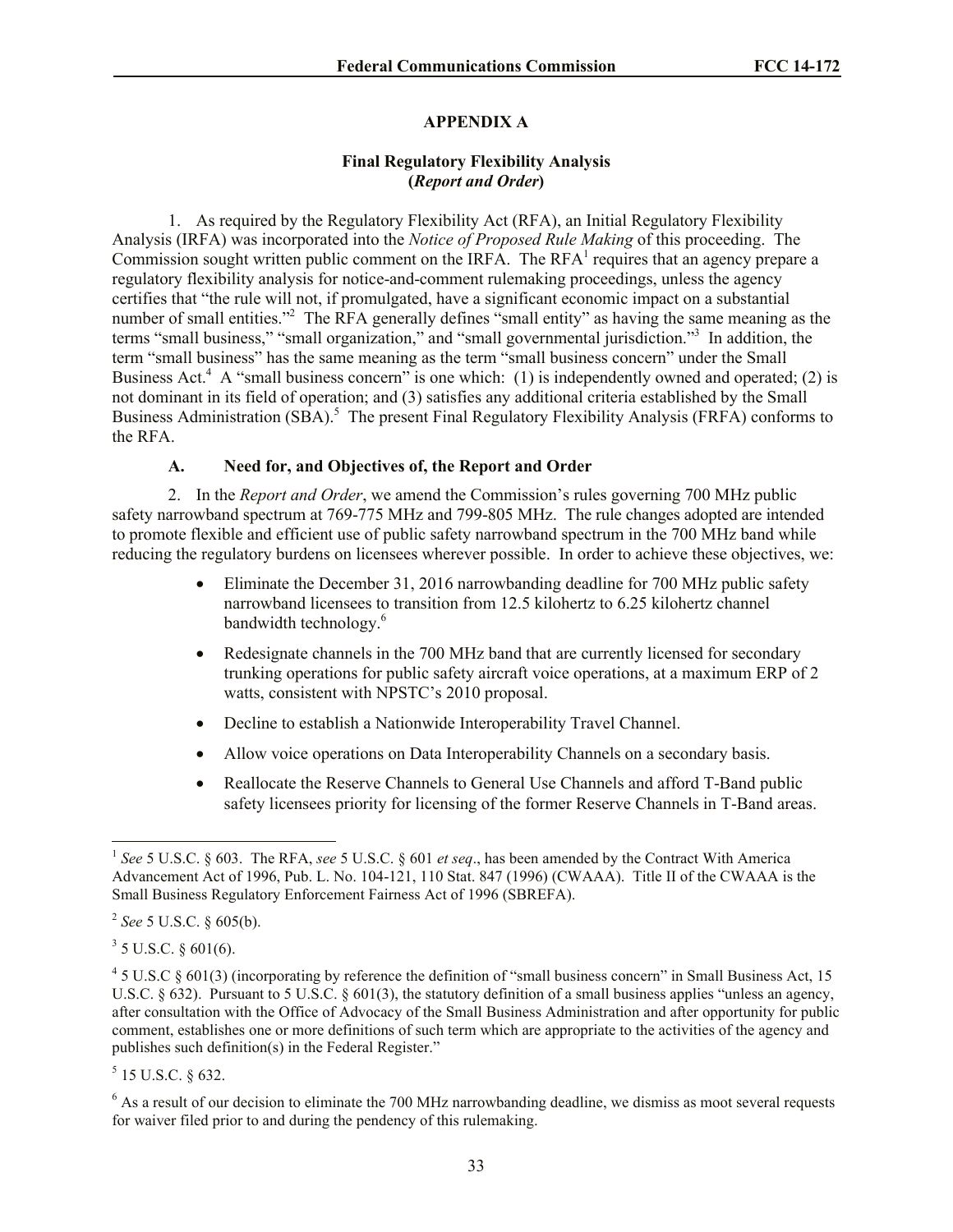## APPENDIX A

### Final Regulatory Flexibility Analysis (*Report and Order*)

1. As required by the Regulatory Flexibility Act (RFA), an Initial Regulatory Flexibility Analysis (IRFA) was incorporated into the *Notice of Proposed Rule Making* of this proceeding. The Commission sought written public comment on the IRFA. The RFA[1] requires that an agency prepare a regulatory flexibility analysis for notice-and-comment rulemaking proceedings, unless the agency certifies that "the rule will not, if promulgated, have a significant economic impact on a substantial number of small entities."[2] The RFA generally defines "small entity" as having the same meaning as the terms "small business," "small organization," and "small governmental jurisdiction."[3] In addition, the term "small business" has the same meaning as the term "small business concern" under the Small Business Act.[4] A "small business concern" is one which: (1) is independently owned and operated; (2) is not dominant in its field of operation; and (3) satisfies any additional criteria established by the Small Business Administration (SBA).[5] The present Final Regulatory Flexibility Analysis (FRFA) conforms to the RFA.

#### A. Need for, and Objectives of, the Report and Order

2. In the *Report and Order*, we amend the Commission's rules governing 700 MHz public safety narrowband spectrum at 769-775 MHz and 799-805 MHz. The rule changes adopted are intended to promote flexible and efficient use of public safety narrowband spectrum in the 700 MHz band while reducing the regulatory burdens on licensees wherever possible. In order to achieve these objectives, we:

- Eliminate the December 31, 2016 narrowbanding deadline for 700 MHz public safety narrowband licensees to transition from 12.5 kilohertz to 6.25 kilohertz channel bandwidth technology.[6]
- Redesignate channels in the 700 MHz band that are currently licensed for secondary trunking operations for public safety aircraft voice operations, at a maximum ERP of 2 watts, consistent with NPSTC's 2010 proposal.
- Decline to establish a Nationwide Interoperability Travel Channel.
- Allow voice operations on Data Interoperability Channels on a secondary basis.
- Reallocate the Reserve Channels to General Use Channels and afford T-Band public safety licensees priority for licensing of the former Reserve Channels in T-Band areas.

---

[1] *See* 5 U.S.C. § 603. The RFA, *see* 5 U.S.C. § 601 *et seq*., has been amended by the Contract With America Advancement Act of 1996, Pub. L. No. 104-121, 110 Stat. 847 (1996) (CWAAA). Title II of the CWAAA is the Small Business Regulatory Enforcement Fairness Act of 1996 (SBREFA).

[2] *See* 5 U.S.C. § 605(b).

[3] 5 U.S.C. § 601(6).

[4] 5 U.S.C § 601(3) (incorporating by reference the definition of "small business concern" in Small Business Act, 15 U.S.C. § 632). Pursuant to 5 U.S.C. § 601(3), the statutory definition of a small business applies "unless an agency, after consultation with the Office of Advocacy of the Small Business Administration and after opportunity for public comment, establishes one or more definitions of such term which are appropriate to the activities of the agency and publishes such definition(s) in the Federal Register."

[5] 15 U.S.C. § 632.

[6] As a result of our decision to eliminate the 700 MHz narrowbanding deadline, we dismiss as moot several requests for waiver filed prior to and during the pendency of this rulemaking.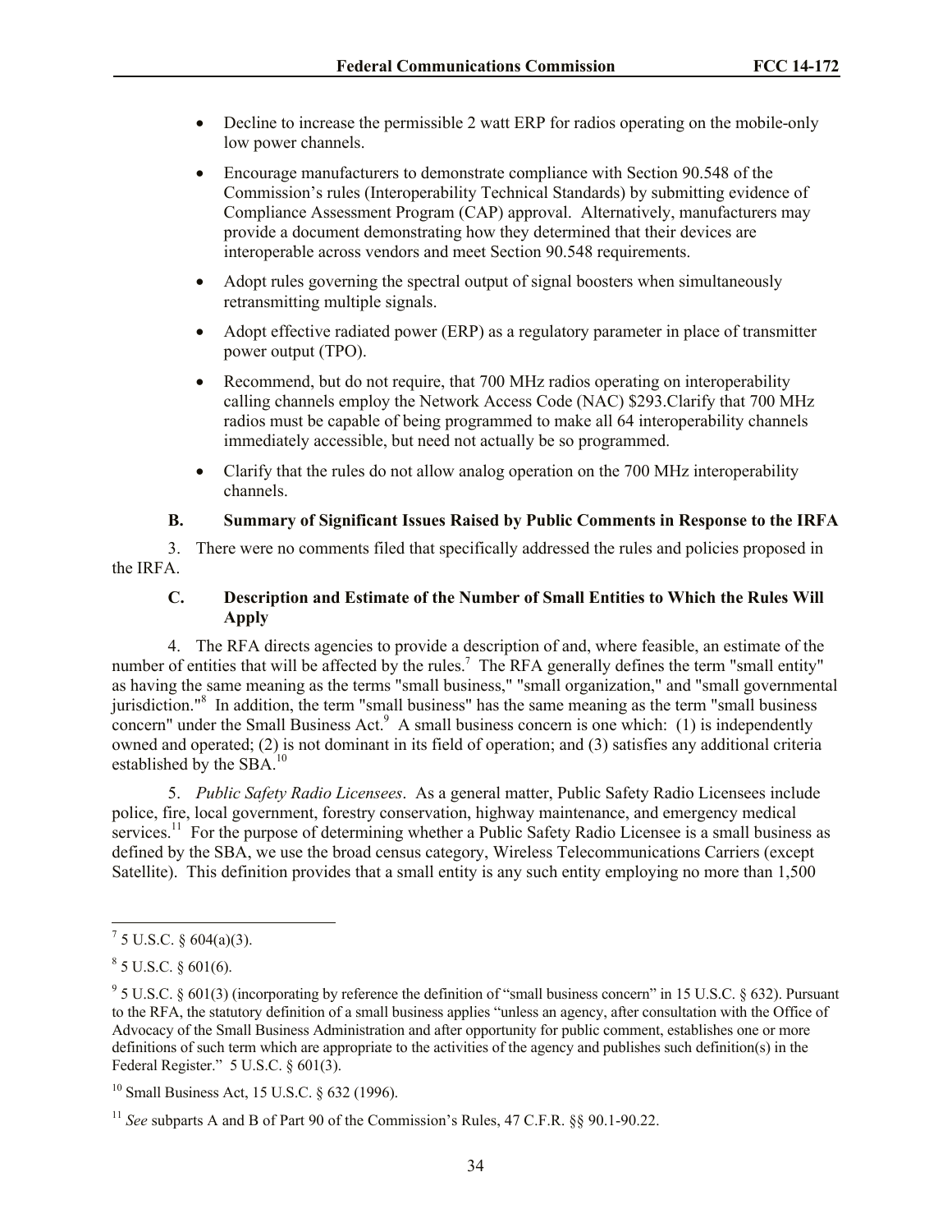- Decline to increase the permissible 2 watt ERP for radios operating on the mobile-only low power channels.
- Encourage manufacturers to demonstrate compliance with Section 90.548 of the Commission's rules (Interoperability Technical Standards) by submitting evidence of Compliance Assessment Program (CAP) approval. Alternatively, manufacturers may provide a document demonstrating how they determined that their devices are interoperable across vendors and meet Section 90.548 requirements.
- Adopt rules governing the spectral output of signal boosters when simultaneously retransmitting multiple signals.
- Adopt effective radiated power (ERP) as a regulatory parameter in place of transmitter power output (TPO).
- Recommend, but do not require, that 700 MHz radios operating on interoperability calling channels employ the Network Access Code (NAC) $293.Clarify that 700 MHz radios must be capable of being programmed to make all 64 interoperability channels immediately accessible, but need not actually be so programmed.
- Clarify that the rules do not allow analog operation on the 700 MHz interoperability channels.

### B. Summary of Significant Issues Raised by Public Comments in Response to the IRFA

3. There were no comments filed that specifically addressed the rules and policies proposed in the IRFA.

### C. Description and Estimate of the Number of Small Entities to Which the Rules Will Apply

4. The RFA directs agencies to provide a description of and, where feasible, an estimate of the number of entities that will be affected by the rules.[7] The RFA generally defines the term "small entity" as having the same meaning as the terms "small business," "small organization," and "small governmental jurisdiction."[8] In addition, the term "small business" has the same meaning as the term "small business concern" under the Small Business Act.[9] A small business concern is one which: (1) is independently owned and operated; (2) is not dominant in its field of operation; and (3) satisfies any additional criteria established by the SBA.[10]

5. *Public Safety Radio Licensees*. As a general matter, Public Safety Radio Licensees include police, fire, local government, forestry conservation, highway maintenance, and emergency medical services.[11] For the purpose of determining whether a Public Safety Radio Licensee is a small business as defined by the SBA, we use the broad census category, Wireless Telecommunications Carriers (except Satellite). This definition provides that a small entity is any such entity employing no more than 1,500

---

[7] 5 U.S.C. § 604(a)(3).

[8] 5 U.S.C. § 601(6).

[9] 5 U.S.C. § 601(3) (incorporating by reference the definition of "small business concern" in 15 U.S.C. § 632). Pursuant to the RFA, the statutory definition of a small business applies "unless an agency, after consultation with the Office of Advocacy of the Small Business Administration and after opportunity for public comment, establishes one or more definitions of such term which are appropriate to the activities of the agency and publishes such definition(s) in the Federal Register." 5 U.S.C. § 601(3).

[10] Small Business Act, 15 U.S.C. § 632 (1996).

[11] *See* subparts A and B of Part 90 of the Commission's Rules, 47 C.F.R. §§ 90.1-90.22.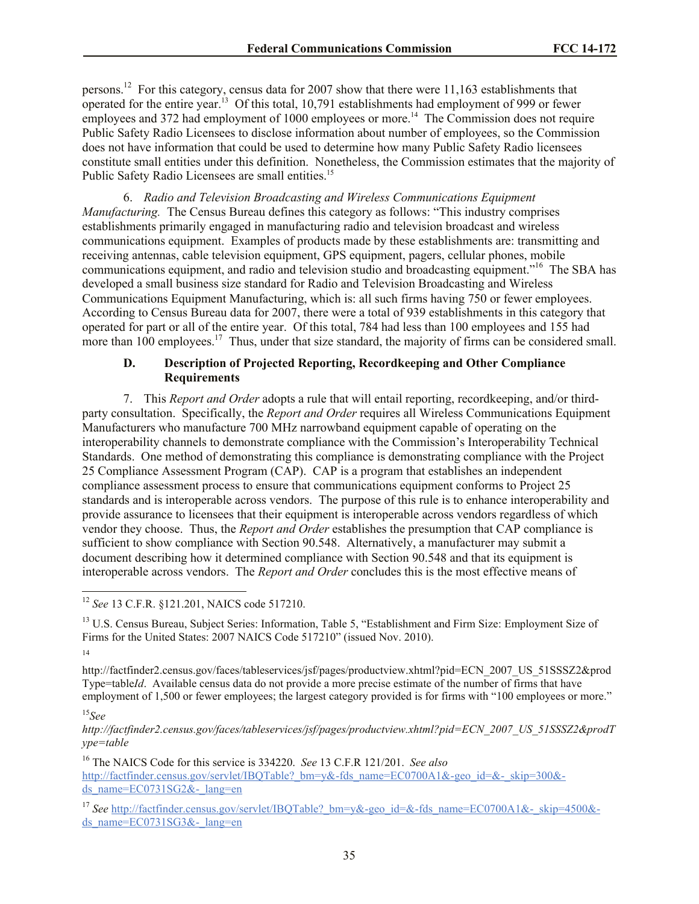persons.[12] For this category, census data for 2007 show that there were 11,163 establishments that operated for the entire year.[13] Of this total, 10,791 establishments had employment of 999 or fewer employees and 372 had employment of 1000 employees or more.[14] The Commission does not require Public Safety Radio Licensees to disclose information about number of employees, so the Commission does not have information that could be used to determine how many Public Safety Radio licensees constitute small entities under this definition. Nonetheless, the Commission estimates that the majority of Public Safety Radio Licensees are small entities.[15]

6. *Radio and Television Broadcasting and Wireless Communications Equipment Manufacturing.* The Census Bureau defines this category as follows: "This industry comprises establishments primarily engaged in manufacturing radio and television broadcast and wireless communications equipment. Examples of products made by these establishments are: transmitting and receiving antennas, cable television equipment, GPS equipment, pagers, cellular phones, mobile communications equipment, and radio and television studio and broadcasting equipment."[16] The SBA has developed a small business size standard for Radio and Television Broadcasting and Wireless Communications Equipment Manufacturing, which is: all such firms having 750 or fewer employees. According to Census Bureau data for 2007, there were a total of 939 establishments in this category that operated for part or all of the entire year. Of this total, 784 had less than 100 employees and 155 had more than 100 employees.[17] Thus, under that size standard, the majority of firms can be considered small.

### D. Description of Projected Reporting, Recordkeeping and Other Compliance Requirements

7. This *Report and Order* adopts a rule that will entail reporting, recordkeeping, and/or third-party consultation. Specifically, the *Report and Order* requires all Wireless Communications Equipment Manufacturers who manufacture 700 MHz narrowband equipment capable of operating on the interoperability channels to demonstrate compliance with the Commission's Interoperability Technical Standards. One method of demonstrating this compliance is demonstrating compliance with the Project 25 Compliance Assessment Program (CAP). CAP is a program that establishes an independent compliance assessment process to ensure that communications equipment conforms to Project 25 standards and is interoperable across vendors. The purpose of this rule is to enhance interoperability and provide assurance to licensees that their equipment is interoperable across vendors regardless of which vendor they choose. Thus, the *Report and Order* establishes the presumption that CAP compliance is sufficient to show compliance with Section 90.548. Alternatively, a manufacturer may submit a document describing how it determined compliance with Section 90.548 and that its equipment is interoperable across vendors. The *Report and Order* concludes this is the most effective means of

---

[12] *See* 13 C.F.R. §121.201, NAICS code 517210.

[13] U.S. Census Bureau, Subject Series: Information, Table 5, "Establishment and Firm Size: Employment Size of Firms for the United States: 2007 NAICS Code 517210" (issued Nov. 2010).

[14] http://factfinder2.census.gov/faces/tableservices/jsf/pages/productview.xhtml?pid=ECN_2007_US_51SSSZ2&prodType=table*Id*. Available census data do not provide a more precise estimate of the number of firms that have employment of 1,500 or fewer employees; the largest category provided is for firms with "100 employees or more."

[15] *See* *http://factfinder2.census.gov/faces/tableservices/jsf/pages/productview.xhtml?pid=ECN_2007_US_51SSSZ2&prodType=table*

[16] The NAICS Code for this service is 334220. *See* 13 C.F.R 121/201. *See also* http://factfinder.census.gov/servlet/IBQTable?_bm=y&-fds_name=EC0700A1&-geo_id=&-_skip=300&-ds_name=EC0731SG2&-_lang=en

[17] *See* http://factfinder.census.gov/servlet/IBQTable?_bm=y&-geo_id=&-fds_name=EC0700A1&-_skip=4500&-ds_name=EC0731SG3&-_lang=en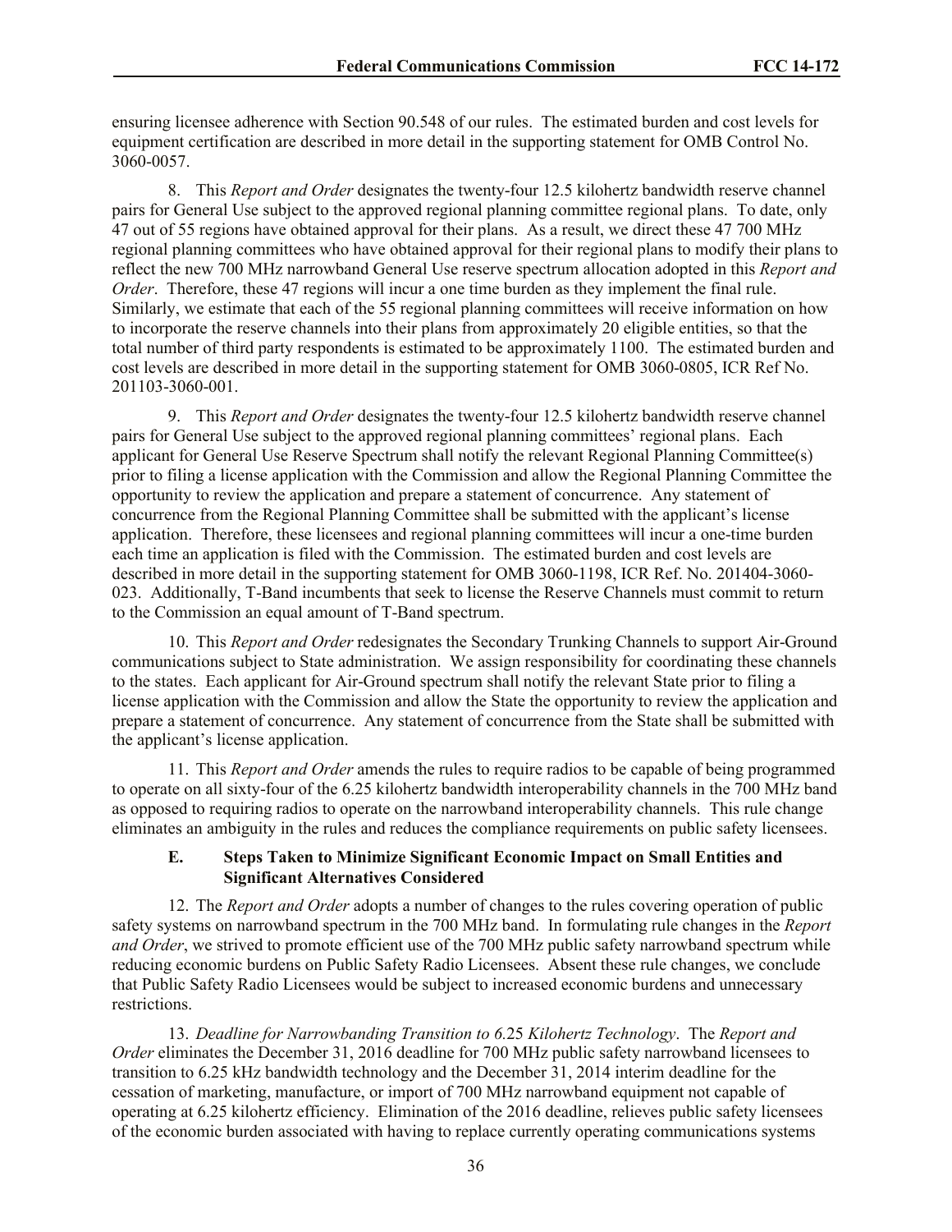ensuring licensee adherence with Section 90.548 of our rules. The estimated burden and cost levels for equipment certification are described in more detail in the supporting statement for OMB Control No. 3060-0057.

8. This *Report and Order* designates the twenty-four 12.5 kilohertz bandwidth reserve channel pairs for General Use subject to the approved regional planning committee regional plans. To date, only 47 out of 55 regions have obtained approval for their plans. As a result, we direct these 47 700 MHz regional planning committees who have obtained approval for their regional plans to modify their plans to reflect the new 700 MHz narrowband General Use reserve spectrum allocation adopted in this *Report and Order*. Therefore, these 47 regions will incur a one time burden as they implement the final rule. Similarly, we estimate that each of the 55 regional planning committees will receive information on how to incorporate the reserve channels into their plans from approximately 20 eligible entities, so that the total number of third party respondents is estimated to be approximately 1100. The estimated burden and cost levels are described in more detail in the supporting statement for OMB 3060-0805, ICR Ref No. 201103-3060-001.

9. This *Report and Order* designates the twenty-four 12.5 kilohertz bandwidth reserve channel pairs for General Use subject to the approved regional planning committees' regional plans. Each applicant for General Use Reserve Spectrum shall notify the relevant Regional Planning Committee(s) prior to filing a license application with the Commission and allow the Regional Planning Committee the opportunity to review the application and prepare a statement of concurrence. Any statement of concurrence from the Regional Planning Committee shall be submitted with the applicant's license application. Therefore, these licensees and regional planning committees will incur a one-time burden each time an application is filed with the Commission. The estimated burden and cost levels are described in more detail in the supporting statement for OMB 3060-1198, ICR Ref. No. 201404-3060-023. Additionally, T-Band incumbents that seek to license the Reserve Channels must commit to return to the Commission an equal amount of T-Band spectrum.

10. This *Report and Order* redesignates the Secondary Trunking Channels to support Air-Ground communications subject to State administration. We assign responsibility for coordinating these channels to the states. Each applicant for Air-Ground spectrum shall notify the relevant State prior to filing a license application with the Commission and allow the State the opportunity to review the application and prepare a statement of concurrence. Any statement of concurrence from the State shall be submitted with the applicant's license application.

11. This *Report and Order* amends the rules to require radios to be capable of being programmed to operate on all sixty-four of the 6.25 kilohertz bandwidth interoperability channels in the 700 MHz band as opposed to requiring radios to operate on the narrowband interoperability channels. This rule change eliminates an ambiguity in the rules and reduces the compliance requirements on public safety licensees.

### E. Steps Taken to Minimize Significant Economic Impact on Small Entities and Significant Alternatives Considered

12. The *Report and Order* adopts a number of changes to the rules covering operation of public safety systems on narrowband spectrum in the 700 MHz band. In formulating rule changes in the *Report and Order*, we strived to promote efficient use of the 700 MHz public safety narrowband spectrum while reducing economic burdens on Public Safety Radio Licensees. Absent these rule changes, we conclude that Public Safety Radio Licensees would be subject to increased economic burdens and unnecessary restrictions.

13. *Deadline for Narrowbanding Transition to 6.25 Kilohertz Technology*. The *Report and Order* eliminates the December 31, 2016 deadline for 700 MHz public safety narrowband licensees to transition to 6.25 kHz bandwidth technology and the December 31, 2014 interim deadline for the cessation of marketing, manufacture, or import of 700 MHz narrowband equipment not capable of operating at 6.25 kilohertz efficiency. Elimination of the 2016 deadline, relieves public safety licensees of the economic burden associated with having to replace currently operating communications systems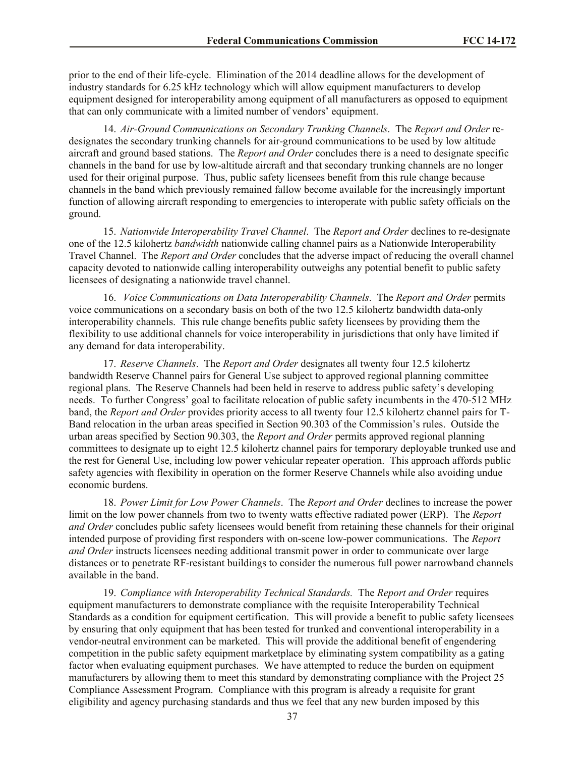prior to the end of their life-cycle. Elimination of the 2014 deadline allows for the development of industry standards for 6.25 kHz technology which will allow equipment manufacturers to develop equipment designed for interoperability among equipment of all manufacturers as opposed to equipment that can only communicate with a limited number of vendors' equipment.

14. *Air-Ground Communications on Secondary Trunking Channels*. The *Report and Order* re-designates the secondary trunking channels for air-ground communications to be used by low altitude aircraft and ground based stations. The *Report and Order* concludes there is a need to designate specific channels in the band for use by low-altitude aircraft and that secondary trunking channels are no longer used for their original purpose. Thus, public safety licensees benefit from this rule change because channels in the band which previously remained fallow become available for the increasingly important function of allowing aircraft responding to emergencies to interoperate with public safety officials on the ground.

15. *Nationwide Interoperability Travel Channel*. The *Report and Order* declines to re-designate one of the 12.5 kilohertz *bandwidth* nationwide calling channel pairs as a Nationwide Interoperability Travel Channel. The *Report and Order* concludes that the adverse impact of reducing the overall channel capacity devoted to nationwide calling interoperability outweighs any potential benefit to public safety licensees of designating a nationwide travel channel.

16. *Voice Communications on Data Interoperability Channels*. The *Report and Order* permits voice communications on a secondary basis on both of the two 12.5 kilohertz bandwidth data-only interoperability channels. This rule change benefits public safety licensees by providing them the flexibility to use additional channels for voice interoperability in jurisdictions that only have limited if any demand for data interoperability.

17. *Reserve Channels*. The *Report and Order* designates all twenty four 12.5 kilohertz bandwidth Reserve Channel pairs for General Use subject to approved regional planning committee regional plans. The Reserve Channels had been held in reserve to address public safety's developing needs. To further Congress' goal to facilitate relocation of public safety incumbents in the 470-512 MHz band, the *Report and Order* provides priority access to all twenty four 12.5 kilohertz channel pairs for T-Band relocation in the urban areas specified in Section 90.303 of the Commission's rules. Outside the urban areas specified by Section 90.303, the *Report and Order* permits approved regional planning committees to designate up to eight 12.5 kilohertz channel pairs for temporary deployable trunked use and the rest for General Use, including low power vehicular repeater operation. This approach affords public safety agencies with flexibility in operation on the former Reserve Channels while also avoiding undue economic burdens.

18. *Power Limit for Low Power Channels*. The *Report and Order* declines to increase the power limit on the low power channels from two to twenty watts effective radiated power (ERP). The *Report and Order* concludes public safety licensees would benefit from retaining these channels for their original intended purpose of providing first responders with on-scene low-power communications. The *Report and Order* instructs licensees needing additional transmit power in order to communicate over large distances or to penetrate RF-resistant buildings to consider the numerous full power narrowband channels available in the band.

19. *Compliance with Interoperability Technical Standards.* The *Report and Order* requires equipment manufacturers to demonstrate compliance with the requisite Interoperability Technical Standards as a condition for equipment certification. This will provide a benefit to public safety licensees by ensuring that only equipment that has been tested for trunked and conventional interoperability in a vendor-neutral environment can be marketed. This will provide the additional benefit of engendering competition in the public safety equipment marketplace by eliminating system compatibility as a gating factor when evaluating equipment purchases. We have attempted to reduce the burden on equipment manufacturers by allowing them to meet this standard by demonstrating compliance with the Project 25 Compliance Assessment Program. Compliance with this program is already a requisite for grant eligibility and agency purchasing standards and thus we feel that any new burden imposed by this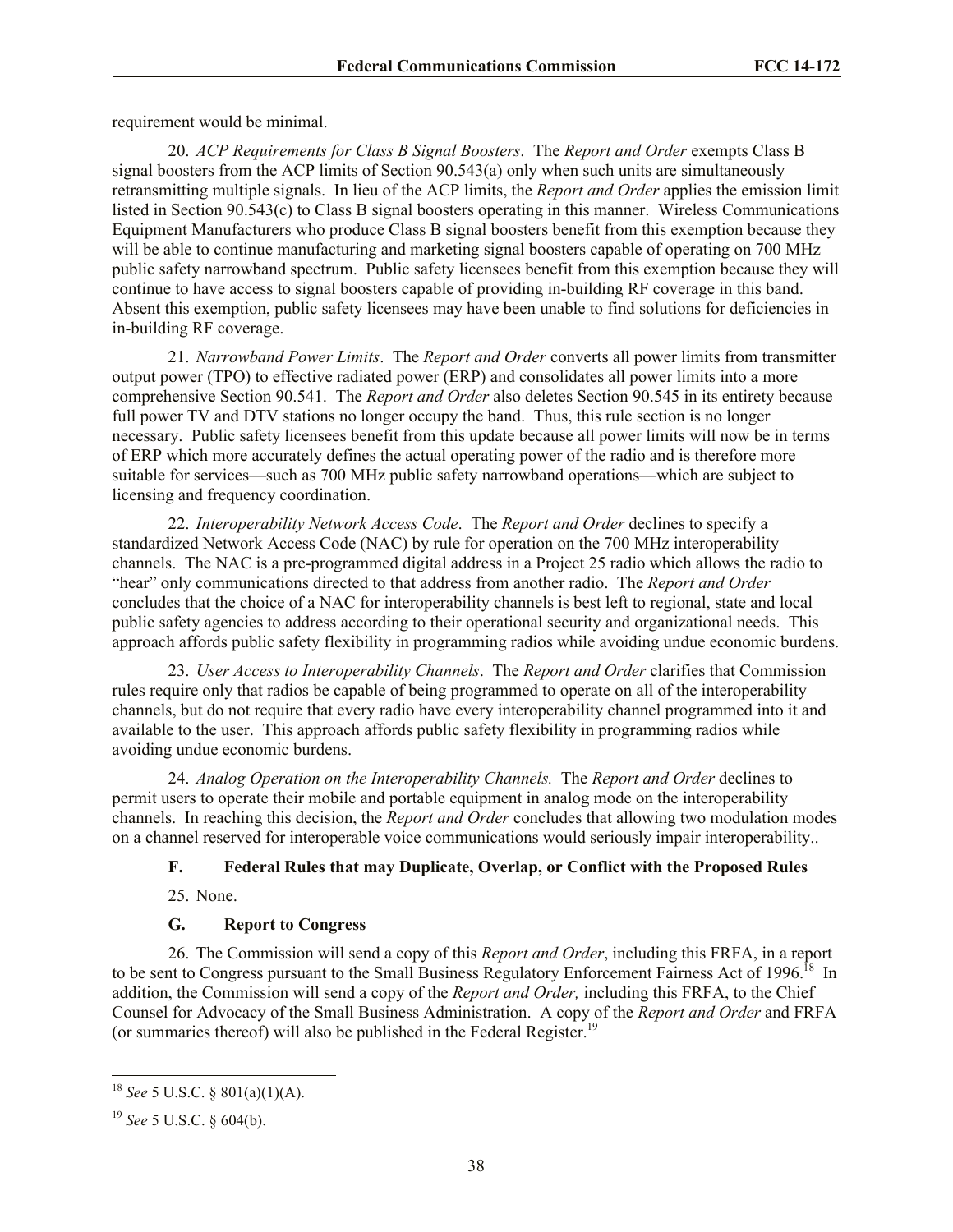requirement would be minimal.

20. *ACP Requirements for Class B Signal Boosters*. The *Report and Order* exempts Class B signal boosters from the ACP limits of Section 90.543(a) only when such units are simultaneously retransmitting multiple signals. In lieu of the ACP limits, the *Report and Order* applies the emission limit listed in Section 90.543(c) to Class B signal boosters operating in this manner. Wireless Communications Equipment Manufacturers who produce Class B signal boosters benefit from this exemption because they will be able to continue manufacturing and marketing signal boosters capable of operating on 700 MHz public safety narrowband spectrum. Public safety licensees benefit from this exemption because they will continue to have access to signal boosters capable of providing in-building RF coverage in this band. Absent this exemption, public safety licensees may have been unable to find solutions for deficiencies in in-building RF coverage.

21. *Narrowband Power Limits*. The *Report and Order* converts all power limits from transmitter output power (TPO) to effective radiated power (ERP) and consolidates all power limits into a more comprehensive Section 90.541. The *Report and Order* also deletes Section 90.545 in its entirety because full power TV and DTV stations no longer occupy the band. Thus, this rule section is no longer necessary. Public safety licensees benefit from this update because all power limits will now be in terms of ERP which more accurately defines the actual operating power of the radio and is therefore more suitable for services—such as 700 MHz public safety narrowband operations—which are subject to licensing and frequency coordination.

22. *Interoperability Network Access Code*. The *Report and Order* declines to specify a standardized Network Access Code (NAC) by rule for operation on the 700 MHz interoperability channels. The NAC is a pre-programmed digital address in a Project 25 radio which allows the radio to "hear" only communications directed to that address from another radio. The *Report and Order* concludes that the choice of a NAC for interoperability channels is best left to regional, state and local public safety agencies to address according to their operational security and organizational needs. This approach affords public safety flexibility in programming radios while avoiding undue economic burdens.

23. *User Access to Interoperability Channels*. The *Report and Order* clarifies that Commission rules require only that radios be capable of being programmed to operate on all of the interoperability channels, but do not require that every radio have every interoperability channel programmed into it and available to the user. This approach affords public safety flexibility in programming radios while avoiding undue economic burdens.

24. *Analog Operation on the Interoperability Channels.* The *Report and Order* declines to permit users to operate their mobile and portable equipment in analog mode on the interoperability channels. In reaching this decision, the *Report and Order* concludes that allowing two modulation modes on a channel reserved for interoperable voice communications would seriously impair interoperability..

### F. Federal Rules that may Duplicate, Overlap, or Conflict with the Proposed Rules

25. None.

### G. Report to Congress

26. The Commission will send a copy of this *Report and Order*, including this FRFA, in a report to be sent to Congress pursuant to the Small Business Regulatory Enforcement Fairness Act of 1996.[18] In addition, the Commission will send a copy of the *Report and Order,* including this FRFA, to the Chief Counsel for Advocacy of the Small Business Administration. A copy of the *Report and Order* and FRFA (or summaries thereof) will also be published in the Federal Register.[19]

---

[18] *See* 5 U.S.C. § 801(a)(1)(A).

[19] *See* 5 U.S.C. § 604(b).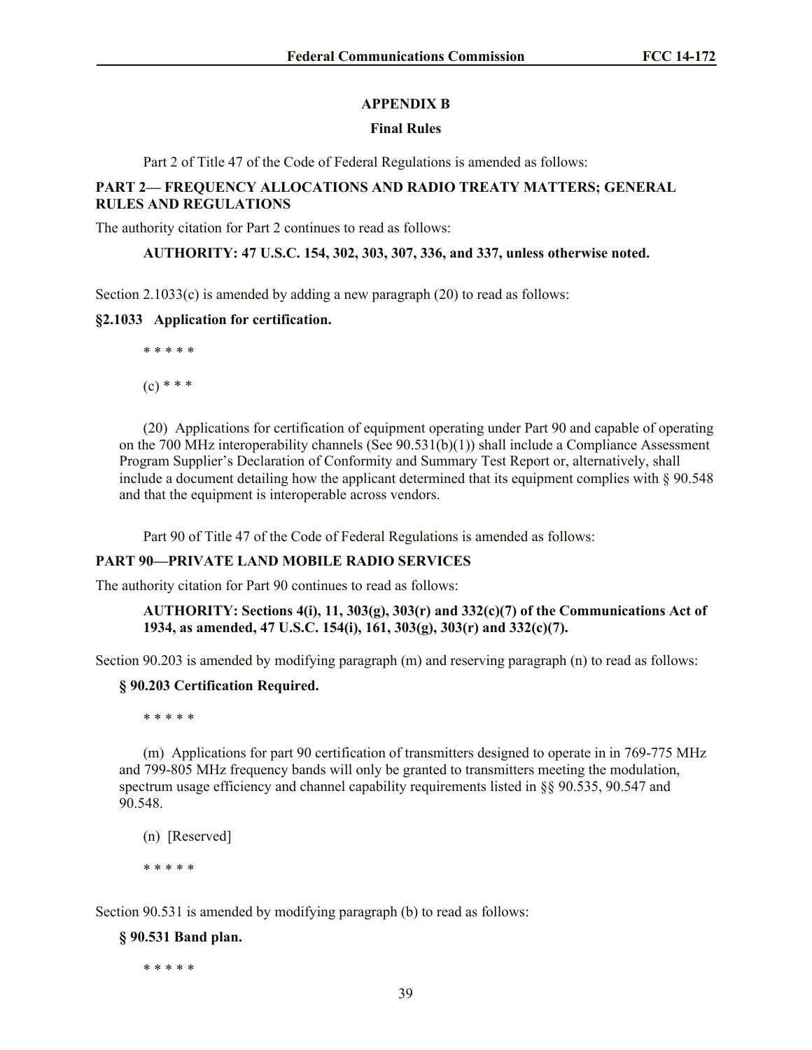## APPENDIX B

### Final Rules

Part 2 of Title 47 of the Code of Federal Regulations is amended as follows:

**PART 2— FREQUENCY ALLOCATIONS AND RADIO TREATY MATTERS; GENERAL RULES AND REGULATIONS**

The authority citation for Part 2 continues to read as follows:

**AUTHORITY: 47 U.S.C. 154, 302, 303, 307, 336, and 337, unless otherwise noted.**

Section 2.1033(c) is amended by adding a new paragraph (20) to read as follows:

**§2.1033 Application for certification.**

\* \* \* \* \*

(c) \* \* \*

(20) Applications for certification of equipment operating under Part 90 and capable of operating on the 700 MHz interoperability channels (See 90.531(b)(1)) shall include a Compliance Assessment Program Supplier's Declaration of Conformity and Summary Test Report or, alternatively, shall include a document detailing how the applicant determined that its equipment complies with § 90.548 and that the equipment is interoperable across vendors.

Part 90 of Title 47 of the Code of Federal Regulations is amended as follows:

**PART 90—PRIVATE LAND MOBILE RADIO SERVICES**

The authority citation for Part 90 continues to read as follows:

**AUTHORITY: Sections 4(i), 11, 303(g), 303(r) and 332(c)(7) of the Communications Act of 1934, as amended, 47 U.S.C. 154(i), 161, 303(g), 303(r) and 332(c)(7).**

Section 90.203 is amended by modifying paragraph (m) and reserving paragraph (n) to read as follows:

**§ 90.203 Certification Required.**

\* \* \* \* \*

(m) Applications for part 90 certification of transmitters designed to operate in in 769-775 MHz and 799-805 MHz frequency bands will only be granted to transmitters meeting the modulation, spectrum usage efficiency and channel capability requirements listed in §§ 90.535, 90.547 and 90.548.

(n) [Reserved]

\* \* \* \* \*

Section 90.531 is amended by modifying paragraph (b) to read as follows:

**§ 90.531 Band plan.**

\* \* \* \* \*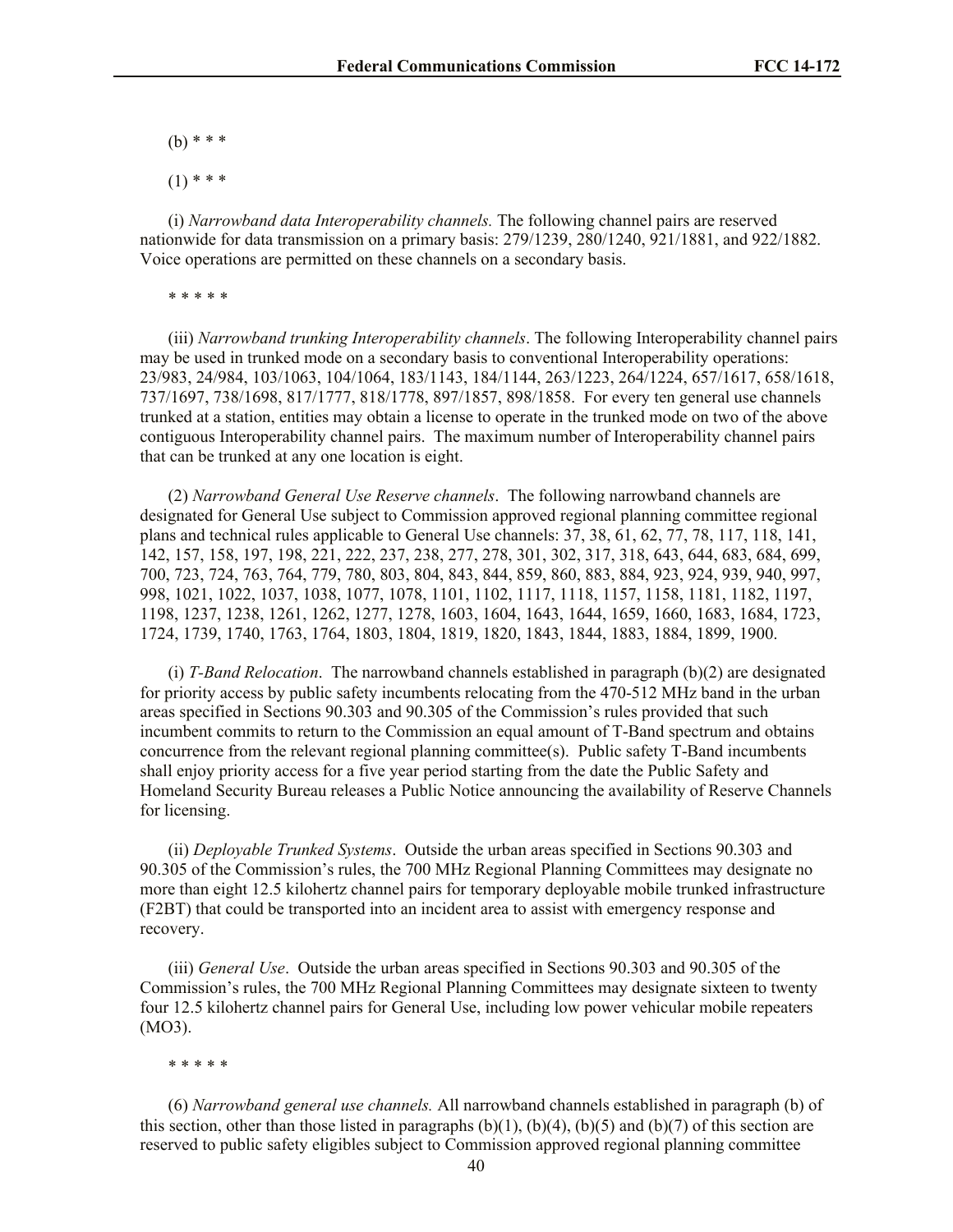(b) * * *

(1) * * *

(i) *Narrowband data Interoperability channels.* The following channel pairs are reserved nationwide for data transmission on a primary basis: 279/1239, 280/1240, 921/1881, and 922/1882. Voice operations are permitted on these channels on a secondary basis.

* * * * *

(iii) *Narrowband trunking Interoperability channels*. The following Interoperability channel pairs may be used in trunked mode on a secondary basis to conventional Interoperability operations: 23/983, 24/984, 103/1063, 104/1064, 183/1143, 184/1144, 263/1223, 264/1224, 657/1617, 658/1618, 737/1697, 738/1698, 817/1777, 818/1778, 897/1857, 898/1858. For every ten general use channels trunked at a station, entities may obtain a license to operate in the trunked mode on two of the above contiguous Interoperability channel pairs. The maximum number of Interoperability channel pairs that can be trunked at any one location is eight.

(2) *Narrowband General Use Reserve channels*. The following narrowband channels are designated for General Use subject to Commission approved regional planning committee regional plans and technical rules applicable to General Use channels: 37, 38, 61, 62, 77, 78, 117, 118, 141, 142, 157, 158, 197, 198, 221, 222, 237, 238, 277, 278, 301, 302, 317, 318, 643, 644, 683, 684, 699, 700, 723, 724, 763, 764, 779, 780, 803, 804, 843, 844, 859, 860, 883, 884, 923, 924, 939, 940, 997, 998, 1021, 1022, 1037, 1038, 1077, 1078, 1101, 1102, 1117, 1118, 1157, 1158, 1181, 1182, 1197, 1198, 1237, 1238, 1261, 1262, 1277, 1278, 1603, 1604, 1643, 1644, 1659, 1660, 1683, 1684, 1723, 1724, 1739, 1740, 1763, 1764, 1803, 1804, 1819, 1820, 1843, 1844, 1883, 1884, 1899, 1900.

(i) *T-Band Relocation*. The narrowband channels established in paragraph (b)(2) are designated for priority access by public safety incumbents relocating from the 470-512 MHz band in the urban areas specified in Sections 90.303 and 90.305 of the Commission's rules provided that such incumbent commits to return to the Commission an equal amount of T-Band spectrum and obtains concurrence from the relevant regional planning committee(s). Public safety T-Band incumbents shall enjoy priority access for a five year period starting from the date the Public Safety and Homeland Security Bureau releases a Public Notice announcing the availability of Reserve Channels for licensing.

(ii) *Deployable Trunked Systems*. Outside the urban areas specified in Sections 90.303 and 90.305 of the Commission's rules, the 700 MHz Regional Planning Committees may designate no more than eight 12.5 kilohertz channel pairs for temporary deployable mobile trunked infrastructure (F2BT) that could be transported into an incident area to assist with emergency response and recovery.

(iii) *General Use*. Outside the urban areas specified in Sections 90.303 and 90.305 of the Commission's rules, the 700 MHz Regional Planning Committees may designate sixteen to twenty four 12.5 kilohertz channel pairs for General Use, including low power vehicular mobile repeaters (MO3).

* * * * *

(6) *Narrowband general use channels.* All narrowband channels established in paragraph (b) of this section, other than those listed in paragraphs (b)(1), (b)(4), (b)(5) and (b)(7) of this section are reserved to public safety eligibles subject to Commission approved regional planning committee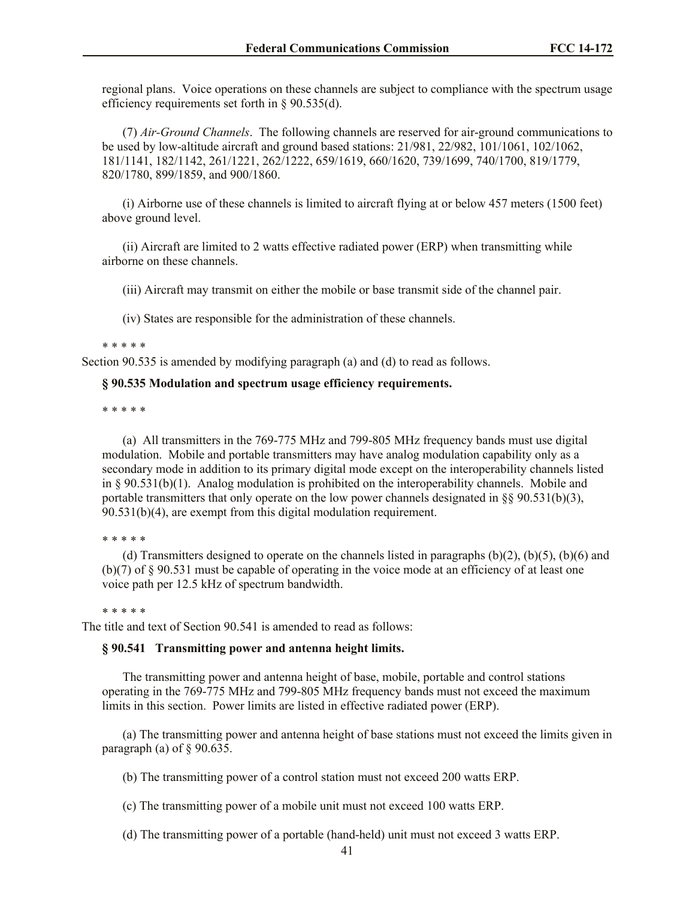regional plans. Voice operations on these channels are subject to compliance with the spectrum usage efficiency requirements set forth in § 90.535(d).

(7) *Air-Ground Channels*. The following channels are reserved for air-ground communications to be used by low-altitude aircraft and ground based stations: 21/981, 22/982, 101/1061, 102/1062, 181/1141, 182/1142, 261/1221, 262/1222, 659/1619, 660/1620, 739/1699, 740/1700, 819/1779, 820/1780, 899/1859, and 900/1860.

(i) Airborne use of these channels is limited to aircraft flying at or below 457 meters (1500 feet) above ground level.

(ii) Aircraft are limited to 2 watts effective radiated power (ERP) when transmitting while airborne on these channels.

(iii) Aircraft may transmit on either the mobile or base transmit side of the channel pair.

(iv) States are responsible for the administration of these channels.

* * * * *

Section 90.535 is amended by modifying paragraph (a) and (d) to read as follows.

**§ 90.535 Modulation and spectrum usage efficiency requirements.**

* * * * *

(a) All transmitters in the 769-775 MHz and 799-805 MHz frequency bands must use digital modulation. Mobile and portable transmitters may have analog modulation capability only as a secondary mode in addition to its primary digital mode except on the interoperability channels listed in § 90.531(b)(1). Analog modulation is prohibited on the interoperability channels. Mobile and portable transmitters that only operate on the low power channels designated in §§ 90.531(b)(3), 90.531(b)(4), are exempt from this digital modulation requirement.

* * * * *

(d) Transmitters designed to operate on the channels listed in paragraphs (b)(2), (b)(5), (b)(6) and (b)(7) of § 90.531 must be capable of operating in the voice mode at an efficiency of at least one voice path per 12.5 kHz of spectrum bandwidth.

* * * * *

The title and text of Section 90.541 is amended to read as follows:

**§ 90.541 Transmitting power and antenna height limits.**

The transmitting power and antenna height of base, mobile, portable and control stations operating in the 769-775 MHz and 799-805 MHz frequency bands must not exceed the maximum limits in this section. Power limits are listed in effective radiated power (ERP).

(a) The transmitting power and antenna height of base stations must not exceed the limits given in paragraph (a) of § 90.635.

(b) The transmitting power of a control station must not exceed 200 watts ERP.

(c) The transmitting power of a mobile unit must not exceed 100 watts ERP.

(d) The transmitting power of a portable (hand-held) unit must not exceed 3 watts ERP.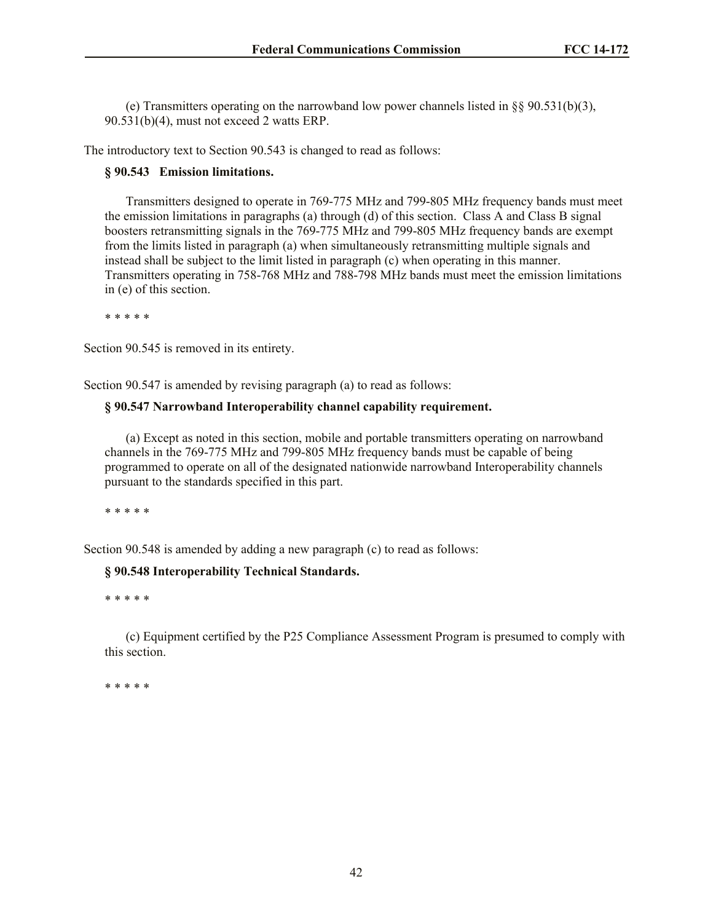(e) Transmitters operating on the narrowband low power channels listed in §§ 90.531(b)(3), 90.531(b)(4), must not exceed 2 watts ERP.

The introductory text to Section 90.543 is changed to read as follows:

**§ 90.543 Emission limitations.**

Transmitters designed to operate in 769-775 MHz and 799-805 MHz frequency bands must meet the emission limitations in paragraphs (a) through (d) of this section. Class A and Class B signal boosters retransmitting signals in the 769-775 MHz and 799-805 MHz frequency bands are exempt from the limits listed in paragraph (a) when simultaneously retransmitting multiple signals and instead shall be subject to the limit listed in paragraph (c) when operating in this manner. Transmitters operating in 758-768 MHz and 788-798 MHz bands must meet the emission limitations in (e) of this section.

\* \* \* \* \*

Section 90.545 is removed in its entirety.

Section 90.547 is amended by revising paragraph (a) to read as follows:

**§ 90.547 Narrowband Interoperability channel capability requirement.**

(a) Except as noted in this section, mobile and portable transmitters operating on narrowband channels in the 769-775 MHz and 799-805 MHz frequency bands must be capable of being programmed to operate on all of the designated nationwide narrowband Interoperability channels pursuant to the standards specified in this part.

\* \* \* \* \*

Section 90.548 is amended by adding a new paragraph (c) to read as follows:

**§ 90.548 Interoperability Technical Standards.**

\* \* \* \* \*

(c) Equipment certified by the P25 Compliance Assessment Program is presumed to comply with this section.

\* \* \* \* \*